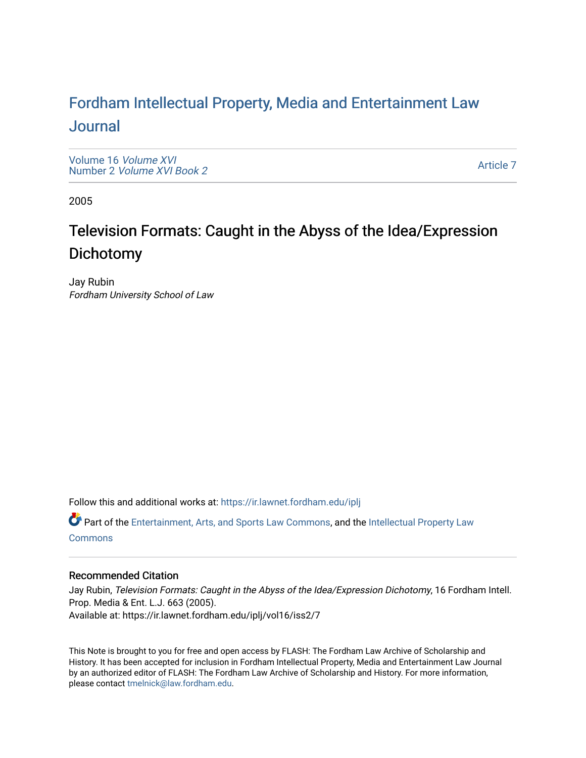# Fordham Intellectual Property, Media and Entertainment Law Journal

Volume 16 *Volume XVI*
Number 2 *Volume XVI Book 2*

Article 7

2005

## Television Formats: Caught in the Abyss of the Idea/Expression Dichotomy

Jay Rubin
*Fordham University School of Law*

Follow this and additional works at: https://ir.lawnet.fordham.edu/iplj

Part of the Entertainment, Arts, and Sports Law Commons, and the Intellectual Property Law Commons

### Recommended Citation

Jay Rubin, *Television Formats: Caught in the Abyss of the Idea/Expression Dichotomy*, 16 Fordham Intell. Prop. Media & Ent. L.J. 663 (2005).
Available at: https://ir.lawnet.fordham.edu/iplj/vol16/iss2/7

This Note is brought to you for free and open access by FLASH: The Fordham Law Archive of Scholarship and History. It has been accepted for inclusion in Fordham Intellectual Property, Media and Entertainment Law Journal by an authorized editor of FLASH: The Fordham Law Archive of Scholarship and History. For more information, please contact tmelnick@law.fordham.edu.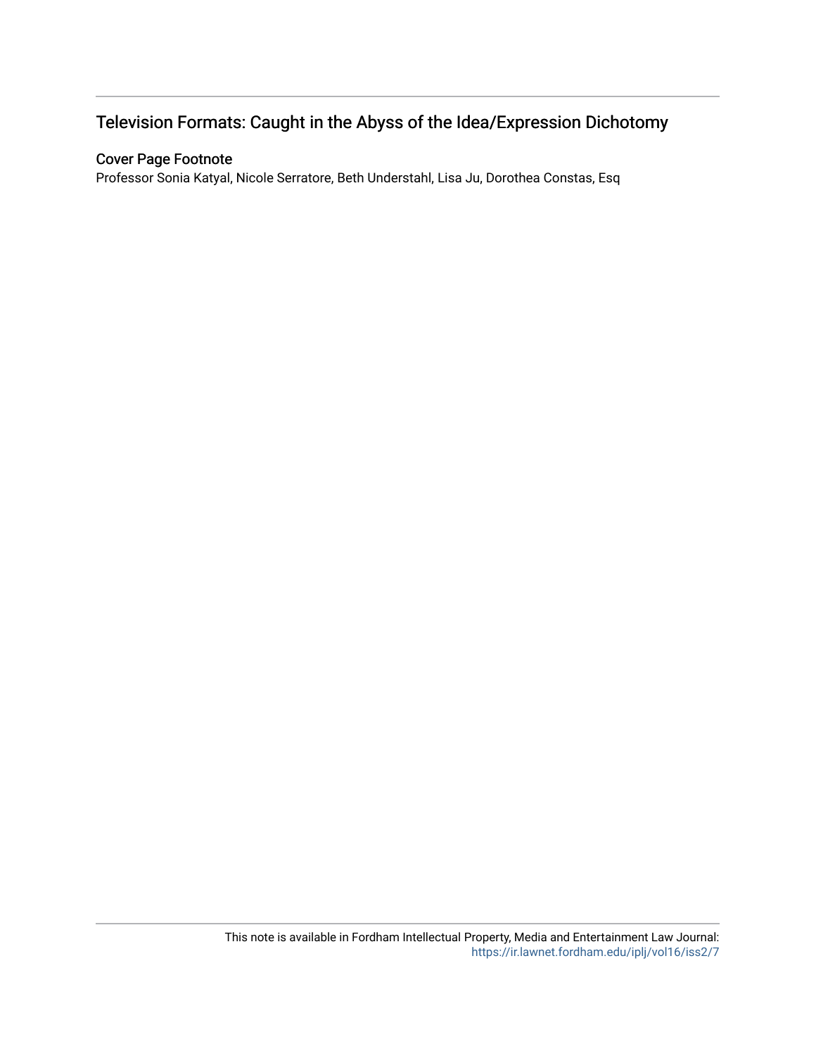## Television Formats: Caught in the Abyss of the Idea/Expression Dichotomy

### Cover Page Footnote

Professor Sonia Katyal, Nicole Serratore, Beth Understahl, Lisa Ju, Dorothea Constas, Esq

This note is available in Fordham Intellectual Property, Media and Entertainment Law Journal: https://ir.lawnet.fordham.edu/iplj/vol16/iss2/7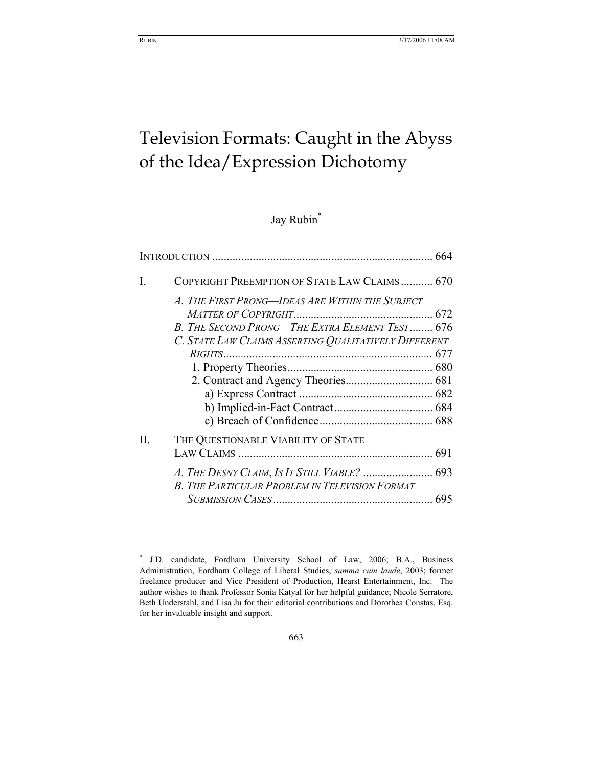# Television Formats: Caught in the Abyss of the Idea/Expression Dichotomy

Jay Rubin*

INTRODUCTION ........................................................................... 664

I. COPYRIGHT PREEMPTION OF STATE LAW CLAIMS ........... 670

*A. THE FIRST PRONG—IDEAS ARE WITHIN THE SUBJECT MATTER OF COPYRIGHT* ................................................ 672

*B. THE SECOND PRONG—THE EXTRA ELEMENT TEST* ........ 676

*C. STATE LAW CLAIMS ASSERTING QUALITATIVELY DIFFERENT RIGHTS* ........................................................................ 677

1. Property Theories .................................................. 680

2. Contract and Agency Theories .............................. 681

a) Express Contract .............................................. 682

b) Implied-in-Fact Contract .................................. 684

c) Breach of Confidence ....................................... 688

II. THE QUESTIONABLE VIABILITY OF STATE LAW CLAIMS .................................................................. 691

*A. THE DESNY CLAIM, IS IT STILL VIABLE?* ........................ 693

*B. THE PARTICULAR PROBLEM IN TELEVISION FORMAT SUBMISSION CASES* ....................................................... 695

---

\* J.D. candidate, Fordham University School of Law, 2006; B.A., Business Administration, Fordham College of Liberal Studies, *summa cum laude*, 2003; former freelance producer and Vice President of Production, Hearst Entertainment, Inc. The author wishes to thank Professor Sonia Katyal for her helpful guidance; Nicole Serratore, Beth Understahl, and Lisa Ju for their editorial contributions and Dorothea Constas, Esq. for her invaluable insight and support.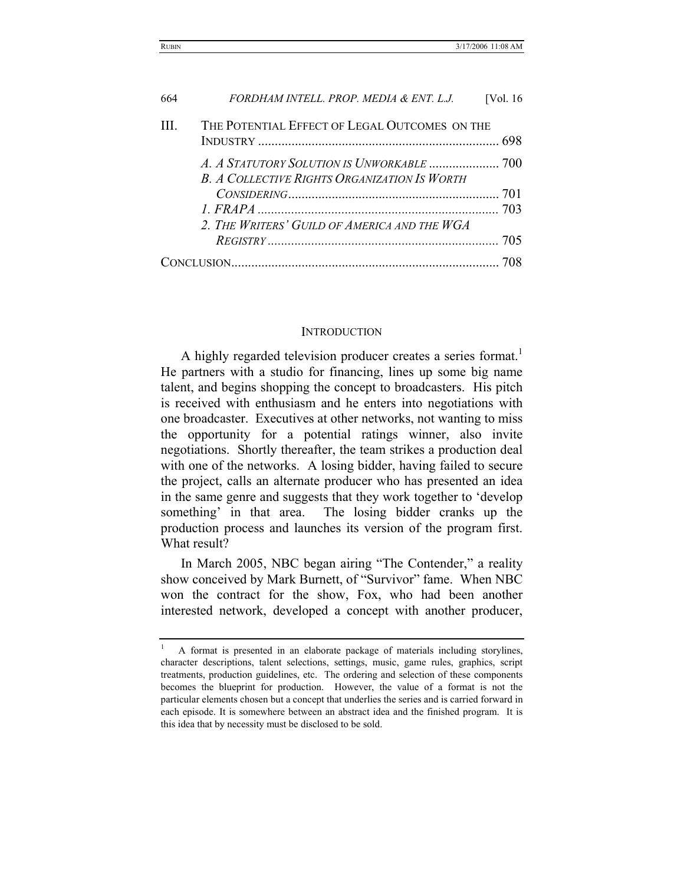III. THE POTENTIAL EFFECT OF LEGAL OUTCOMES ON THE INDUSTRY ........................................................................ 698

*A. A STATUTORY SOLUTION IS UNWORKABLE* ..................... 700

*B. A COLLECTIVE RIGHTS ORGANIZATION IS WORTH CONSIDERING* .............................................................. 701

*1. FRAPA* ........................................................................ 703

*2. THE WRITERS' GUILD OF AMERICA AND THE WGA REGISTRY* ..................................................................... 705

CONCLUSION................................................................................ 708

## INTRODUCTION

A highly regarded television producer creates a series format.[1] He partners with a studio for financing, lines up some big name talent, and begins shopping the concept to broadcasters. His pitch is received with enthusiasm and he enters into negotiations with one broadcaster. Executives at other networks, not wanting to miss the opportunity for a potential ratings winner, also invite negotiations. Shortly thereafter, the team strikes a production deal with one of the networks. A losing bidder, having failed to secure the project, calls an alternate producer who has presented an idea in the same genre and suggests that they work together to 'develop something' in that area. The losing bidder cranks up the production process and launches its version of the program first. What result?

In March 2005, NBC began airing "The Contender," a reality show conceived by Mark Burnett, of "Survivor" fame. When NBC won the contract for the show, Fox, who had been another interested network, developed a concept with another producer,

[1] A format is presented in an elaborate package of materials including storylines, character descriptions, talent selections, settings, music, game rules, graphics, script treatments, production guidelines, etc. The ordering and selection of these components becomes the blueprint for production. However, the value of a format is not the particular elements chosen but a concept that underlies the series and is carried forward in each episode. It is somewhere between an abstract idea and the finished program. It is this idea that by necessity must be disclosed to be sold.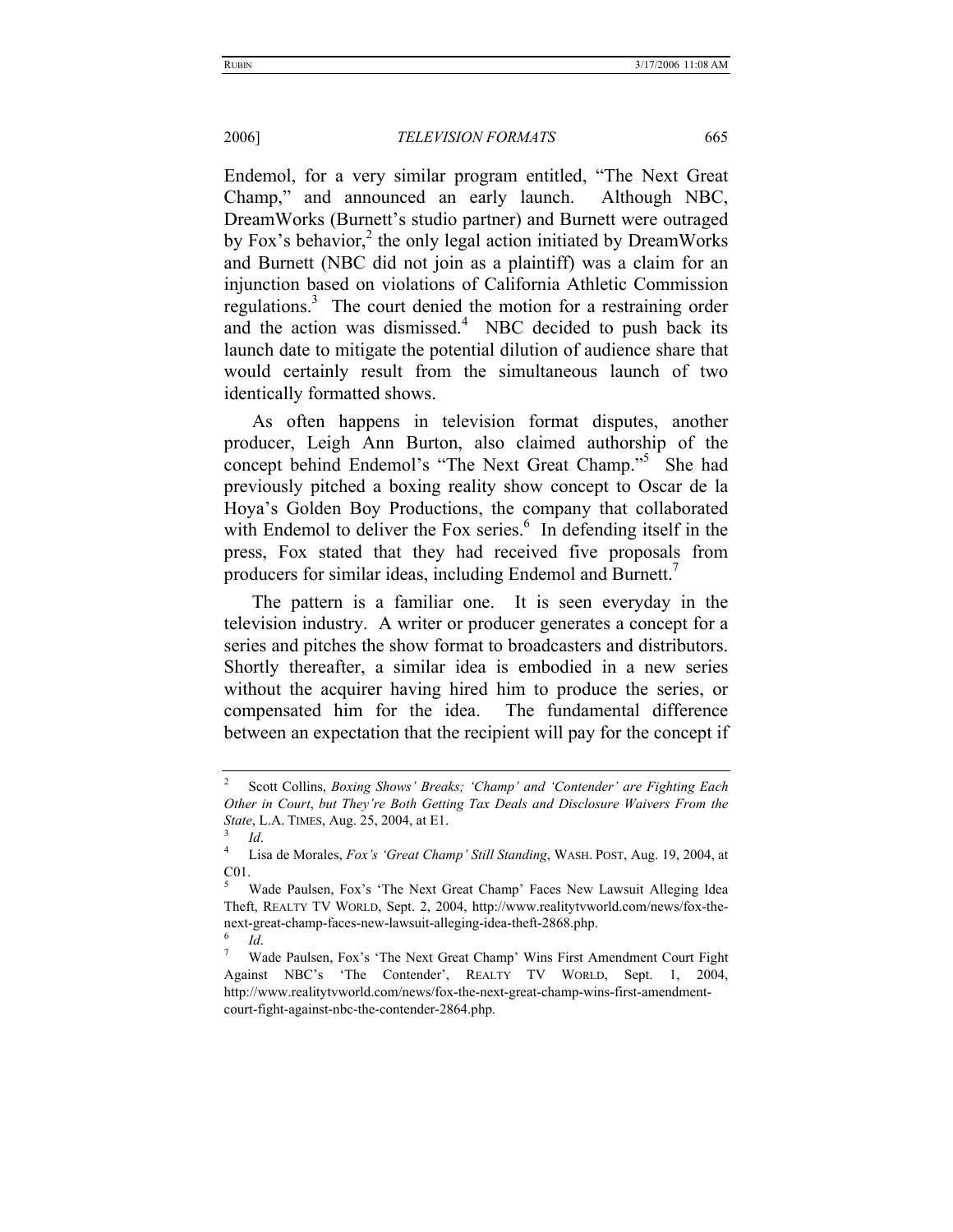Endemol, for a very similar program entitled, "The Next Great Champ," and announced an early launch. Although NBC, DreamWorks (Burnett's studio partner) and Burnett were outraged by Fox's behavior,[2] the only legal action initiated by DreamWorks and Burnett (NBC did not join as a plaintiff) was a claim for an injunction based on violations of California Athletic Commission regulations.[3] The court denied the motion for a restraining order and the action was dismissed.[4] NBC decided to push back its launch date to mitigate the potential dilution of audience share that would certainly result from the simultaneous launch of two identically formatted shows.

As often happens in television format disputes, another producer, Leigh Ann Burton, also claimed authorship of the concept behind Endemol's "The Next Great Champ."[5] She had previously pitched a boxing reality show concept to Oscar de la Hoya's Golden Boy Productions, the company that collaborated with Endemol to deliver the Fox series.[6] In defending itself in the press, Fox stated that they had received five proposals from producers for similar ideas, including Endemol and Burnett.[7]

The pattern is a familiar one. It is seen everyday in the television industry. A writer or producer generates a concept for a series and pitches the show format to broadcasters and distributors. Shortly thereafter, a similar idea is embodied in a new series without the acquirer having hired him to produce the series, or compensated him for the idea. The fundamental difference between an expectation that the recipient will pay for the concept if

---

[2] Scott Collins, *Boxing Shows' Breaks; 'Champ' and 'Contender' are Fighting Each Other in Court, but They're Both Getting Tax Deals and Disclosure Waivers From the State*, L.A. TIMES, Aug. 25, 2004, at E1.

[3] *Id*.

[4] Lisa de Morales, *Fox's 'Great Champ' Still Standing*, WASH. POST, Aug. 19, 2004, at C01.

[5] Wade Paulsen, Fox's 'The Next Great Champ' Faces New Lawsuit Alleging Idea Theft, REALTY TV WORLD, Sept. 2, 2004, http://www.realitytvworld.com/news/fox-the-next-great-champ-faces-new-lawsuit-alleging-idea-theft-2868.php.

[6] *Id*.

[7] Wade Paulsen, Fox's 'The Next Great Champ' Wins First Amendment Court Fight Against NBC's 'The Contender', REALTY TV WORLD, Sept. 1, 2004, http://www.realitytvworld.com/news/fox-the-next-great-champ-wins-first-amendment-court-fight-against-nbc-the-contender-2864.php.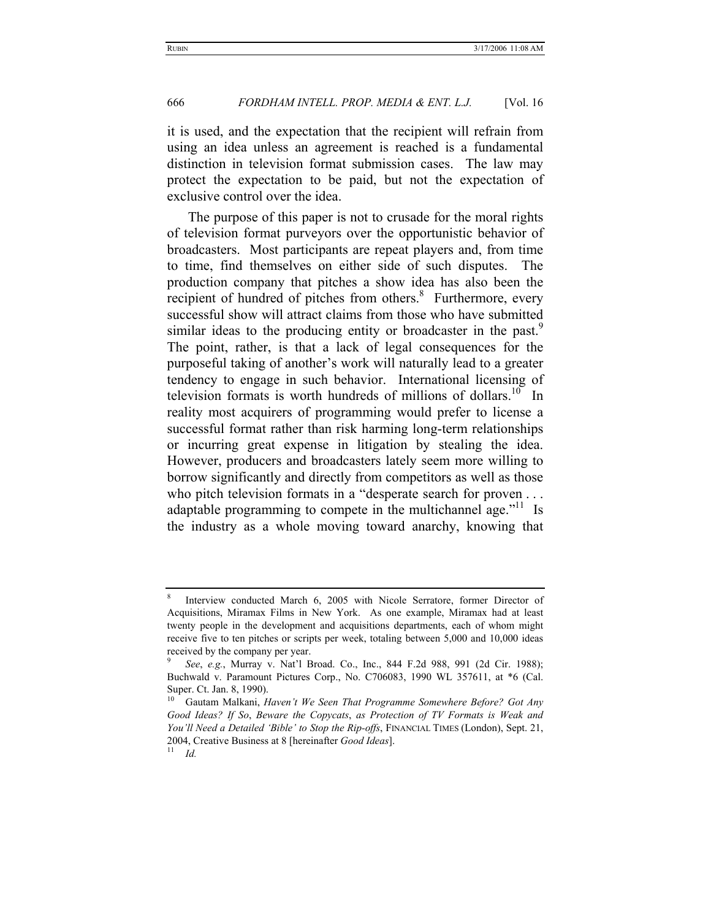it is used, and the expectation that the recipient will refrain from using an idea unless an agreement is reached is a fundamental distinction in television format submission cases. The law may protect the expectation to be paid, but not the expectation of exclusive control over the idea.

The purpose of this paper is not to crusade for the moral rights of television format purveyors over the opportunistic behavior of broadcasters. Most participants are repeat players and, from time to time, find themselves on either side of such disputes. The production company that pitches a show idea has also been the recipient of hundred of pitches from others.[8] Furthermore, every successful show will attract claims from those who have submitted similar ideas to the producing entity or broadcaster in the past.[9] The point, rather, is that a lack of legal consequences for the purposeful taking of another's work will naturally lead to a greater tendency to engage in such behavior. International licensing of television formats is worth hundreds of millions of dollars.[10] In reality most acquirers of programming would prefer to license a successful format rather than risk harming long-term relationships or incurring great expense in litigation by stealing the idea. However, producers and broadcasters lately seem more willing to borrow significantly and directly from competitors as well as those who pitch television formats in a "desperate search for proven . . . adaptable programming to compete in the multichannel age."[11] Is the industry as a whole moving toward anarchy, knowing that

---

[8] Interview conducted March 6, 2005 with Nicole Serratore, former Director of Acquisitions, Miramax Films in New York. As one example, Miramax had at least twenty people in the development and acquisitions departments, each of whom might receive five to ten pitches or scripts per week, totaling between 5,000 and 10,000 ideas received by the company per year.

[9] *See*, *e.g.*, Murray v. Nat'l Broad. Co., Inc., 844 F.2d 988, 991 (2d Cir. 1988); Buchwald v. Paramount Pictures Corp., No. C706083, 1990 WL 357611, at *6 (Cal. Super. Ct. Jan. 8, 1990).

[10] Gautam Malkani, *Haven't We Seen That Programme Somewhere Before? Got Any Good Ideas? If So*, *Beware the Copycats*, *as Protection of TV Formats is Weak and You'll Need a Detailed 'Bible' to Stop the Rip-offs*, FINANCIAL TIMES (London), Sept. 21, 2004, Creative Business at 8 [hereinafter *Good Ideas*].

[11] *Id.*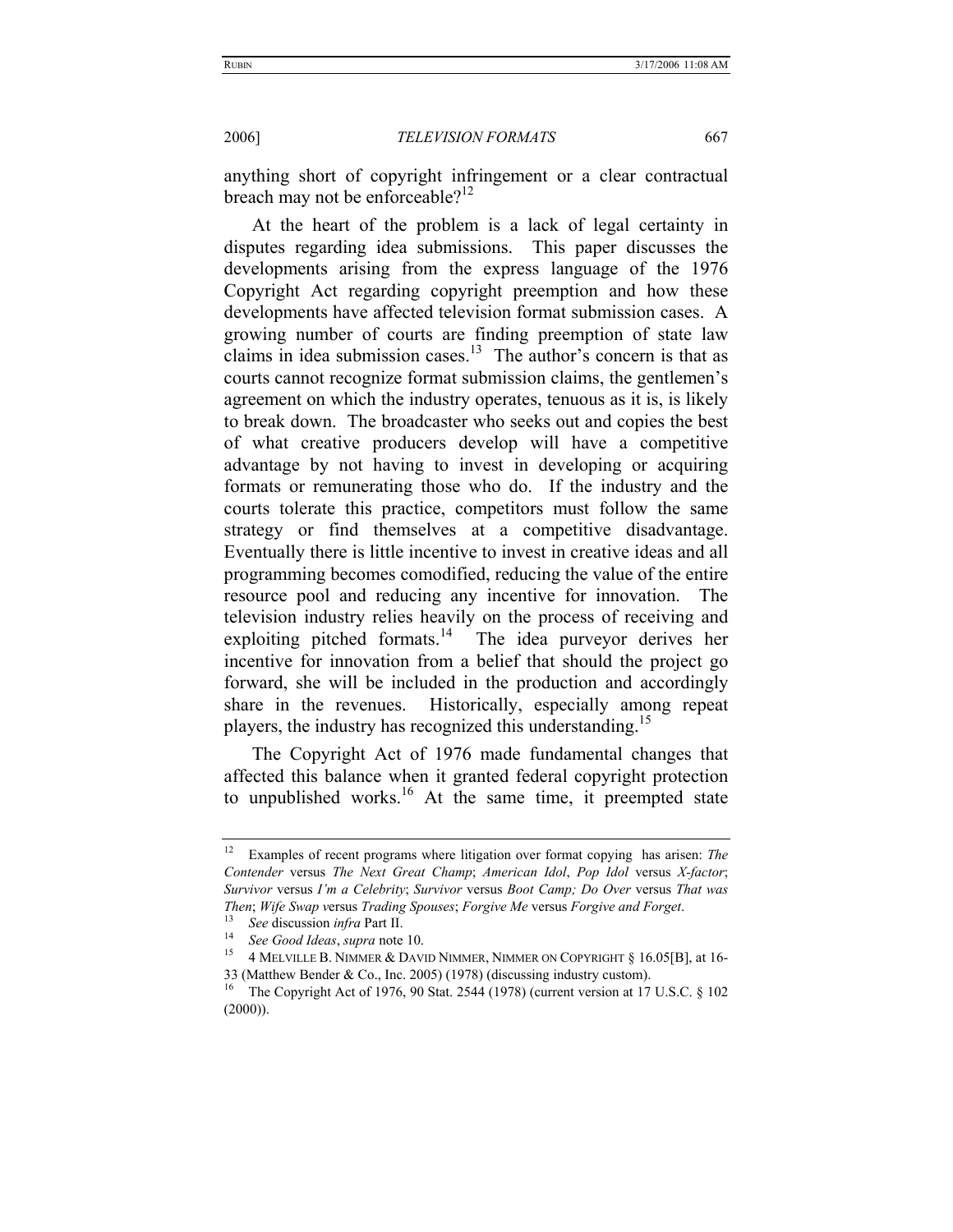anything short of copyright infringement or a clear contractual breach may not be enforceable?[12]

At the heart of the problem is a lack of legal certainty in disputes regarding idea submissions. This paper discusses the developments arising from the express language of the 1976 Copyright Act regarding copyright preemption and how these developments have affected television format submission cases. A growing number of courts are finding preemption of state law claims in idea submission cases.[13] The author's concern is that as courts cannot recognize format submission claims, the gentlemen's agreement on which the industry operates, tenuous as it is, is likely to break down. The broadcaster who seeks out and copies the best of what creative producers develop will have a competitive advantage by not having to invest in developing or acquiring formats or remunerating those who do. If the industry and the courts tolerate this practice, competitors must follow the same strategy or find themselves at a competitive disadvantage. Eventually there is little incentive to invest in creative ideas and all programming becomes comodified, reducing the value of the entire resource pool and reducing any incentive for innovation. The television industry relies heavily on the process of receiving and exploiting pitched formats.[14] The idea purveyor derives her incentive for innovation from a belief that should the project go forward, she will be included in the production and accordingly share in the revenues. Historically, especially among repeat players, the industry has recognized this understanding.[15]

The Copyright Act of 1976 made fundamental changes that affected this balance when it granted federal copyright protection to unpublished works.[16] At the same time, it preempted state

---

[12] Examples of recent programs where litigation over format copying has arisen: *The Contender* versus *The Next Great Champ*; *American Idol*, *Pop Idol* versus *X-factor*; *Survivor* versus *I'm a Celebrity*; *Survivor* versus *Boot Camp; Do Over* versus *That was Then*; *Wife Swap v*ersus *Trading Spouses*; *Forgive Me* versus *Forgive and Forget*.

[13] *See* discussion *infra* Part II.

[14] *See Good Ideas*, *supra* note 10.

[15] 4 MELVILLE B. NIMMER & DAVID NIMMER, NIMMER ON COPYRIGHT § 16.05[B], at 16-33 (Matthew Bender & Co., Inc. 2005) (1978) (discussing industry custom).

[16] The Copyright Act of 1976, 90 Stat. 2544 (1978) (current version at 17 U.S.C. § 102 (2000)).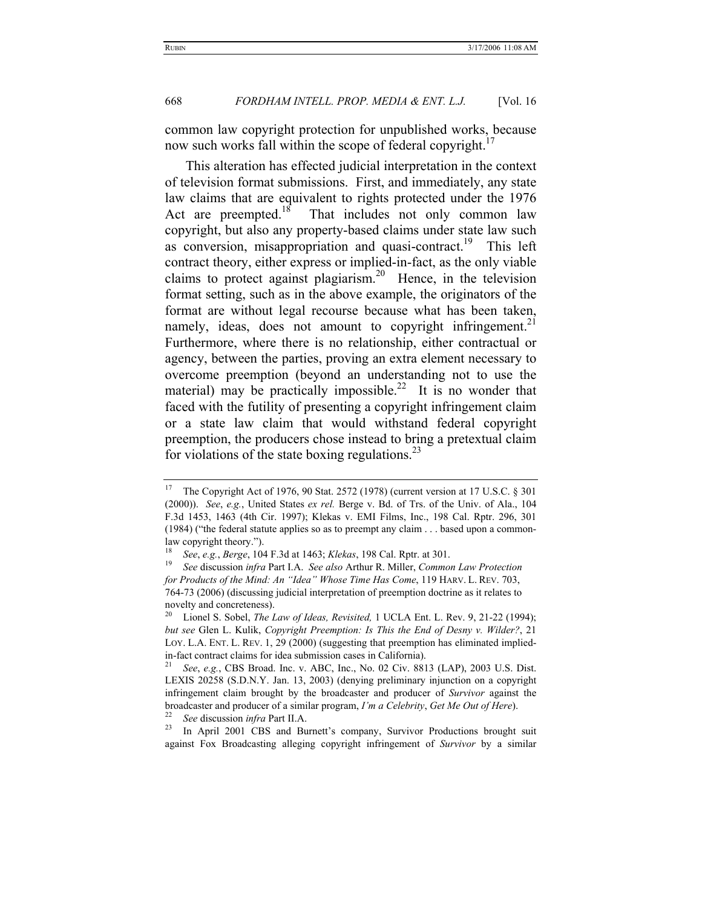common law copyright protection for unpublished works, because now such works fall within the scope of federal copyright.[17]

This alteration has effected judicial interpretation in the context of television format submissions. First, and immediately, any state law claims that are equivalent to rights protected under the 1976 Act are preempted.[18] That includes not only common law copyright, but also any property-based claims under state law such as conversion, misappropriation and quasi-contract.[19] This left contract theory, either express or implied-in-fact, as the only viable claims to protect against plagiarism.[20] Hence, in the television format setting, such as in the above example, the originators of the format are without legal recourse because what has been taken, namely, ideas, does not amount to copyright infringement.[21] Furthermore, where there is no relationship, either contractual or agency, between the parties, proving an extra element necessary to overcome preemption (beyond an understanding not to use the material) may be practically impossible.[22] It is no wonder that faced with the futility of presenting a copyright infringement claim or a state law claim that would withstand federal copyright preemption, the producers chose instead to bring a pretextual claim for violations of the state boxing regulations.[23]

---

[17] The Copyright Act of 1976, 90 Stat. 2572 (1978) (current version at 17 U.S.C. § 301 (2000)). *See*, *e.g.*, United States *ex rel.* Berge v. Bd. of Trs. of the Univ. of Ala., 104 F.3d 1453, 1463 (4th Cir. 1997); Klekas v. EMI Films, Inc., 198 Cal. Rptr. 296, 301 (1984) ("the federal statute applies so as to preempt any claim . . . based upon a common-law copyright theory.").

[18] *See*, *e.g.*, *Berge*, 104 F.3d at 1463; *Klekas*, 198 Cal. Rptr. at 301.

[19] *See* discussion *infra* Part I.A. *See also* Arthur R. Miller, *Common Law Protection for Products of the Mind: An "Idea" Whose Time Has Come*, 119 HARV. L. REV. 703, 764-73 (2006) (discussing judicial interpretation of preemption doctrine as it relates to novelty and concreteness).

[20] Lionel S. Sobel, *The Law of Ideas, Revisited,* 1 UCLA Ent. L. Rev. 9, 21-22 (1994); *but see* Glen L. Kulik, *Copyright Preemption: Is This the End of Desny v. Wilder?*, 21 LOY. L.A. ENT. L. REV. 1, 29 (2000) (suggesting that preemption has eliminated implied-in-fact contract claims for idea submission cases in California).

[21] *See*, *e.g.*, CBS Broad. Inc. v. ABC, Inc., No. 02 Civ. 8813 (LAP), 2003 U.S. Dist. LEXIS 20258 (S.D.N.Y. Jan. 13, 2003) (denying preliminary injunction on a copyright infringement claim brought by the broadcaster and producer of *Survivor* against the broadcaster and producer of a similar program, *I'm a Celebrity*, *Get Me Out of Here*).

[22] *See* discussion *infra* Part II.A.

[23] In April 2001 CBS and Burnett's company, Survivor Productions brought suit against Fox Broadcasting alleging copyright infringement of *Survivor* by a similar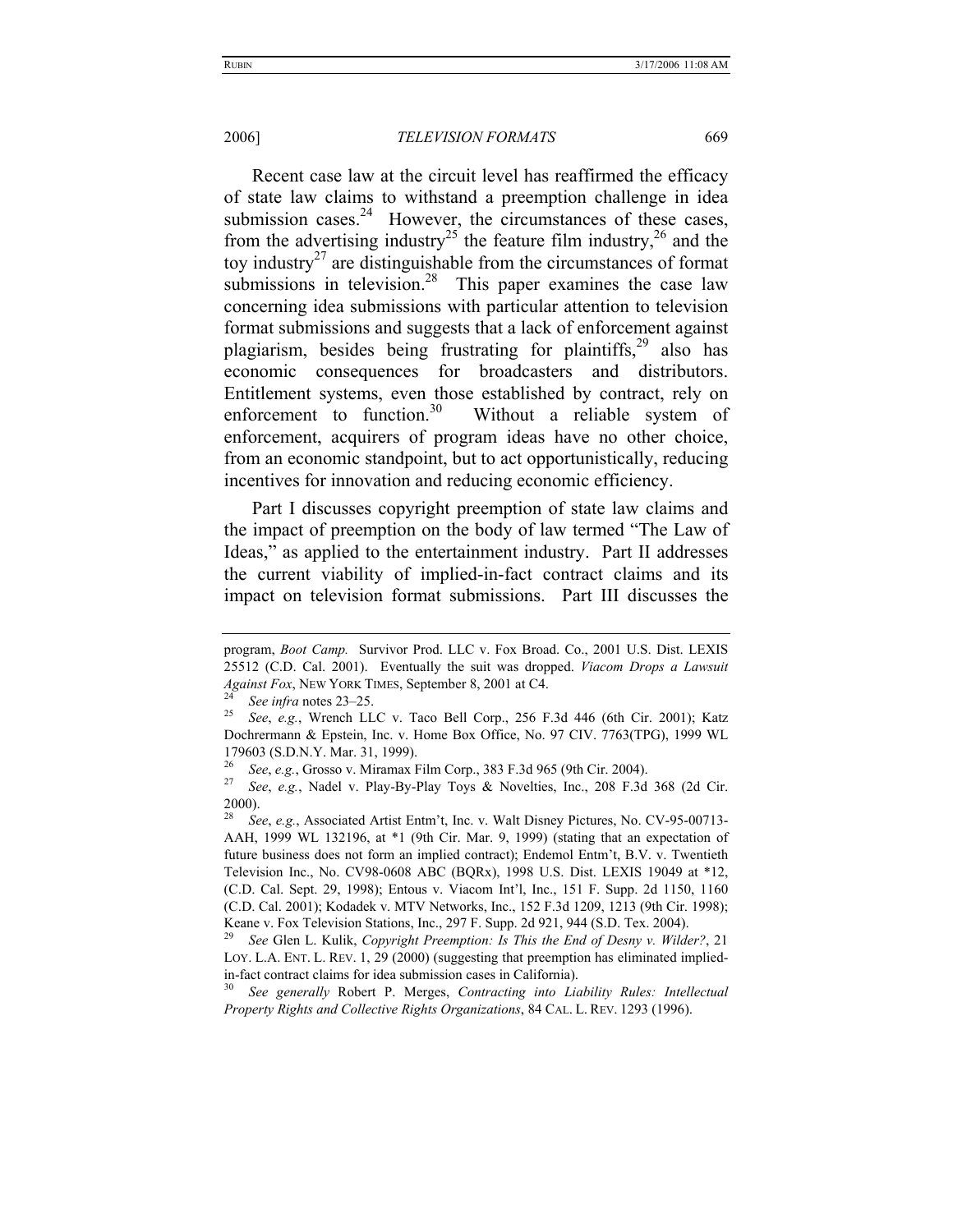Recent case law at the circuit level has reaffirmed the efficacy of state law claims to withstand a preemption challenge in idea submission cases.[24] However, the circumstances of these cases, from the advertising industry[25] the feature film industry,[26] and the toy industry[27] are distinguishable from the circumstances of format submissions in television.[28] This paper examines the case law concerning idea submissions with particular attention to television format submissions and suggests that a lack of enforcement against plagiarism, besides being frustrating for plaintiffs,[29] also has economic consequences for broadcasters and distributors. Entitlement systems, even those established by contract, rely on enforcement to function.[30] Without a reliable system of enforcement, acquirers of program ideas have no other choice, from an economic standpoint, but to act opportunistically, reducing incentives for innovation and reducing economic efficiency.

Part I discusses copyright preemption of state law claims and the impact of preemption on the body of law termed "The Law of Ideas," as applied to the entertainment industry. Part II addresses the current viability of implied-in-fact contract claims and its impact on television format submissions. Part III discusses the

---

program, *Boot Camp.* Survivor Prod. LLC v. Fox Broad. Co., 2001 U.S. Dist. LEXIS 25512 (C.D. Cal. 2001). Eventually the suit was dropped. *Viacom Drops a Lawsuit Against Fox*, NEW YORK TIMES, September 8, 2001 at C4.

[24] *See infra* notes 23–25.

[25] *See*, *e.g.*, Wrench LLC v. Taco Bell Corp., 256 F.3d 446 (6th Cir. 2001); Katz Dochrermann & Epstein, Inc. v. Home Box Office, No. 97 CIV. 7763(TPG), 1999 WL 179603 (S.D.N.Y. Mar. 31, 1999).

[26] *See*, *e.g.*, Grosso v. Miramax Film Corp., 383 F.3d 965 (9th Cir. 2004).

[27] *See*, *e.g.*, Nadel v. Play-By-Play Toys & Novelties, Inc., 208 F.3d 368 (2d Cir. 2000).

[28] *See*, *e.g.*, Associated Artist Entm't, Inc. v. Walt Disney Pictures, No. CV-95-00713-AAH, 1999 WL 132196, at *1 (9th Cir. Mar. 9, 1999) (stating that an expectation of future business does not form an implied contract); Endemol Entm't, B.V. v. Twentieth Television Inc., No. CV98-0608 ABC (BQRx), 1998 U.S. Dist. LEXIS 19049 at *12, (C.D. Cal. Sept. 29, 1998); Entous v. Viacom Int'l, Inc., 151 F. Supp. 2d 1150, 1160 (C.D. Cal. 2001); Kodadek v. MTV Networks, Inc., 152 F.3d 1209, 1213 (9th Cir. 1998); Keane v. Fox Television Stations, Inc., 297 F. Supp. 2d 921, 944 (S.D. Tex. 2004).

[29] *See* Glen L. Kulik, *Copyright Preemption: Is This the End of Desny v. Wilder?*, 21 LOY. L.A. ENT. L. REV. 1, 29 (2000) (suggesting that preemption has eliminated implied-in-fact contract claims for idea submission cases in California).

[30] *See generally* Robert P. Merges, *Contracting into Liability Rules: Intellectual Property Rights and Collective Rights Organizations*, 84 CAL. L. REV. 1293 (1996).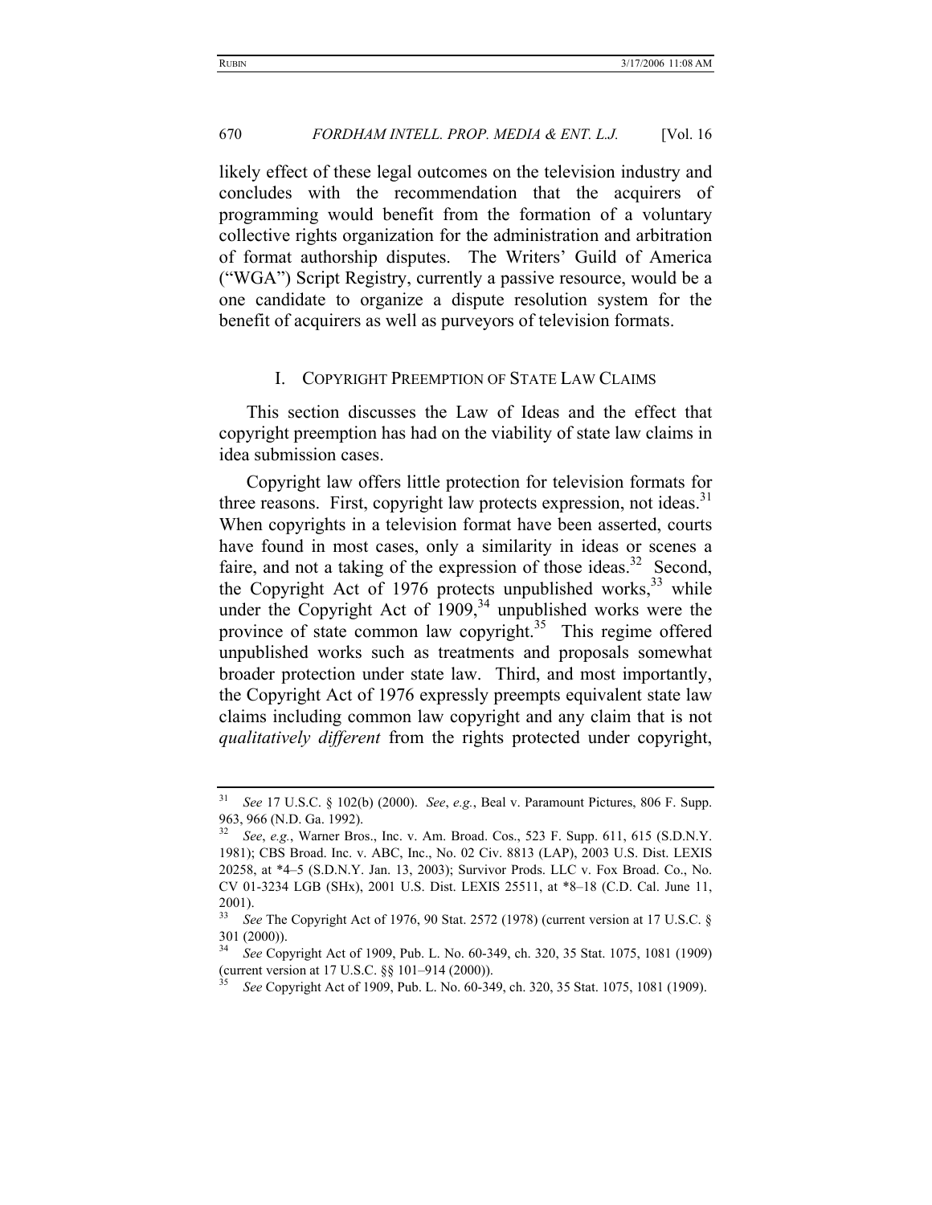likely effect of these legal outcomes on the television industry and concludes with the recommendation that the acquirers of programming would benefit from the formation of a voluntary collective rights organization for the administration and arbitration of format authorship disputes. The Writers' Guild of America ("WGA") Script Registry, currently a passive resource, would be a one candidate to organize a dispute resolution system for the benefit of acquirers as well as purveyors of television formats.

## I. COPYRIGHT PREEMPTION OF STATE LAW CLAIMS

This section discusses the Law of Ideas and the effect that copyright preemption has had on the viability of state law claims in idea submission cases.

Copyright law offers little protection for television formats for three reasons. First, copyright law protects expression, not ideas.[31] When copyrights in a television format have been asserted, courts have found in most cases, only a similarity in ideas or scenes a faire, and not a taking of the expression of those ideas.[32] Second, the Copyright Act of 1976 protects unpublished works,[33] while under the Copyright Act of 1909,[34] unpublished works were the province of state common law copyright.[35] This regime offered unpublished works such as treatments and proposals somewhat broader protection under state law. Third, and most importantly, the Copyright Act of 1976 expressly preempts equivalent state law claims including common law copyright and any claim that is not *qualitatively different* from the rights protected under copyright,

---

[31] *See* 17 U.S.C. § 102(b) (2000). *See*, *e.g.*, Beal v. Paramount Pictures, 806 F. Supp. 963, 966 (N.D. Ga. 1992).

[32] *See*, *e.g.*, Warner Bros., Inc. v. Am. Broad. Cos., 523 F. Supp. 611, 615 (S.D.N.Y. 1981); CBS Broad. Inc. v. ABC, Inc., No. 02 Civ. 8813 (LAP), 2003 U.S. Dist. LEXIS 20258, at *4–5 (S.D.N.Y. Jan. 13, 2003); Survivor Prods. LLC v. Fox Broad. Co., No. CV 01-3234 LGB (SHx), 2001 U.S. Dist. LEXIS 25511, at *8–18 (C.D. Cal. June 11, 2001).

[33] *See* The Copyright Act of 1976, 90 Stat. 2572 (1978) (current version at 17 U.S.C. § 301 (2000)).

[34] *See* Copyright Act of 1909, Pub. L. No. 60-349, ch. 320, 35 Stat. 1075, 1081 (1909) (current version at 17 U.S.C. §§ 101–914 (2000)).

[35] *See* Copyright Act of 1909, Pub. L. No. 60-349, ch. 320, 35 Stat. 1075, 1081 (1909).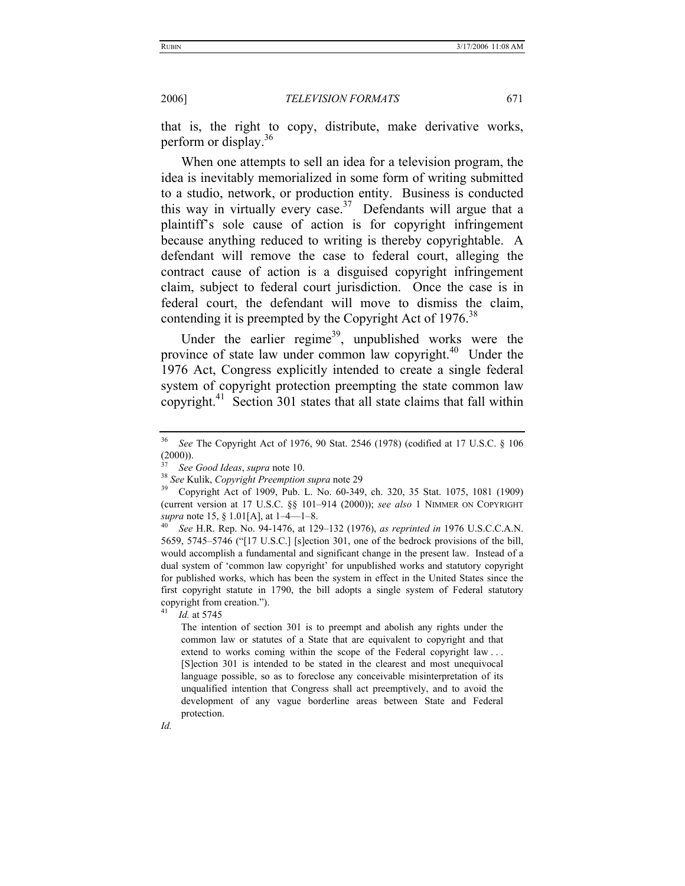that is, the right to copy, distribute, make derivative works, perform or display.[36]

When one attempts to sell an idea for a television program, the idea is inevitably memorialized in some form of writing submitted to a studio, network, or production entity. Business is conducted this way in virtually every case.[37] Defendants will argue that a plaintiff's sole cause of action is for copyright infringement because anything reduced to writing is thereby copyrightable. A defendant will remove the case to federal court, alleging the contract cause of action is a disguised copyright infringement claim, subject to federal court jurisdiction. Once the case is in federal court, the defendant will move to dismiss the claim, contending it is preempted by the Copyright Act of 1976.[38]

Under the earlier regime[39], unpublished works were the province of state law under common law copyright.[40] Under the 1976 Act, Congress explicitly intended to create a single federal system of copyright protection preempting the state common law copyright.[41] Section 301 states that all state claims that fall within

---

[36] *See* The Copyright Act of 1976, 90 Stat. 2546 (1978) (codified at 17 U.S.C. § 106 (2000)).

[37] *See Good Ideas*, *supra* note 10.

[38] *See* Kulik, *Copyright Preemption supra* note 29

[39] Copyright Act of 1909, Pub. L. No. 60-349, ch. 320, 35 Stat. 1075, 1081 (1909) (current version at 17 U.S.C. §§ 101–914 (2000)); *see also* 1 NIMMER ON COPYRIGHT *supra* note 15, § 1.01[A], at 1–4—1–8.

[40] *See* H.R. Rep. No. 94-1476, at 129–132 (1976), *as reprinted in* 1976 U.S.C.C.A.N. 5659, 5745–5746 ("[17 U.S.C.] [s]ection 301, one of the bedrock provisions of the bill, would accomplish a fundamental and significant change in the present law. Instead of a dual system of 'common law copyright' for unpublished works and statutory copyright for published works, which has been the system in effect in the United States since the first copyright statute in 1790, the bill adopts a single system of Federal statutory copyright from creation.").

[41] *Id.* at 5745

> The intention of section 301 is to preempt and abolish any rights under the common law or statutes of a State that are equivalent to copyright and that extend to works coming within the scope of the Federal copyright law . . . [S]ection 301 is intended to be stated in the clearest and most unequivocal language possible, so as to foreclose any conceivable misinterpretation of its unqualified intention that Congress shall act preemptively, and to avoid the development of any vague borderline areas between State and Federal protection.

*Id.*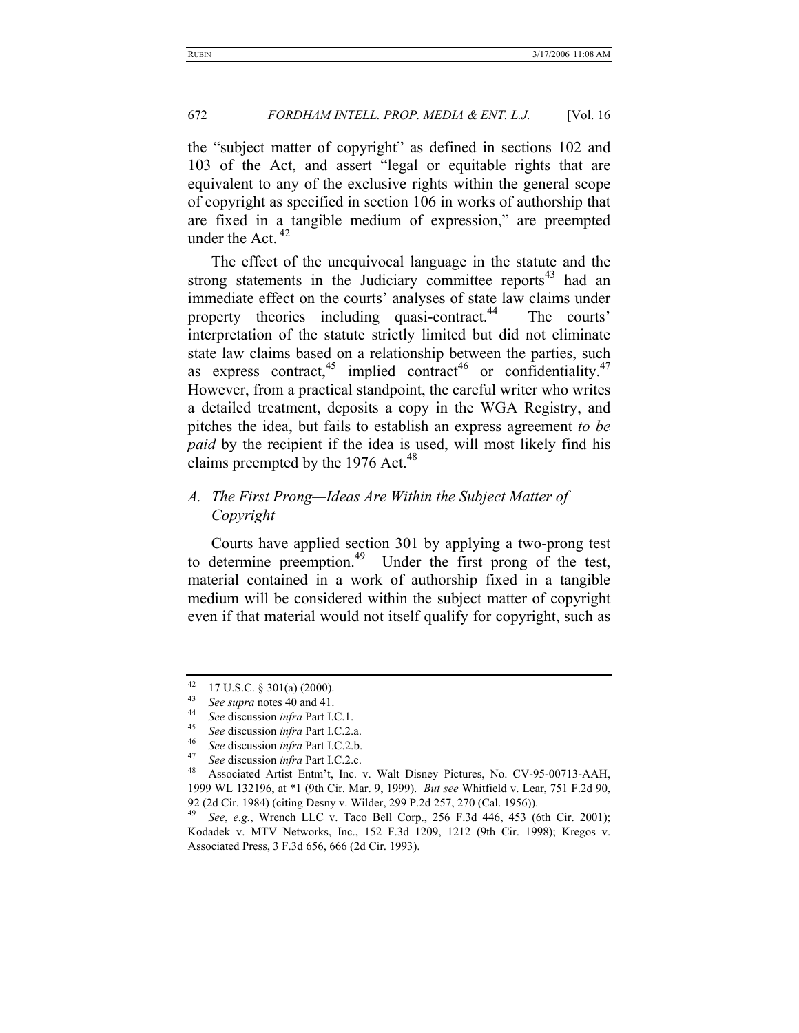the "subject matter of copyright" as defined in sections 102 and 103 of the Act, and assert "legal or equitable rights that are equivalent to any of the exclusive rights within the general scope of copyright as specified in section 106 in works of authorship that are fixed in a tangible medium of expression," are preempted under the Act.[42]

The effect of the unequivocal language in the statute and the strong statements in the Judiciary committee reports[43] had an immediate effect on the courts' analyses of state law claims under property theories including quasi-contract.[44] The courts' interpretation of the statute strictly limited but did not eliminate state law claims based on a relationship between the parties, such as express contract,[45] implied contract[46] or confidentiality.[47] However, from a practical standpoint, the careful writer who writes a detailed treatment, deposits a copy in the WGA Registry, and pitches the idea, but fails to establish an express agreement *to be paid* by the recipient if the idea is used, will most likely find his claims preempted by the 1976 Act.[48]

### A. *The First Prong—Ideas Are Within the Subject Matter of Copyright*

Courts have applied section 301 by applying a two-prong test to determine preemption.[49] Under the first prong of the test, material contained in a work of authorship fixed in a tangible medium will be considered within the subject matter of copyright even if that material would not itself qualify for copyright, such as

---

[42] 17 U.S.C. § 301(a) (2000).

[43] *See supra* notes 40 and 41.

[44] *See* discussion *infra* Part I.C.1.

[45] *See* discussion *infra* Part I.C.2.a.

[46] *See* discussion *infra* Part I.C.2.b.

[47] *See* discussion *infra* Part I.C.2.c.

[48] Associated Artist Entm't, Inc. v. Walt Disney Pictures, No. CV-95-00713-AAH, 1999 WL 132196, at *1 (9th Cir. Mar. 9, 1999). *But see* Whitfield v. Lear, 751 F.2d 90, 92 (2d Cir. 1984) (citing Desny v. Wilder, 299 P.2d 257, 270 (Cal. 1956)).

[49] *See*, *e.g.*, Wrench LLC v. Taco Bell Corp., 256 F.3d 446, 453 (6th Cir. 2001); Kodadek v. MTV Networks, Inc., 152 F.3d 1209, 1212 (9th Cir. 1998); Kregos v. Associated Press, 3 F.3d 656, 666 (2d Cir. 1993).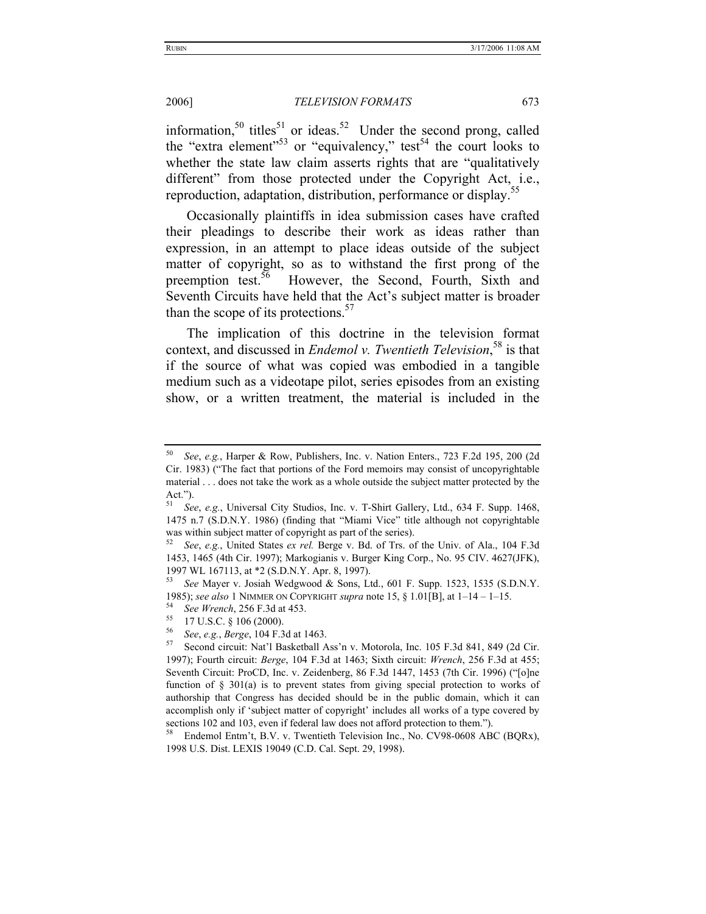information,[50] titles[51] or ideas.[52] Under the second prong, called the "extra element"[53] or "equivalency," test[54] the court looks to whether the state law claim asserts rights that are "qualitatively different" from those protected under the Copyright Act, i.e., reproduction, adaptation, distribution, performance or display.[55]

Occasionally plaintiffs in idea submission cases have crafted their pleadings to describe their work as ideas rather than expression, in an attempt to place ideas outside of the subject matter of copyright, so as to withstand the first prong of the preemption test.[56] However, the Second, Fourth, Sixth and Seventh Circuits have held that the Act's subject matter is broader than the scope of its protections.[57]

The implication of this doctrine in the television format context, and discussed in *Endemol v. Twentieth Television*,[58] is that if the source of what was copied was embodied in a tangible medium such as a videotape pilot, series episodes from an existing show, or a written treatment, the material is included in the

---

[50] *See*, *e.g.*, Harper & Row, Publishers, Inc. v. Nation Enters., 723 F.2d 195, 200 (2d Cir. 1983) ("The fact that portions of the Ford memoirs may consist of uncopyrightable material . . . does not take the work as a whole outside the subject matter protected by the Act.").

[51] *See*, *e.g.*, Universal City Studios, Inc. v. T-Shirt Gallery, Ltd., 634 F. Supp. 1468, 1475 n.7 (S.D.N.Y. 1986) (finding that "Miami Vice" title although not copyrightable was within subject matter of copyright as part of the series).

[52] *See*, *e.g.*, United States *ex rel.* Berge v. Bd. of Trs. of the Univ. of Ala., 104 F.3d 1453, 1465 (4th Cir. 1997); Markogianis v. Burger King Corp., No. 95 CIV. 4627(JFK), 1997 WL 167113, at *2 (S.D.N.Y. Apr. 8, 1997).

[53] *See* Mayer v. Josiah Wedgwood & Sons, Ltd., 601 F. Supp. 1523, 1535 (S.D.N.Y. 1985); *see also* 1 NIMMER ON COPYRIGHT *supra* note 15, § 1.01[B], at 1–14 – 1–15.

[54] *See Wrench*, 256 F.3d at 453.

[55] 17 U.S.C. § 106 (2000).

[56] *See*, *e.g.*, *Berge*, 104 F.3d at 1463.

[57] Second circuit: Nat'l Basketball Ass'n v. Motorola, Inc. 105 F.3d 841, 849 (2d Cir. 1997); Fourth circuit: *Berge*, 104 F.3d at 1463; Sixth circuit: *Wrench*, 256 F.3d at 455; Seventh Circuit: ProCD, Inc. v. Zeidenberg, 86 F.3d 1447, 1453 (7th Cir. 1996) ("[o]ne function of § 301(a) is to prevent states from giving special protection to works of authorship that Congress has decided should be in the public domain, which it can accomplish only if 'subject matter of copyright' includes all works of a type covered by sections 102 and 103, even if federal law does not afford protection to them.").

[58] Endemol Entm't, B.V. v. Twentieth Television Inc., No. CV98-0608 ABC (BQRx), 1998 U.S. Dist. LEXIS 19049 (C.D. Cal. Sept. 29, 1998).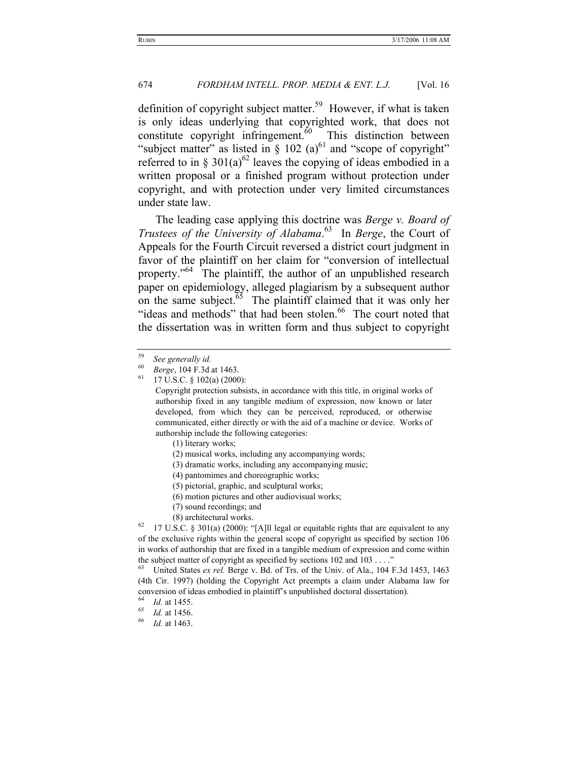definition of copyright subject matter.[59] However, if what is taken is only ideas underlying that copyrighted work, that does not constitute copyright infringement.[60] This distinction between "subject matter" as listed in § 102 (a)[61] and "scope of copyright" referred to in § 301(a)[62] leaves the copying of ideas embodied in a written proposal or a finished program without protection under copyright, and with protection under very limited circumstances under state law.

The leading case applying this doctrine was *Berge v. Board of Trustees of the University of Alabama*.[63] In *Berge*, the Court of Appeals for the Fourth Circuit reversed a district court judgment in favor of the plaintiff on her claim for "conversion of intellectual property."[64] The plaintiff, the author of an unpublished research paper on epidemiology, alleged plagiarism by a subsequent author on the same subject.[65] The plaintiff claimed that it was only her "ideas and methods" that had been stolen.[66] The court noted that the dissertation was in written form and thus subject to copyright

---

[59] *See generally id.*

[60] *Berge*, 104 F.3d at 1463.

[61] 17 U.S.C. § 102(a) (2000):

> Copyright protection subsists, in accordance with this title, in original works of authorship fixed in any tangible medium of expression, now known or later developed, from which they can be perceived, reproduced, or otherwise communicated, either directly or with the aid of a machine or device. Works of authorship include the following categories:
>
> (1) literary works;
>
> (2) musical works, including any accompanying words;
>
> (3) dramatic works, including any accompanying music;
>
> (4) pantomimes and choreographic works;
>
> (5) pictorial, graphic, and sculptural works;
>
> (6) motion pictures and other audiovisual works;
>
> (7) sound recordings; and
>
> (8) architectural works.

[62] 17 U.S.C. § 301(a) (2000): "[A]ll legal or equitable rights that are equivalent to any of the exclusive rights within the general scope of copyright as specified by section 106 in works of authorship that are fixed in a tangible medium of expression and come within the subject matter of copyright as specified by sections 102 and 103 . . . ."

[63] United States *ex rel.* Berge v. Bd. of Trs. of the Univ. of Ala., 104 F.3d 1453, 1463 (4th Cir. 1997) (holding the Copyright Act preempts a claim under Alabama law for conversion of ideas embodied in plaintiff's unpublished doctoral dissertation).

[64] *Id.* at 1455.

[65] *Id.* at 1456.

[66] *Id.* at 1463.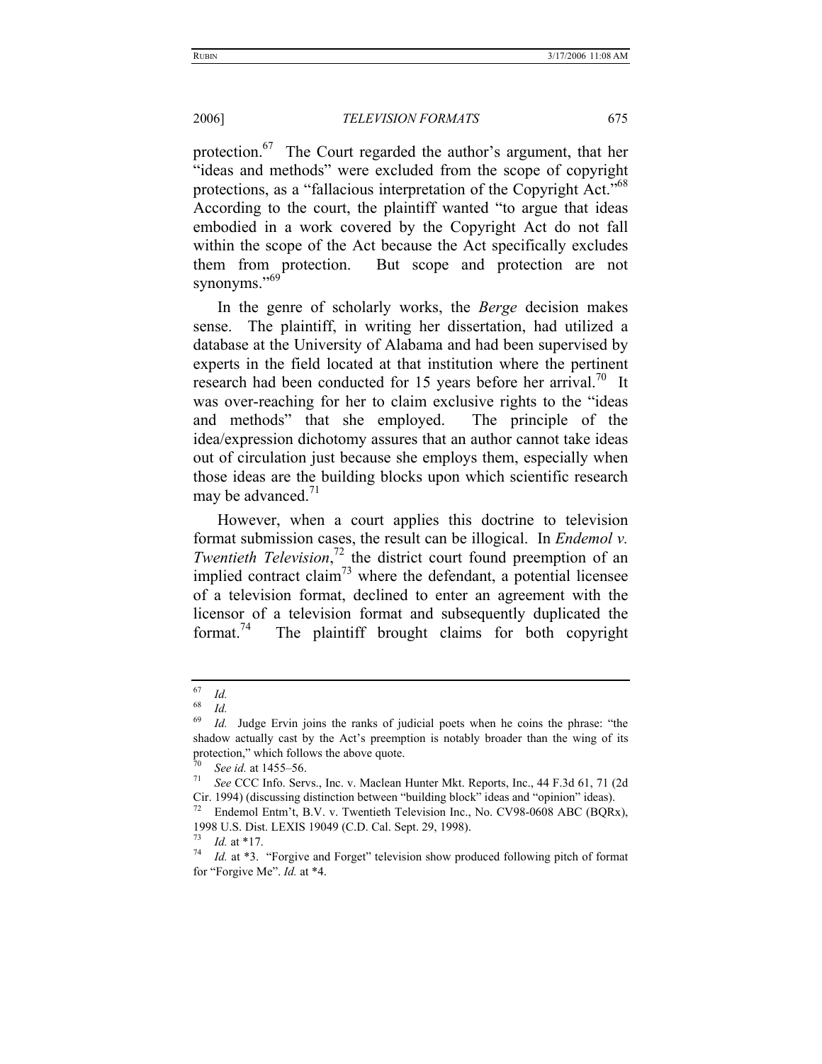protection.[67] The Court regarded the author's argument, that her "ideas and methods" were excluded from the scope of copyright protections, as a "fallacious interpretation of the Copyright Act."[68] According to the court, the plaintiff wanted "to argue that ideas embodied in a work covered by the Copyright Act do not fall within the scope of the Act because the Act specifically excludes them from protection. But scope and protection are not synonyms."[69]

In the genre of scholarly works, the *Berge* decision makes sense. The plaintiff, in writing her dissertation, had utilized a database at the University of Alabama and had been supervised by experts in the field located at that institution where the pertinent research had been conducted for 15 years before her arrival.[70] It was over-reaching for her to claim exclusive rights to the "ideas and methods" that she employed. The principle of the idea/expression dichotomy assures that an author cannot take ideas out of circulation just because she employs them, especially when those ideas are the building blocks upon which scientific research may be advanced.[71]

However, when a court applies this doctrine to television format submission cases, the result can be illogical. In *Endemol v. Twentieth Television*,[72] the district court found preemption of an implied contract claim[73] where the defendant, a potential licensee of a television format, declined to enter an agreement with the licensor of a television format and subsequently duplicated the format.[74] The plaintiff brought claims for both copyright

---

[67] *Id.*

[68] *Id.*

[69] *Id.* Judge Ervin joins the ranks of judicial poets when he coins the phrase: "the shadow actually cast by the Act's preemption is notably broader than the wing of its protection," which follows the above quote.

[70] *See id.* at 1455–56.

[71] *See* CCC Info. Servs., Inc. v. Maclean Hunter Mkt. Reports, Inc., 44 F.3d 61, 71 (2d Cir. 1994) (discussing distinction between "building block" ideas and "opinion" ideas).

[72] Endemol Entm't, B.V. v. Twentieth Television Inc., No. CV98-0608 ABC (BQRx), 1998 U.S. Dist. LEXIS 19049 (C.D. Cal. Sept. 29, 1998).

[73] *Id.* at *17.

[74] *Id.* at *3. "Forgive and Forget" television show produced following pitch of format for "Forgive Me". *Id.* at *4.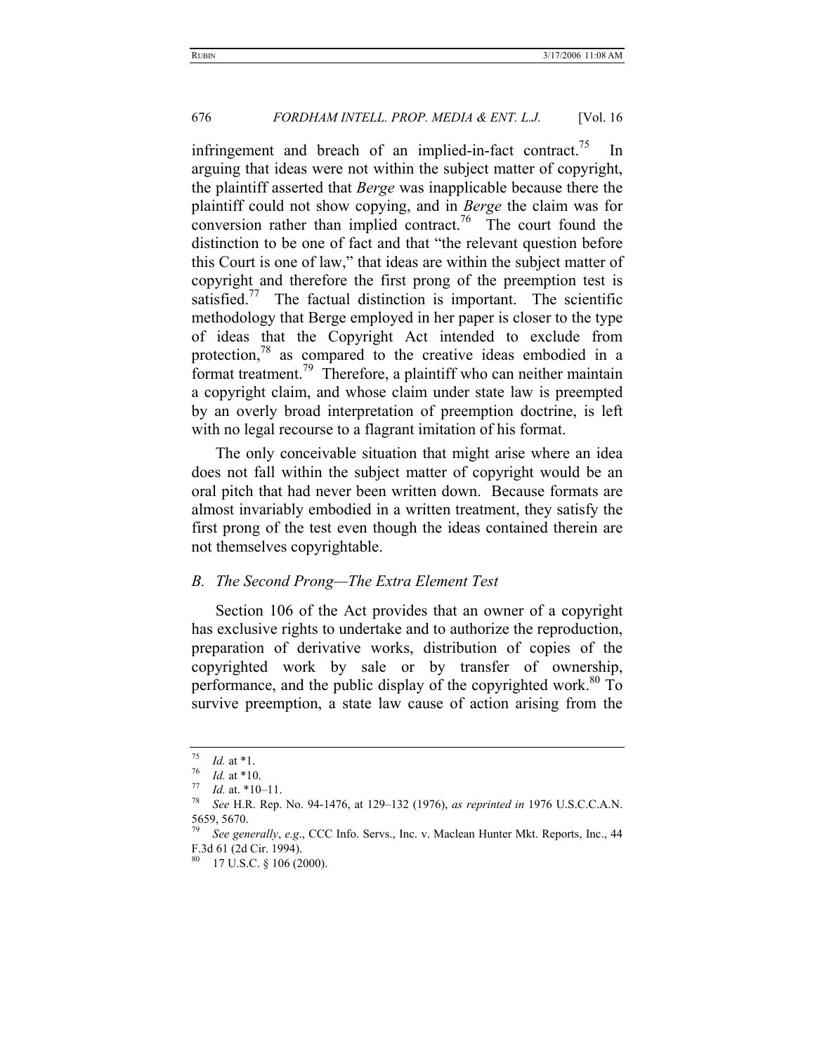infringement and breach of an implied-in-fact contract.[75] In arguing that ideas were not within the subject matter of copyright, the plaintiff asserted that *Berge* was inapplicable because there the plaintiff could not show copying, and in *Berge* the claim was for conversion rather than implied contract.[76] The court found the distinction to be one of fact and that "the relevant question before this Court is one of law," that ideas are within the subject matter of copyright and therefore the first prong of the preemption test is satisfied.[77] The factual distinction is important. The scientific methodology that Berge employed in her paper is closer to the type of ideas that the Copyright Act intended to exclude from protection,[78] as compared to the creative ideas embodied in a format treatment.[79] Therefore, a plaintiff who can neither maintain a copyright claim, and whose claim under state law is preempted by an overly broad interpretation of preemption doctrine, is left with no legal recourse to a flagrant imitation of his format.

The only conceivable situation that might arise where an idea does not fall within the subject matter of copyright would be an oral pitch that had never been written down. Because formats are almost invariably embodied in a written treatment, they satisfy the first prong of the test even though the ideas contained therein are not themselves copyrightable.

### *B. The Second Prong—The Extra Element Test*

Section 106 of the Act provides that an owner of a copyright has exclusive rights to undertake and to authorize the reproduction, preparation of derivative works, distribution of copies of the copyrighted work by sale or by transfer of ownership, performance, and the public display of the copyrighted work.[80] To survive preemption, a state law cause of action arising from the

---

[75] *Id.* at \*1.

[76] *Id.* at \*10.

[77] *Id.* at. \*10–11.

[78] *See* H.R. Rep. No. 94-1476, at 129–132 (1976), *as reprinted in* 1976 U.S.C.C.A.N. 5659, 5670.

[79] *See generally*, *e.g*., CCC Info. Servs., Inc. v. Maclean Hunter Mkt. Reports, Inc., 44 F.3d 61 (2d Cir. 1994).

[80] 17 U.S.C. § 106 (2000).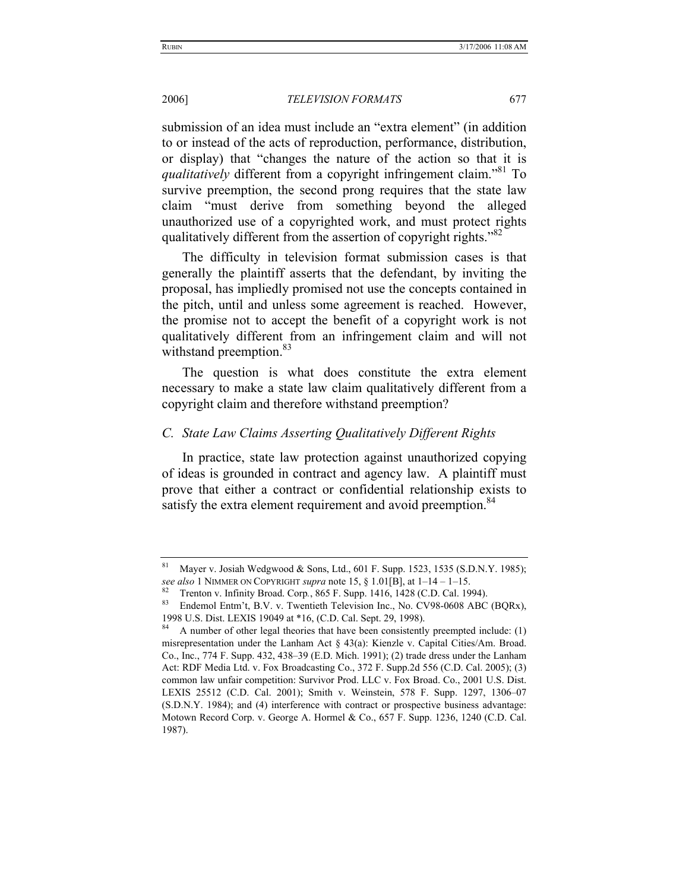submission of an idea must include an "extra element" (in addition to or instead of the acts of reproduction, performance, distribution, or display) that "changes the nature of the action so that it is *qualitatively* different from a copyright infringement claim."[81] To survive preemption, the second prong requires that the state law claim "must derive from something beyond the alleged unauthorized use of a copyrighted work, and must protect rights qualitatively different from the assertion of copyright rights."[82]

The difficulty in television format submission cases is that generally the plaintiff asserts that the defendant, by inviting the proposal, has impliedly promised not use the concepts contained in the pitch, until and unless some agreement is reached. However, the promise not to accept the benefit of a copyright work is not qualitatively different from an infringement claim and will not withstand preemption.[83]

The question is what does constitute the extra element necessary to make a state law claim qualitatively different from a copyright claim and therefore withstand preemption?

### *C. State Law Claims Asserting Qualitatively Different Rights*

In practice, state law protection against unauthorized copying of ideas is grounded in contract and agency law. A plaintiff must prove that either a contract or confidential relationship exists to satisfy the extra element requirement and avoid preemption.[84]

---

[81] Mayer v. Josiah Wedgwood & Sons, Ltd., 601 F. Supp. 1523, 1535 (S.D.N.Y. 1985); *see also* 1 NIMMER ON COPYRIGHT *supra* note 15, § 1.01[B], at 1–14 – 1–15.

[82] Trenton v. Infinity Broad. Corp., 865 F. Supp. 1416, 1428 (C.D. Cal. 1994).

[83] Endemol Entm't, B.V. v. Twentieth Television Inc., No. CV98-0608 ABC (BQRx), 1998 U.S. Dist. LEXIS 19049 at *16, (C.D. Cal. Sept. 29, 1998).

[84] A number of other legal theories that have been consistently preempted include: (1) misrepresentation under the Lanham Act § 43(a): Kienzle v. Capital Cities/Am. Broad. Co., Inc., 774 F. Supp. 432, 438–39 (E.D. Mich. 1991); (2) trade dress under the Lanham Act: RDF Media Ltd. v. Fox Broadcasting Co., 372 F. Supp.2d 556 (C.D. Cal. 2005); (3) common law unfair competition: Survivor Prod. LLC v. Fox Broad. Co., 2001 U.S. Dist. LEXIS 25512 (C.D. Cal. 2001); Smith v. Weinstein, 578 F. Supp. 1297, 1306–07 (S.D.N.Y. 1984); and (4) interference with contract or prospective business advantage: Motown Record Corp. v. George A. Hormel & Co., 657 F. Supp. 1236, 1240 (C.D. Cal. 1987).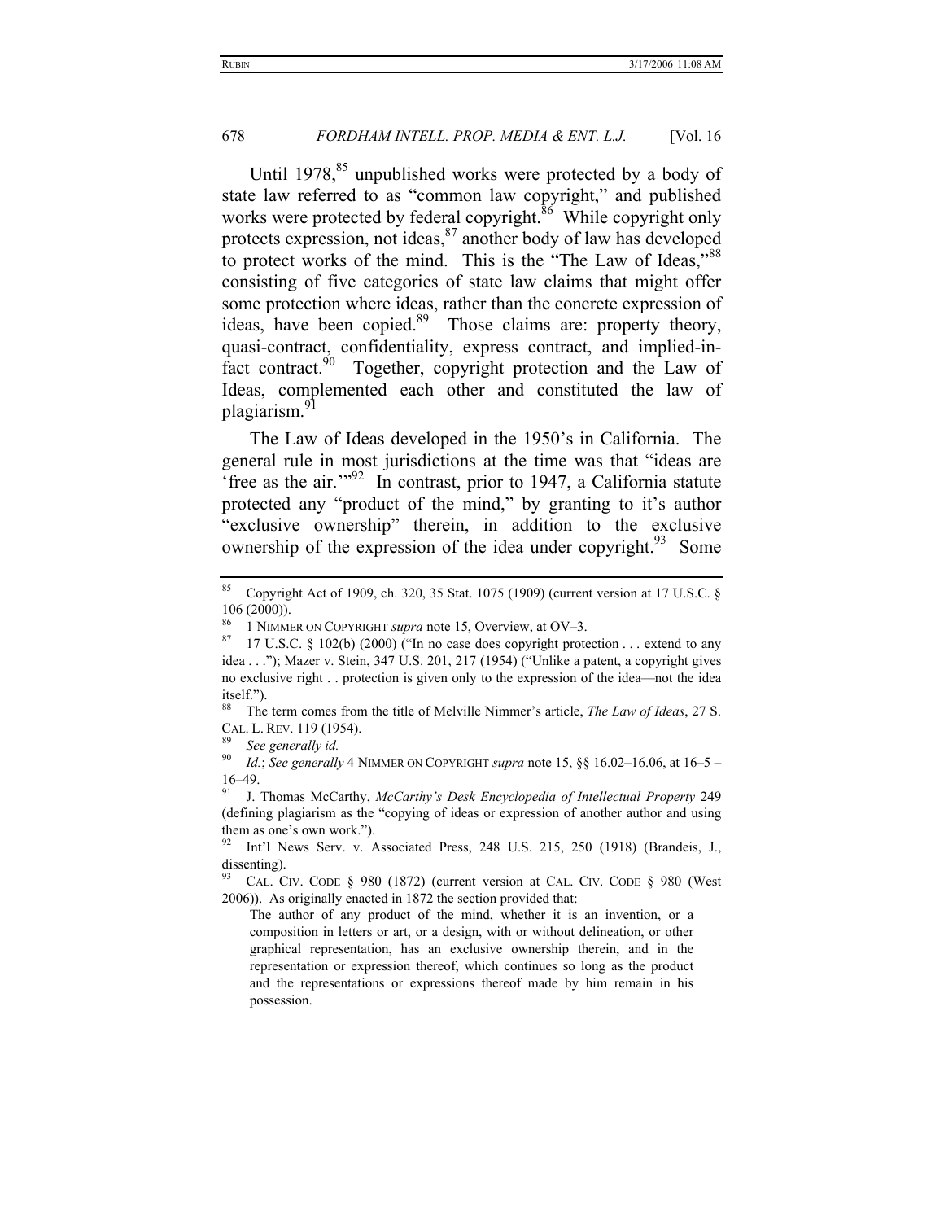Until 1978,[85] unpublished works were protected by a body of state law referred to as "common law copyright," and published works were protected by federal copyright.[86] While copyright only protects expression, not ideas,[87] another body of law has developed to protect works of the mind. This is the "The Law of Ideas,"[88] consisting of five categories of state law claims that might offer some protection where ideas, rather than the concrete expression of ideas, have been copied.[89] Those claims are: property theory, quasi-contract, confidentiality, express contract, and implied-in-fact contract.[90] Together, copyright protection and the Law of Ideas, complemented each other and constituted the law of plagiarism.[91]

The Law of Ideas developed in the 1950's in California. The general rule in most jurisdictions at the time was that "ideas are 'free as the air.'"[92] In contrast, prior to 1947, a California statute protected any "product of the mind," by granting to it's author "exclusive ownership" therein, in addition to the exclusive ownership of the expression of the idea under copyright.[93] Some

---

[85] Copyright Act of 1909, ch. 320, 35 Stat. 1075 (1909) (current version at 17 U.S.C. § 106 (2000)).

[86] 1 NIMMER ON COPYRIGHT *supra* note 15, Overview, at OV–3.

[87] 17 U.S.C. § 102(b) (2000) ("In no case does copyright protection . . . extend to any idea . . ."); Mazer v. Stein, 347 U.S. 201, 217 (1954) ("Unlike a patent, a copyright gives no exclusive right . . protection is given only to the expression of the idea—not the idea itself.").

[88] The term comes from the title of Melville Nimmer's article, *The Law of Ideas*, 27 S. CAL. L. REV. 119 (1954).

[89] *See generally id.*

[90] *Id.*; *See generally* 4 NIMMER ON COPYRIGHT *supra* note 15, §§ 16.02–16.06, at 16–5 – 16–49.

[91] J. Thomas McCarthy, *McCarthy's Desk Encyclopedia of Intellectual Property* 249 (defining plagiarism as the "copying of ideas or expression of another author and using them as one's own work.").

[92] Int'l News Serv. v. Associated Press, 248 U.S. 215, 250 (1918) (Brandeis, J., dissenting).

[93] CAL. CIV. CODE § 980 (1872) (current version at CAL. CIV. CODE § 980 (West 2006)). As originally enacted in 1872 the section provided that:

> The author of any product of the mind, whether it is an invention, or a composition in letters or art, or a design, with or without delineation, or other graphical representation, has an exclusive ownership therein, and in the representation or expression thereof, which continues so long as the product and the representations or expressions thereof made by him remain in his possession.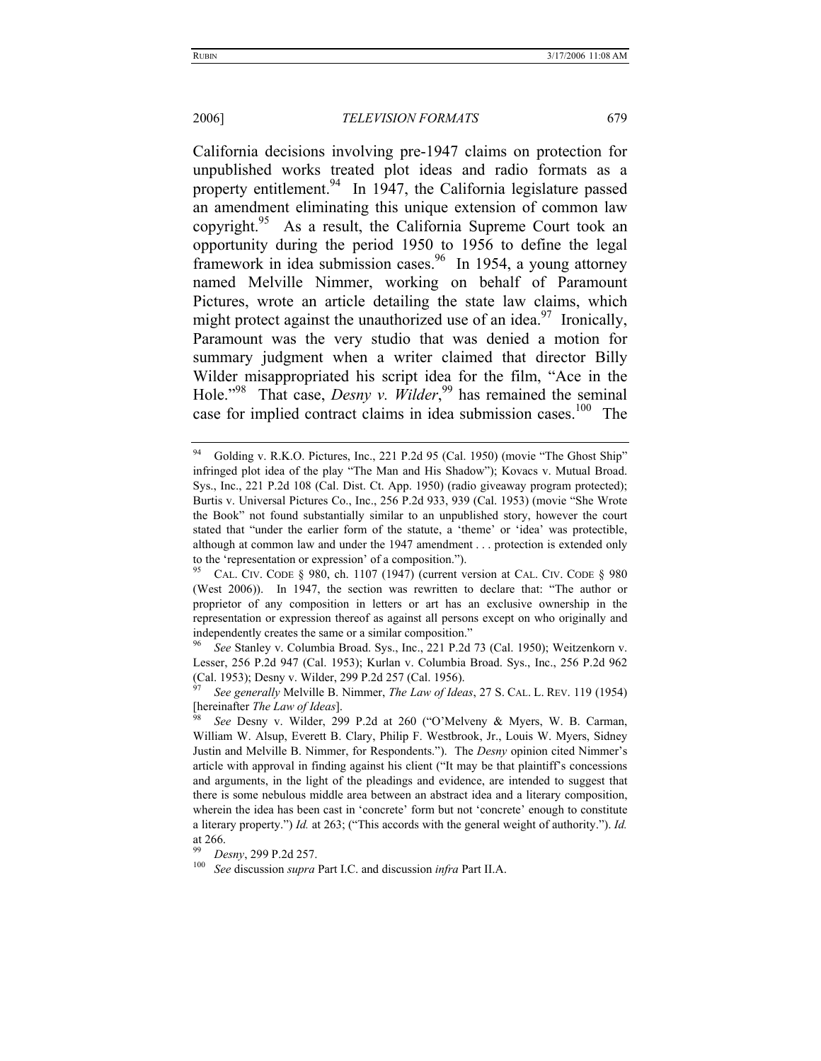California decisions involving pre-1947 claims on protection for unpublished works treated plot ideas and radio formats as a property entitlement.[94] In 1947, the California legislature passed an amendment eliminating this unique extension of common law copyright.[95] As a result, the California Supreme Court took an opportunity during the period 1950 to 1956 to define the legal framework in idea submission cases.[96] In 1954, a young attorney named Melville Nimmer, working on behalf of Paramount Pictures, wrote an article detailing the state law claims, which might protect against the unauthorized use of an idea.[97] Ironically, Paramount was the very studio that was denied a motion for summary judgment when a writer claimed that director Billy Wilder misappropriated his script idea for the film, "Ace in the Hole."[98] That case, *Desny v. Wilder*,[99] has remained the seminal case for implied contract claims in idea submission cases.[100] The

---

[94] Golding v. R.K.O. Pictures, Inc., 221 P.2d 95 (Cal. 1950) (movie "The Ghost Ship" infringed plot idea of the play "The Man and His Shadow"); Kovacs v. Mutual Broad. Sys., Inc., 221 P.2d 108 (Cal. Dist. Ct. App. 1950) (radio giveaway program protected); Burtis v. Universal Pictures Co., Inc., 256 P.2d 933, 939 (Cal. 1953) (movie "She Wrote the Book" not found substantially similar to an unpublished story, however the court stated that "under the earlier form of the statute, a 'theme' or 'idea' was protectible, although at common law and under the 1947 amendment . . . protection is extended only to the 'representation or expression' of a composition.").

[95] CAL. CIV. CODE § 980, ch. 1107 (1947) (current version at CAL. CIV. CODE § 980 (West 2006)). In 1947, the section was rewritten to declare that: "The author or proprietor of any composition in letters or art has an exclusive ownership in the representation or expression thereof as against all persons except on who originally and independently creates the same or a similar composition."

[96] *See* Stanley v. Columbia Broad. Sys., Inc., 221 P.2d 73 (Cal. 1950); Weitzenkorn v. Lesser, 256 P.2d 947 (Cal. 1953); Kurlan v. Columbia Broad. Sys., Inc., 256 P.2d 962 (Cal. 1953); Desny v. Wilder, 299 P.2d 257 (Cal. 1956).

[97] *See generally* Melville B. Nimmer, *The Law of Ideas*, 27 S. CAL. L. REV. 119 (1954) [hereinafter *The Law of Ideas*].

[98] *See* Desny v. Wilder, 299 P.2d at 260 ("O'Melveny & Myers, W. B. Carman, William W. Alsup, Everett B. Clary, Philip F. Westbrook, Jr., Louis W. Myers, Sidney Justin and Melville B. Nimmer, for Respondents."). The *Desny* opinion cited Nimmer's article with approval in finding against his client ("It may be that plaintiff's concessions and arguments, in the light of the pleadings and evidence, are intended to suggest that there is some nebulous middle area between an abstract idea and a literary composition, wherein the idea has been cast in 'concrete' form but not 'concrete' enough to constitute a literary property.") *Id.* at 263; ("This accords with the general weight of authority."). *Id.* at 266.

[99] *Desny*, 299 P.2d 257.

[100] *See* discussion *supra* Part I.C. and discussion *infra* Part II.A.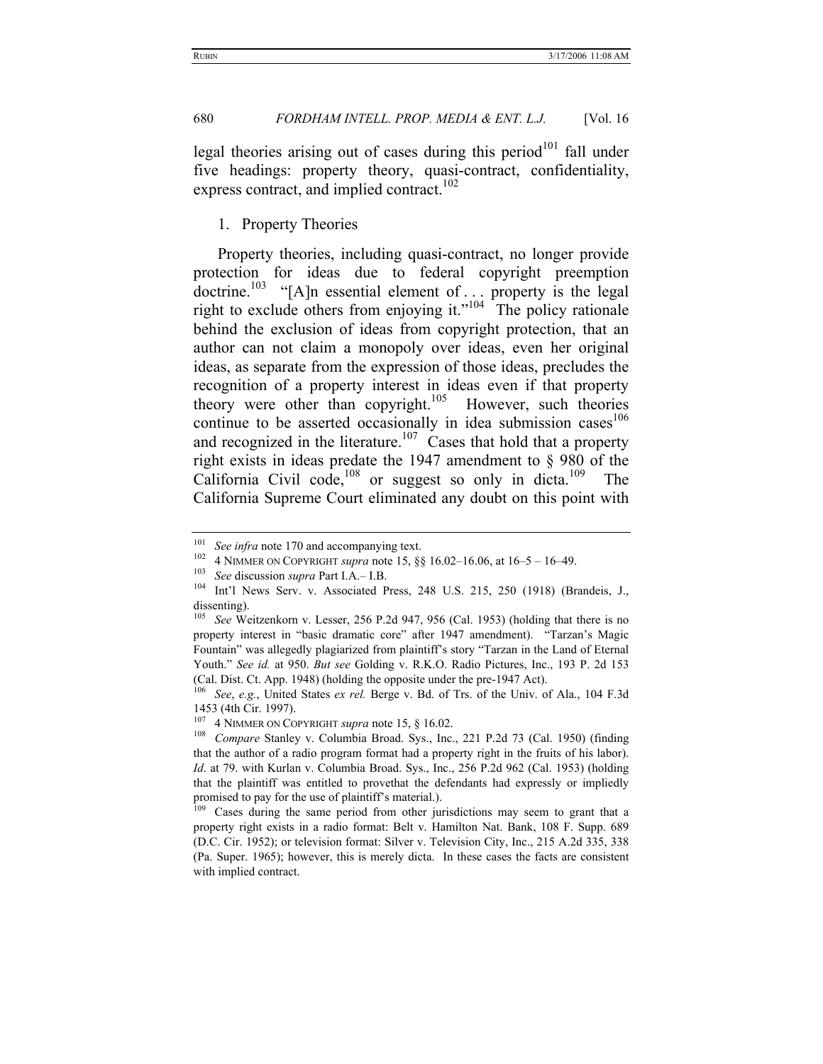legal theories arising out of cases during this period[101] fall under five headings: property theory, quasi-contract, confidentiality, express contract, and implied contract.[102]

### 1. Property Theories

Property theories, including quasi-contract, no longer provide protection for ideas due to federal copyright preemption doctrine.[103] "[A]n essential element of . . . property is the legal right to exclude others from enjoying it."[104] The policy rationale behind the exclusion of ideas from copyright protection, that an author can not claim a monopoly over ideas, even her original ideas, as separate from the expression of those ideas, precludes the recognition of a property interest in ideas even if that property theory were other than copyright.[105] However, such theories continue to be asserted occasionally in idea submission cases[106] and recognized in the literature.[107] Cases that hold that a property right exists in ideas predate the 1947 amendment to § 980 of the California Civil code,[108] or suggest so only in dicta.[109] The California Supreme Court eliminated any doubt on this point with

---

[101] *See infra* note 170 and accompanying text.

[102] 4 NIMMER ON COPYRIGHT *supra* note 15, §§ 16.02–16.06, at 16–5 – 16–49.

[103] *See* discussion *supra* Part I.A.– I.B.

[104] Int'l News Serv. v. Associated Press, 248 U.S. 215, 250 (1918) (Brandeis, J., dissenting).

[105] *See* Weitzenkorn v. Lesser, 256 P.2d 947, 956 (Cal. 1953) (holding that there is no property interest in "basic dramatic core" after 1947 amendment). "Tarzan's Magic Fountain" was allegedly plagiarized from plaintiff's story "Tarzan in the Land of Eternal Youth." *See id.* at 950. *But see* Golding v. R.K.O. Radio Pictures, Inc., 193 P. 2d 153 (Cal. Dist. Ct. App. 1948) (holding the opposite under the pre-1947 Act).

[106] *See*, *e.g.*, United States *ex rel.* Berge v. Bd. of Trs. of the Univ. of Ala., 104 F.3d 1453 (4th Cir. 1997).

[107] 4 NIMMER ON COPYRIGHT *supra* note 15, § 16.02.

[108] *Compare* Stanley v. Columbia Broad. Sys., Inc., 221 P.2d 73 (Cal. 1950) (finding that the author of a radio program format had a property right in the fruits of his labor). *Id*. at 79. with Kurlan v. Columbia Broad. Sys., Inc., 256 P.2d 962 (Cal. 1953) (holding that the plaintiff was entitled to provethat the defendants had expressly or impliedly promised to pay for the use of plaintiff's material.).

[109] Cases during the same period from other jurisdictions may seem to grant that a property right exists in a radio format: Belt v. Hamilton Nat. Bank, 108 F. Supp. 689 (D.C. Cir. 1952); or television format: Silver v. Television City, Inc., 215 A.2d 335, 338 (Pa. Super. 1965); however, this is merely dicta. In these cases the facts are consistent with implied contract.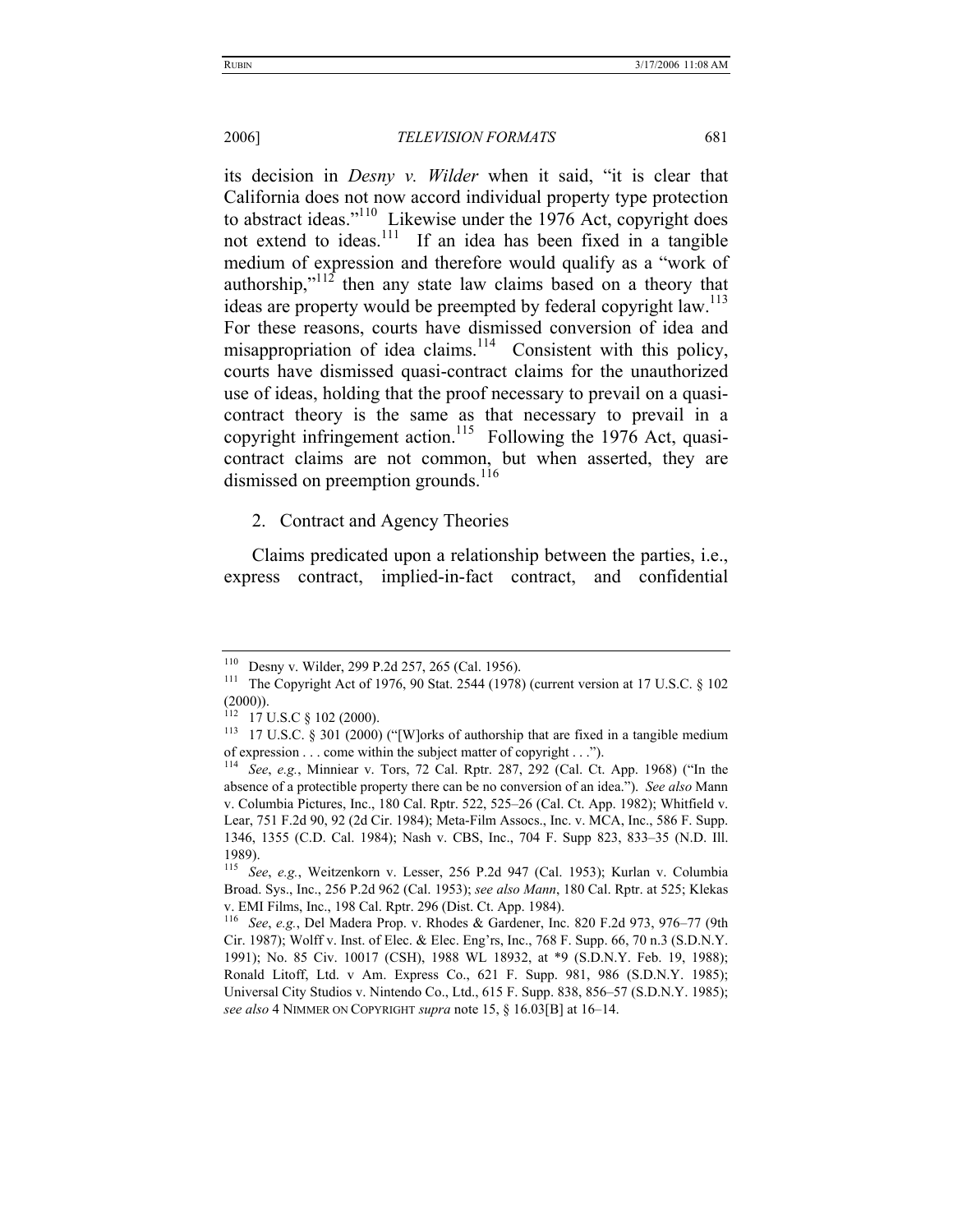its decision in *Desny v. Wilder* when it said, "it is clear that California does not now accord individual property type protection to abstract ideas."[110] Likewise under the 1976 Act, copyright does not extend to ideas.[111] If an idea has been fixed in a tangible medium of expression and therefore would qualify as a "work of authorship,"[112] then any state law claims based on a theory that ideas are property would be preempted by federal copyright law.[113] For these reasons, courts have dismissed conversion of idea and misappropriation of idea claims.[114] Consistent with this policy, courts have dismissed quasi-contract claims for the unauthorized use of ideas, holding that the proof necessary to prevail on a quasi-contract theory is the same as that necessary to prevail in a copyright infringement action.[115] Following the 1976 Act, quasi-contract claims are not common, but when asserted, they are dismissed on preemption grounds.[116]

2. Contract and Agency Theories

Claims predicated upon a relationship between the parties, i.e., express contract, implied-in-fact contract, and confidential

---

[110] Desny v. Wilder, 299 P.2d 257, 265 (Cal. 1956).

[111] The Copyright Act of 1976, 90 Stat. 2544 (1978) (current version at 17 U.S.C. § 102 (2000)).

[112] 17 U.S.C § 102 (2000).

[113] 17 U.S.C. § 301 (2000) ("[W]orks of authorship that are fixed in a tangible medium of expression . . . come within the subject matter of copyright . . .").

[114] *See*, *e.g.*, Minniear v. Tors, 72 Cal. Rptr. 287, 292 (Cal. Ct. App. 1968) ("In the absence of a protectible property there can be no conversion of an idea."). *See also* Mann v. Columbia Pictures, Inc., 180 Cal. Rptr. 522, 525–26 (Cal. Ct. App. 1982); Whitfield v. Lear, 751 F.2d 90, 92 (2d Cir. 1984); Meta-Film Assocs., Inc. v. MCA, Inc., 586 F. Supp. 1346, 1355 (C.D. Cal. 1984); Nash v. CBS, Inc., 704 F. Supp 823, 833–35 (N.D. Ill. 1989).

[115] *See*, *e.g.*, Weitzenkorn v. Lesser, 256 P.2d 947 (Cal. 1953); Kurlan v. Columbia Broad. Sys., Inc., 256 P.2d 962 (Cal. 1953); *see also Mann*, 180 Cal. Rptr. at 525; Klekas v. EMI Films, Inc., 198 Cal. Rptr. 296 (Dist. Ct. App. 1984).

[116] *See*, *e.g.*, Del Madera Prop. v. Rhodes & Gardener, Inc. 820 F.2d 973, 976–77 (9th Cir. 1987); Wolff v. Inst. of Elec. & Elec. Eng'rs, Inc., 768 F. Supp. 66, 70 n.3 (S.D.N.Y. 1991); No. 85 Civ. 10017 (CSH), 1988 WL 18932, at *9 (S.D.N.Y. Feb. 19, 1988); Ronald Litoff, Ltd. v Am. Express Co., 621 F. Supp. 981, 986 (S.D.N.Y. 1985); Universal City Studios v. Nintendo Co., Ltd., 615 F. Supp. 838, 856–57 (S.D.N.Y. 1985); *see also* 4 NIMMER ON COPYRIGHT *supra* note 15, § 16.03[B] at 16–14.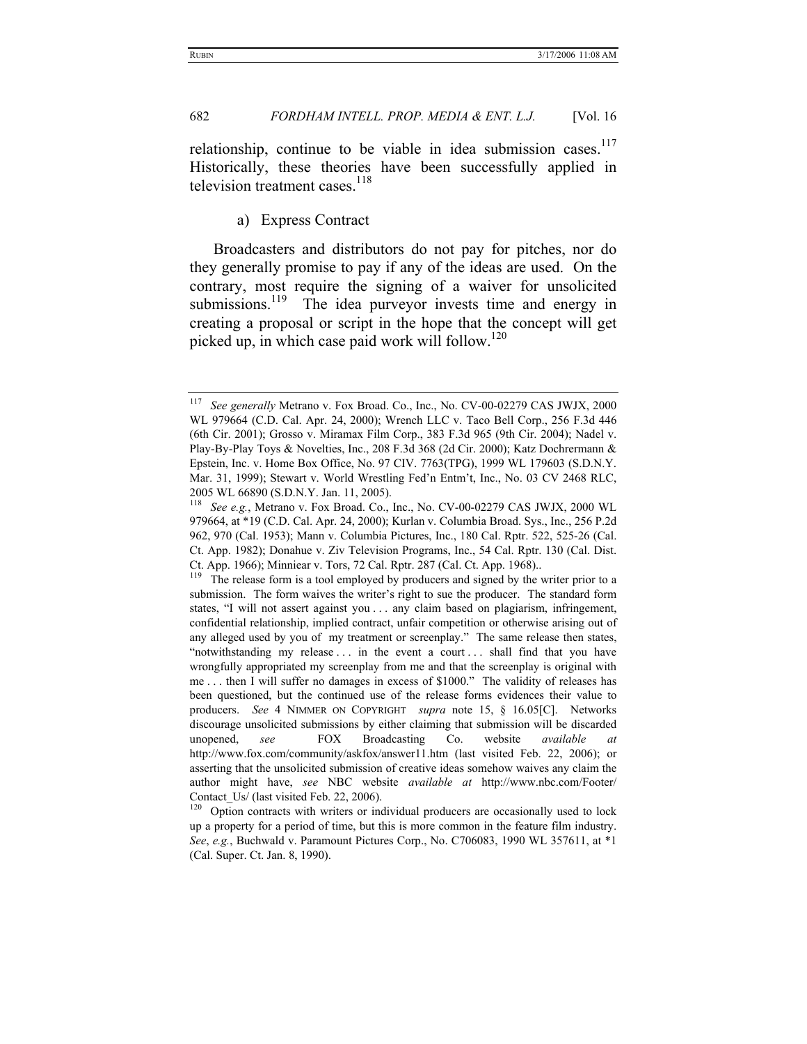relationship, continue to be viable in idea submission cases.[117] Historically, these theories have been successfully applied in television treatment cases.[118]

a) Express Contract

Broadcasters and distributors do not pay for pitches, nor do they generally promise to pay if any of the ideas are used. On the contrary, most require the signing of a waiver for unsolicited submissions.[119] The idea purveyor invests time and energy in creating a proposal or script in the hope that the concept will get picked up, in which case paid work will follow.[120]

---

[117] *See generally* Metrano v. Fox Broad. Co., Inc., No. CV-00-02279 CAS JWJX, 2000 WL 979664 (C.D. Cal. Apr. 24, 2000); Wrench LLC v. Taco Bell Corp., 256 F.3d 446 (6th Cir. 2001); Grosso v. Miramax Film Corp., 383 F.3d 965 (9th Cir. 2004); Nadel v. Play-By-Play Toys & Novelties, Inc., 208 F.3d 368 (2d Cir. 2000); Katz Dochrermann & Epstein, Inc. v. Home Box Office, No. 97 CIV. 7763(TPG), 1999 WL 179603 (S.D.N.Y. Mar. 31, 1999); Stewart v. World Wrestling Fed'n Entm't, Inc., No. 03 CV 2468 RLC, 2005 WL 66890 (S.D.N.Y. Jan. 11, 2005).

[118] *See e.g.*, Metrano v. Fox Broad. Co., Inc., No. CV-00-02279 CAS JWJX, 2000 WL 979664, at *19 (C.D. Cal. Apr. 24, 2000); Kurlan v. Columbia Broad. Sys., Inc., 256 P.2d 962, 970 (Cal. 1953); Mann v. Columbia Pictures, Inc., 180 Cal. Rptr. 522, 525-26 (Cal. Ct. App. 1982); Donahue v. Ziv Television Programs, Inc., 54 Cal. Rptr. 130 (Cal. Dist. Ct. App. 1966); Minniear v. Tors, 72 Cal. Rptr. 287 (Cal. Ct. App. 1968)..

[119] The release form is a tool employed by producers and signed by the writer prior to a submission. The form waives the writer's right to sue the producer. The standard form states, "I will not assert against you . . . any claim based on plagiarism, infringement, confidential relationship, implied contract, unfair competition or otherwise arising out of any alleged used by you of my treatment or screenplay." The same release then states, "notwithstanding my release . . . in the event a court . . . shall find that you have wrongfully appropriated my screenplay from me and that the screenplay is original with me . . . then I will suffer no damages in excess of $1000." The validity of releases has been questioned, but the continued use of the release forms evidences their value to producers. *See* 4 NIMMER ON COPYRIGHT *supra* note 15, § 16.05[C]. Networks discourage unsolicited submissions by either claiming that submission will be discarded unopened, *see* FOX Broadcasting Co. website *available at* http://www.fox.com/community/askfox/answer11.htm (last visited Feb. 22, 2006); or asserting that the unsolicited submission of creative ideas somehow waives any claim the author might have, *see* NBC website *available at* http://www.nbc.com/Footer/Contact_Us/ (last visited Feb. 22, 2006).

[120] Option contracts with writers or individual producers are occasionally used to lock up a property for a period of time, but this is more common in the feature film industry. *See*, *e.g.*, Buchwald v. Paramount Pictures Corp., No. C706083, 1990 WL 357611, at *1 (Cal. Super. Ct. Jan. 8, 1990).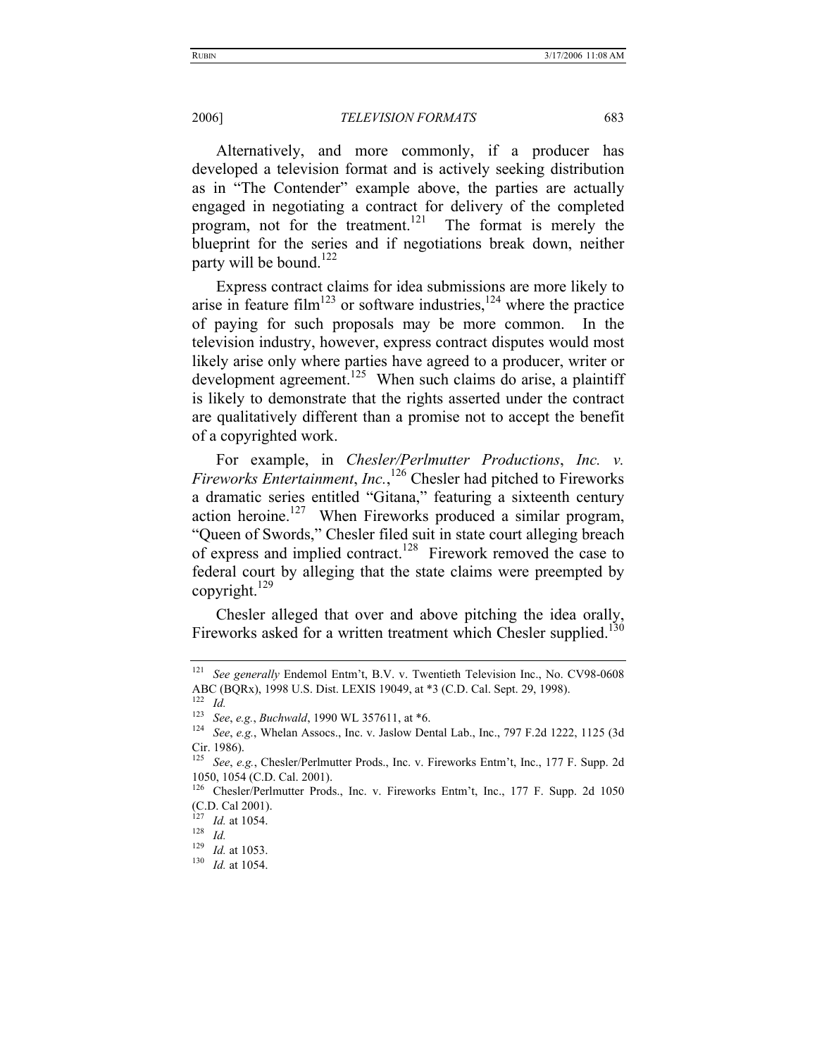Alternatively, and more commonly, if a producer has developed a television format and is actively seeking distribution as in "The Contender" example above, the parties are actually engaged in negotiating a contract for delivery of the completed program, not for the treatment.[121] The format is merely the blueprint for the series and if negotiations break down, neither party will be bound.[122]

Express contract claims for idea submissions are more likely to arise in feature film[123] or software industries,[124] where the practice of paying for such proposals may be more common. In the television industry, however, express contract disputes would most likely arise only where parties have agreed to a producer, writer or development agreement.[125] When such claims do arise, a plaintiff is likely to demonstrate that the rights asserted under the contract are qualitatively different than a promise not to accept the benefit of a copyrighted work.

For example, in *Chesler/Perlmutter Productions*, *Inc. v. Fireworks Entertainment*, *Inc.*,[126] Chesler had pitched to Fireworks a dramatic series entitled "Gitana," featuring a sixteenth century action heroine.[127] When Fireworks produced a similar program, "Queen of Swords," Chesler filed suit in state court alleging breach of express and implied contract.[128] Firework removed the case to federal court by alleging that the state claims were preempted by copyright.[129]

Chesler alleged that over and above pitching the idea orally, Fireworks asked for a written treatment which Chesler supplied.[130]

---

[121] *See generally* Endemol Entm't, B.V. v. Twentieth Television Inc., No. CV98-0608 ABC (BQRx), 1998 U.S. Dist. LEXIS 19049, at *3 (C.D. Cal. Sept. 29, 1998).

[122] *Id.*

[123] *See*, *e.g.*, *Buchwald*, 1990 WL 357611, at *6.

[124] *See*, *e.g.*, Whelan Assocs., Inc. v. Jaslow Dental Lab., Inc., 797 F.2d 1222, 1125 (3d Cir. 1986).

[125] *See*, *e.g.*, Chesler/Perlmutter Prods., Inc. v. Fireworks Entm't, Inc., 177 F. Supp. 2d 1050, 1054 (C.D. Cal. 2001).

[126] Chesler/Perlmutter Prods., Inc. v. Fireworks Entm't, Inc., 177 F. Supp. 2d 1050 (C.D. Cal 2001).

[127] *Id.* at 1054.

[128] *Id.*

[129] *Id.* at 1053.

[130] *Id.* at 1054.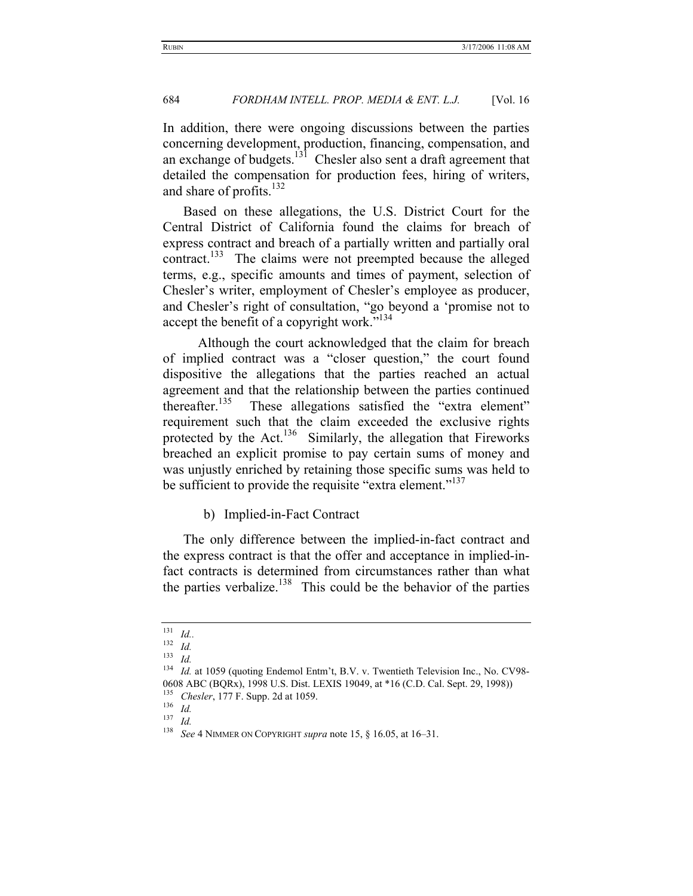In addition, there were ongoing discussions between the parties concerning development, production, financing, compensation, and an exchange of budgets.[131] Chesler also sent a draft agreement that detailed the compensation for production fees, hiring of writers, and share of profits.[132]

Based on these allegations, the U.S. District Court for the Central District of California found the claims for breach of express contract and breach of a partially written and partially oral contract.[133] The claims were not preempted because the alleged terms, e.g., specific amounts and times of payment, selection of Chesler's writer, employment of Chesler's employee as producer, and Chesler's right of consultation, "go beyond a 'promise not to accept the benefit of a copyright work.'"[134]

Although the court acknowledged that the claim for breach of implied contract was a "closer question," the court found dispositive the allegations that the parties reached an actual agreement and that the relationship between the parties continued thereafter.[135] These allegations satisfied the "extra element" requirement such that the claim exceeded the exclusive rights protected by the Act.[136] Similarly, the allegation that Fireworks breached an explicit promise to pay certain sums of money and was unjustly enriched by retaining those specific sums was held to be sufficient to provide the requisite "extra element."[137]

b) Implied-in-Fact Contract

The only difference between the implied-in-fact contract and the express contract is that the offer and acceptance in implied-in-fact contracts is determined from circumstances rather than what the parties verbalize.[138] This could be the behavior of the parties

---

[131] *Id.*.

[132] *Id.*

[133] *Id.*

[134] *Id.* at 1059 (quoting Endemol Entm't, B.V. v. Twentieth Television Inc., No. CV98-0608 ABC (BQRx), 1998 U.S. Dist. LEXIS 19049, at *16 (C.D. Cal. Sept. 29, 1998))

[135] *Chesler*, 177 F. Supp. 2d at 1059.

[136] *Id.*

[137] *Id.*

[138] *See* 4 NIMMER ON COPYRIGHT *supra* note 15, § 16.05, at 16–31.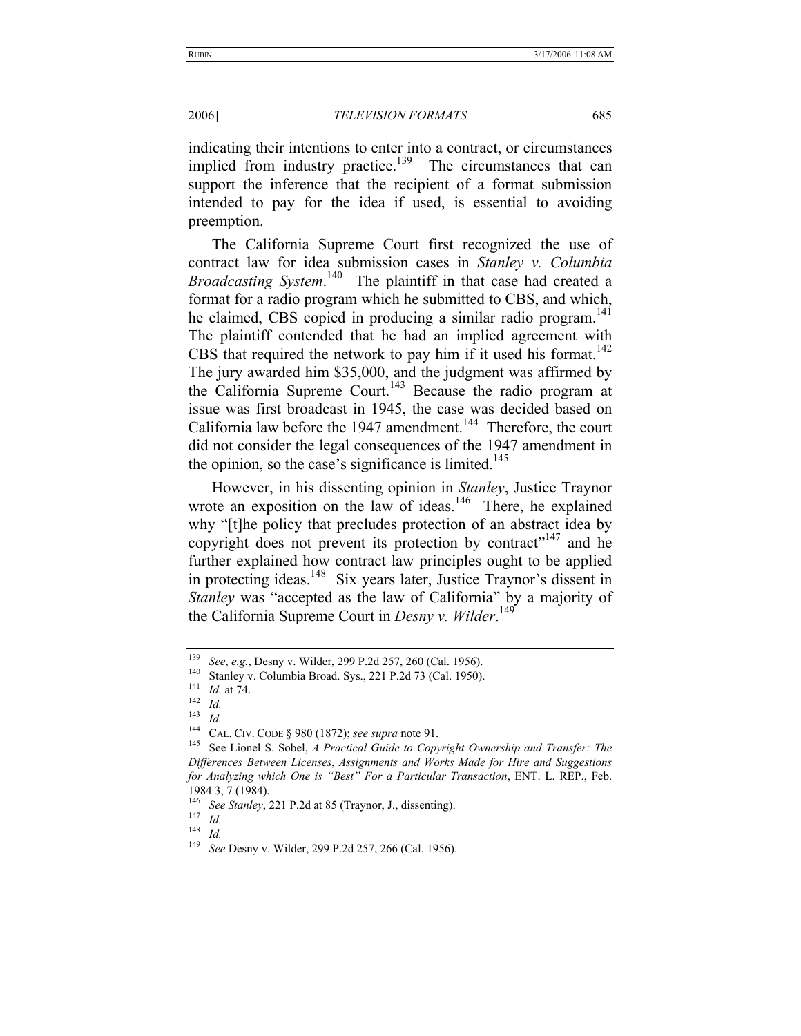indicating their intentions to enter into a contract, or circumstances implied from industry practice.[139] The circumstances that can support the inference that the recipient of a format submission intended to pay for the idea if used, is essential to avoiding preemption.

The California Supreme Court first recognized the use of contract law for idea submission cases in *Stanley v. Columbia Broadcasting System*.[140] The plaintiff in that case had created a format for a radio program which he submitted to CBS, and which, he claimed, CBS copied in producing a similar radio program.[141] The plaintiff contended that he had an implied agreement with CBS that required the network to pay him if it used his format.[142] The jury awarded him $35,000, and the judgment was affirmed by the California Supreme Court.[143] Because the radio program at issue was first broadcast in 1945, the case was decided based on California law before the 1947 amendment.[144] Therefore, the court did not consider the legal consequences of the 1947 amendment in the opinion, so the case's significance is limited.[145]

However, in his dissenting opinion in *Stanley*, Justice Traynor wrote an exposition on the law of ideas.[146] There, he explained why "[t]he policy that precludes protection of an abstract idea by copyright does not prevent its protection by contract"[147] and he further explained how contract law principles ought to be applied in protecting ideas.[148] Six years later, Justice Traynor's dissent in *Stanley* was "accepted as the law of California" by a majority of the California Supreme Court in *Desny v. Wilder*.[149]

---

[139] *See*, *e.g.*, Desny v. Wilder, 299 P.2d 257, 260 (Cal. 1956).

[140] Stanley v. Columbia Broad. Sys., 221 P.2d 73 (Cal. 1950).

[141] *Id.* at 74.

[142] *Id.*

[143] *Id.*

[144] CAL. CIV. CODE § 980 (1872); *see supra* note 91.

[145] See Lionel S. Sobel, *A Practical Guide to Copyright Ownership and Transfer: The Differences Between Licenses, Assignments and Works Made for Hire and Suggestions for Analyzing which One is "Best" For a Particular Transaction*, ENT. L. REP., Feb. 1984 3, 7 (1984).

[146] *See Stanley*, 221 P.2d at 85 (Traynor, J., dissenting).

[147] *Id.*

[148] *Id.*

[149] *See* Desny v. Wilder, 299 P.2d 257, 266 (Cal. 1956).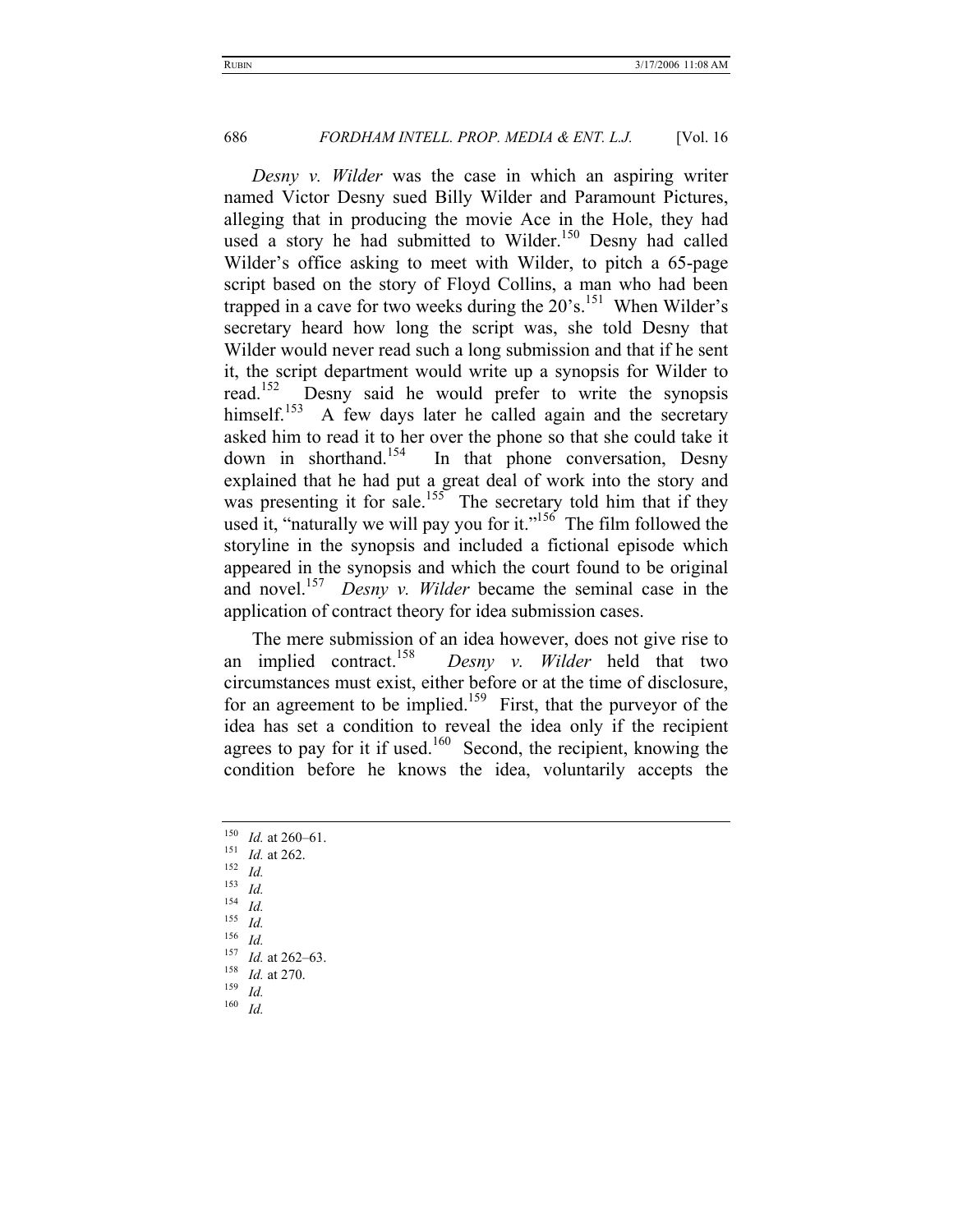*Desny v. Wilder* was the case in which an aspiring writer named Victor Desny sued Billy Wilder and Paramount Pictures, alleging that in producing the movie Ace in the Hole, they had used a story he had submitted to Wilder.[150] Desny had called Wilder's office asking to meet with Wilder, to pitch a 65-page script based on the story of Floyd Collins, a man who had been trapped in a cave for two weeks during the 20's.[151] When Wilder's secretary heard how long the script was, she told Desny that Wilder would never read such a long submission and that if he sent it, the script department would write up a synopsis for Wilder to read.[152] Desny said he would prefer to write the synopsis himself.[153] A few days later he called again and the secretary asked him to read it to her over the phone so that she could take it down in shorthand.[154] In that phone conversation, Desny explained that he had put a great deal of work into the story and was presenting it for sale.[155] The secretary told him that if they used it, "naturally we will pay you for it."[156] The film followed the storyline in the synopsis and included a fictional episode which appeared in the synopsis and which the court found to be original and novel.[157] *Desny v. Wilder* became the seminal case in the application of contract theory for idea submission cases.

The mere submission of an idea however, does not give rise to an implied contract.[158] *Desny v. Wilder* held that two circumstances must exist, either before or at the time of disclosure, for an agreement to be implied.[159] First, that the purveyor of the idea has set a condition to reveal the idea only if the recipient agrees to pay for it if used.[160] Second, the recipient, knowing the condition before he knows the idea, voluntarily accepts the

---

[150] *Id.* at 260–61.
[151] *Id.* at 262.
[152] *Id.*
[153] *Id.*
[154] *Id.*
[155] *Id.*
[156] *Id.*
[157] *Id.* at 262–63.
[158] *Id.* at 270.
[159] *Id.*
[160] *Id.*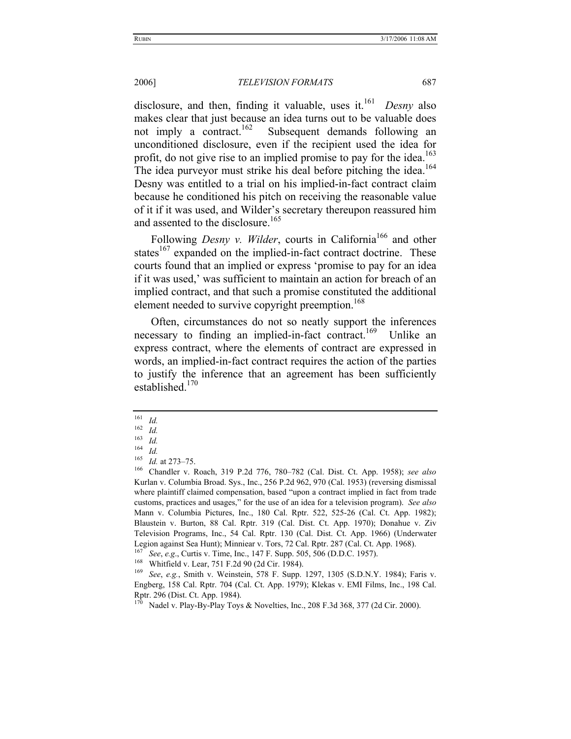disclosure, and then, finding it valuable, uses it.[161] *Desny* also makes clear that just because an idea turns out to be valuable does not imply a contract.[162] Subsequent demands following an unconditioned disclosure, even if the recipient used the idea for profit, do not give rise to an implied promise to pay for the idea.[163] The idea purveyor must strike his deal before pitching the idea.[164] Desny was entitled to a trial on his implied-in-fact contract claim because he conditioned his pitch on receiving the reasonable value of it if it was used, and Wilder's secretary thereupon reassured him and assented to the disclosure.[165]

Following *Desny v. Wilder*, courts in California[166] and other states[167] expanded on the implied-in-fact contract doctrine. These courts found that an implied or express 'promise to pay for an idea if it was used,' was sufficient to maintain an action for breach of an implied contract, and that such a promise constituted the additional element needed to survive copyright preemption.[168]

Often, circumstances do not so neatly support the inferences necessary to finding an implied-in-fact contract.[169] Unlike an express contract, where the elements of contract are expressed in words, an implied-in-fact contract requires the action of the parties to justify the inference that an agreement has been sufficiently established.[170]

---

[161] *Id.*

[162] *Id.*

[163] *Id.*

[164] *Id.*

[165] *Id.* at 273–75.

[166] Chandler v. Roach, 319 P.2d 776, 780–782 (Cal. Dist. Ct. App. 1958); *see also* Kurlan v. Columbia Broad. Sys., Inc., 256 P.2d 962, 970 (Cal. 1953) (reversing dismissal where plaintiff claimed compensation, based "upon a contract implied in fact from trade customs, practices and usages," for the use of an idea for a television program). *See also* Mann v. Columbia Pictures, Inc., 180 Cal. Rptr. 522, 525-26 (Cal. Ct. App. 1982); Blaustein v. Burton, 88 Cal. Rptr. 319 (Cal. Dist. Ct. App. 1970); Donahue v. Ziv Television Programs, Inc., 54 Cal. Rptr. 130 (Cal. Dist. Ct. App. 1966) (Underwater Legion against Sea Hunt); Minniear v. Tors, 72 Cal. Rptr. 287 (Cal. Ct. App. 1968).

[167] *See*, *e.g*., Curtis v. Time, Inc., 147 F. Supp. 505, 506 (D.D.C. 1957).

[168] Whitfield v. Lear, 751 F.2d 90 (2d Cir. 1984).

[169] *See*, *e.g.*, Smith v. Weinstein, 578 F. Supp. 1297, 1305 (S.D.N.Y. 1984); Faris v. Engberg, 158 Cal. Rptr. 704 (Cal. Ct. App. 1979); Klekas v. EMI Films, Inc., 198 Cal. Rptr. 296 (Dist. Ct. App. 1984).

[170] Nadel v. Play-By-Play Toys & Novelties, Inc., 208 F.3d 368, 377 (2d Cir. 2000).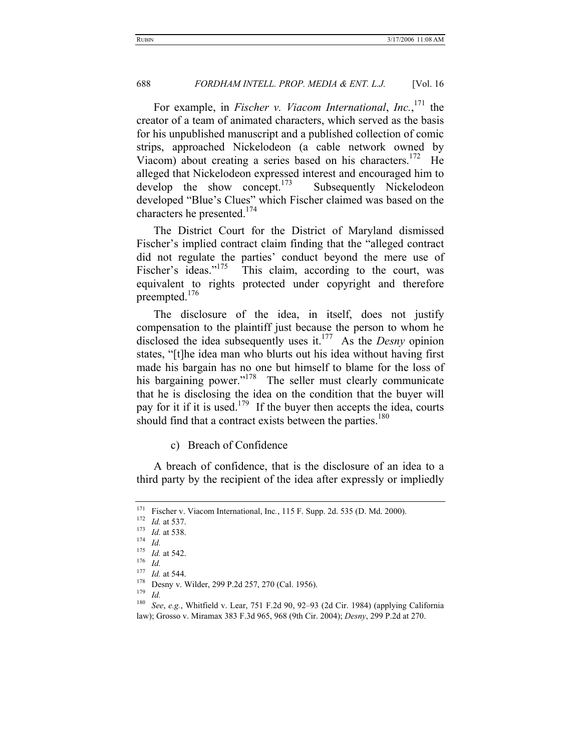For example, in *Fischer v. Viacom International*, *Inc.*,[171] the creator of a team of animated characters, which served as the basis for his unpublished manuscript and a published collection of comic strips, approached Nickelodeon (a cable network owned by Viacom) about creating a series based on his characters.[172] He alleged that Nickelodeon expressed interest and encouraged him to develop the show concept.[173] Subsequently Nickelodeon developed "Blue's Clues" which Fischer claimed was based on the characters he presented.[174]

The District Court for the District of Maryland dismissed Fischer's implied contract claim finding that the "alleged contract did not regulate the parties' conduct beyond the mere use of Fischer's ideas."[175] This claim, according to the court, was equivalent to rights protected under copyright and therefore preempted.[176]

The disclosure of the idea, in itself, does not justify compensation to the plaintiff just because the person to whom he disclosed the idea subsequently uses it.[177] As the *Desny* opinion states, "[t]he idea man who blurts out his idea without having first made his bargain has no one but himself to blame for the loss of his bargaining power."[178] The seller must clearly communicate that he is disclosing the idea on the condition that the buyer will pay for it if it is used.[179] If the buyer then accepts the idea, courts should find that a contract exists between the parties.[180]

c) Breach of Confidence

A breach of confidence, that is the disclosure of an idea to a third party by the recipient of the idea after expressly or impliedly

---

[171] Fischer v. Viacom International, Inc., 115 F. Supp. 2d. 535 (D. Md. 2000).

[172] *Id.* at 537.

[173] *Id.* at 538.

[174] *Id.*

[175] *Id.* at 542.

[176] *Id.*

[177] *Id.* at 544.

[178] Desny v. Wilder, 299 P.2d 257, 270 (Cal. 1956).

[179] *Id.*

[180] *See*, *e.g.*, Whitfield v. Lear, 751 F.2d 90, 92–93 (2d Cir. 1984) (applying California law); Grosso v. Miramax 383 F.3d 965, 968 (9th Cir. 2004); *Desny*, 299 P.2d at 270.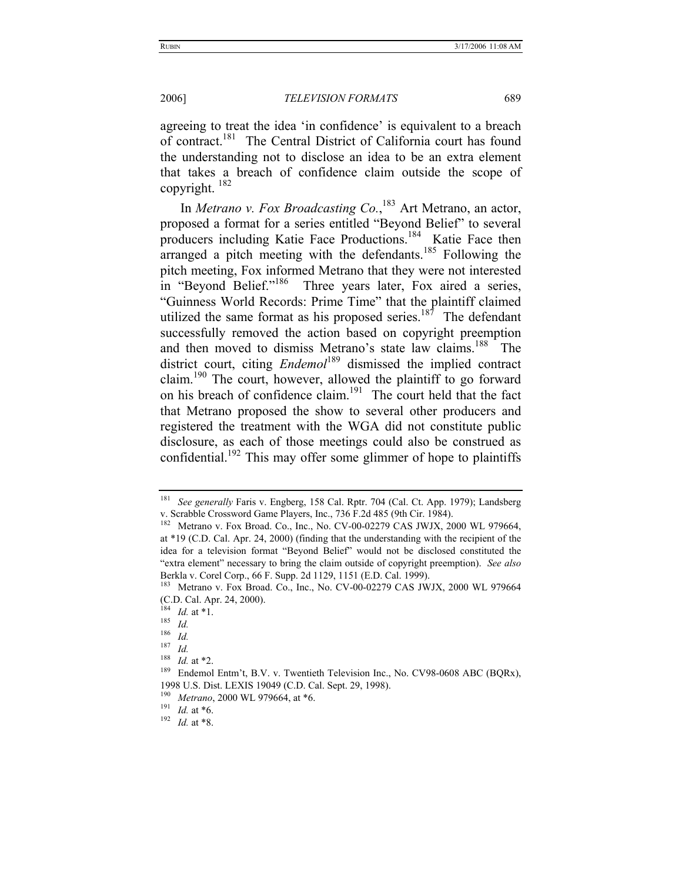agreeing to treat the idea 'in confidence' is equivalent to a breach of contract.[181] The Central District of California court has found the understanding not to disclose an idea to be an extra element that takes a breach of confidence claim outside the scope of copyright. [182]

In *Metrano v. Fox Broadcasting Co.*,[183] Art Metrano, an actor, proposed a format for a series entitled "Beyond Belief" to several producers including Katie Face Productions.[184] Katie Face then arranged a pitch meeting with the defendants.[185] Following the pitch meeting, Fox informed Metrano that they were not interested in "Beyond Belief."[186] Three years later, Fox aired a series, "Guinness World Records: Prime Time" that the plaintiff claimed utilized the same format as his proposed series.[187] The defendant successfully removed the action based on copyright preemption and then moved to dismiss Metrano's state law claims.[188] The district court, citing *Endemol*[189] dismissed the implied contract claim.[190] The court, however, allowed the plaintiff to go forward on his breach of confidence claim.[191] The court held that the fact that Metrano proposed the show to several other producers and registered the treatment with the WGA did not constitute public disclosure, as each of those meetings could also be construed as confidential.[192] This may offer some glimmer of hope to plaintiffs

---

[181] *See generally* Faris v. Engberg, 158 Cal. Rptr. 704 (Cal. Ct. App. 1979); Landsberg v. Scrabble Crossword Game Players, Inc., 736 F.2d 485 (9th Cir. 1984).

[182] Metrano v. Fox Broad. Co., Inc., No. CV-00-02279 CAS JWJX, 2000 WL 979664, at *19 (C.D. Cal. Apr. 24, 2000) (finding that the understanding with the recipient of the idea for a television format "Beyond Belief" would not be disclosed constituted the "extra element" necessary to bring the claim outside of copyright preemption). *See also* Berkla v. Corel Corp., 66 F. Supp. 2d 1129, 1151 (E.D. Cal. 1999).

[183] Metrano v. Fox Broad. Co., Inc., No. CV-00-02279 CAS JWJX, 2000 WL 979664 (C.D. Cal. Apr. 24, 2000).

[184] *Id.* at *1.

[185] *Id.*

[186] *Id.*

[187] *Id.*

[188] *Id.* at *2.

[189] Endemol Entm't, B.V. v. Twentieth Television Inc., No. CV98-0608 ABC (BQRx), 1998 U.S. Dist. LEXIS 19049 (C.D. Cal. Sept. 29, 1998).

[190] *Metrano*, 2000 WL 979664, at *6.

[191] *Id.* at *6.

[192] *Id.* at *8.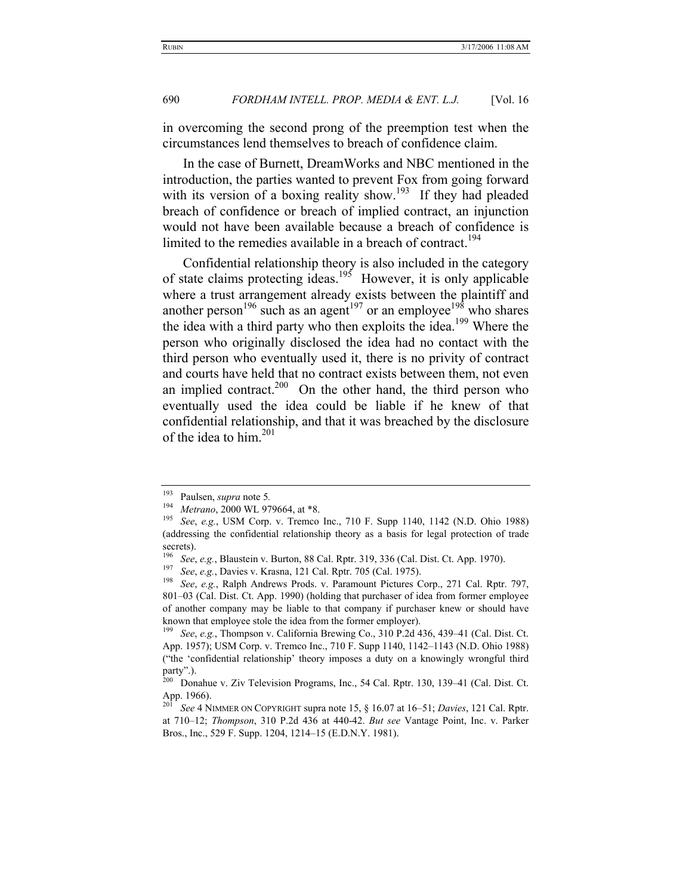in overcoming the second prong of the preemption test when the circumstances lend themselves to breach of confidence claim.

In the case of Burnett, DreamWorks and NBC mentioned in the introduction, the parties wanted to prevent Fox from going forward with its version of a boxing reality show.[193] If they had pleaded breach of confidence or breach of implied contract, an injunction would not have been available because a breach of confidence is limited to the remedies available in a breach of contract.[194]

Confidential relationship theory is also included in the category of state claims protecting ideas.[195] However, it is only applicable where a trust arrangement already exists between the plaintiff and another person[196] such as an agent[197] or an employee[198] who shares the idea with a third party who then exploits the idea.[199] Where the person who originally disclosed the idea had no contact with the third person who eventually used it, there is no privity of contract and courts have held that no contract exists between them, not even an implied contract.[200] On the other hand, the third person who eventually used the idea could be liable if he knew of that confidential relationship, and that it was breached by the disclosure of the idea to him.[201]

---

[193] Paulsen, *supra* note 5.

[194] *Metrano*, 2000 WL 979664, at *8.

[195] *See*, *e.g.*, USM Corp. v. Tremco Inc., 710 F. Supp 1140, 1142 (N.D. Ohio 1988) (addressing the confidential relationship theory as a basis for legal protection of trade secrets).

[196] *See*, *e.g.*, Blaustein v. Burton, 88 Cal. Rptr. 319, 336 (Cal. Dist. Ct. App. 1970).

[197] *See*, *e.g.*, Davies v. Krasna, 121 Cal. Rptr. 705 (Cal. 1975).

[198] *See*, *e.g.*, Ralph Andrews Prods. v. Paramount Pictures Corp., 271 Cal. Rptr. 797, 801–03 (Cal. Dist. Ct. App. 1990) (holding that purchaser of idea from former employee of another company may be liable to that company if purchaser knew or should have known that employee stole the idea from the former employer).

[199] *See*, *e.g.*, Thompson v. California Brewing Co., 310 P.2d 436, 439–41 (Cal. Dist. Ct. App. 1957); USM Corp. v. Tremco Inc., 710 F. Supp 1140, 1142–1143 (N.D. Ohio 1988) ("the 'confidential relationship' theory imposes a duty on a knowingly wrongful third party".).

[200] Donahue v. Ziv Television Programs, Inc., 54 Cal. Rptr. 130, 139–41 (Cal. Dist. Ct. App. 1966).

[201] *See* 4 NIMMER ON COPYRIGHT supra note 15, § 16.07 at 16–51; *Davies*, 121 Cal. Rptr. at 710–12; *Thompson*, 310 P.2d 436 at 440-42. *But see* Vantage Point, Inc. v. Parker Bros., Inc., 529 F. Supp. 1204, 1214–15 (E.D.N.Y. 1981).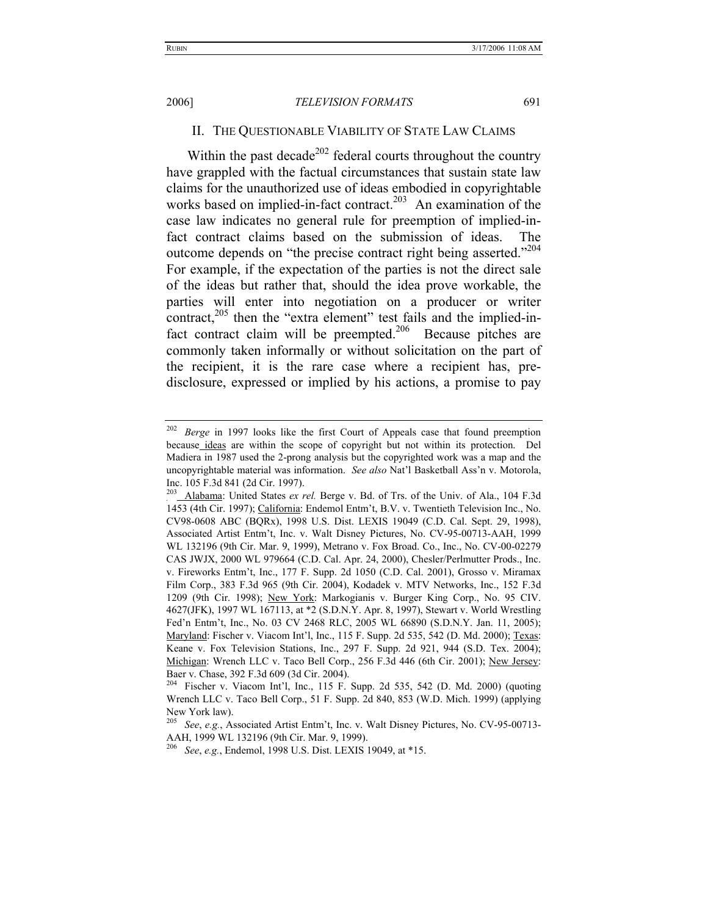## II. THE QUESTIONABLE VIABILITY OF STATE LAW CLAIMS

Within the past decade[202] federal courts throughout the country have grappled with the factual circumstances that sustain state law claims for the unauthorized use of ideas embodied in copyrightable works based on implied-in-fact contract.[203] An examination of the case law indicates no general rule for preemption of implied-in-fact contract claims based on the submission of ideas. The outcome depends on "the precise contract right being asserted."[204] For example, if the expectation of the parties is not the direct sale of the ideas but rather that, should the idea prove workable, the parties will enter into negotiation on a producer or writer contract,[205] then the "extra element" test fails and the implied-in-fact contract claim will be preempted.[206] Because pitches are commonly taken informally or without solicitation on the part of the recipient, it is the rare case where a recipient has, pre-disclosure, expressed or implied by his actions, a promise to pay

---

[202] *Berge* in 1997 looks like the first Court of Appeals case that found preemption because ideas are within the scope of copyright but not within its protection. Del Madiera in 1987 used the 2-prong analysis but the copyrighted work was a map and the uncopyrightable material was information. *See also* Nat'l Basketball Ass'n v. Motorola, Inc. 105 F.3d 841 (2d Cir. 1997).

[203] Alabama: United States *ex rel.* Berge v. Bd. of Trs. of the Univ. of Ala., 104 F.3d 1453 (4th Cir. 1997); California: Endemol Entm't, B.V. v. Twentieth Television Inc., No. CV98-0608 ABC (BQRx), 1998 U.S. Dist. LEXIS 19049 (C.D. Cal. Sept. 29, 1998), Associated Artist Entm't, Inc. v. Walt Disney Pictures, No. CV-95-00713-AAH, 1999 WL 132196 (9th Cir. Mar. 9, 1999), Metrano v. Fox Broad. Co., Inc., No. CV-00-02279 CAS JWJX, 2000 WL 979664 (C.D. Cal. Apr. 24, 2000), Chesler/Perlmutter Prods., Inc. v. Fireworks Entm't, Inc., 177 F. Supp. 2d 1050 (C.D. Cal. 2001), Grosso v. Miramax Film Corp., 383 F.3d 965 (9th Cir. 2004), Kodadek v. MTV Networks, Inc., 152 F.3d 1209 (9th Cir. 1998); New York: Markogianis v. Burger King Corp., No. 95 CIV. 4627(JFK), 1997 WL 167113, at *2 (S.D.N.Y. Apr. 8, 1997), Stewart v. World Wrestling Fed'n Entm't, Inc., No. 03 CV 2468 RLC, 2005 WL 66890 (S.D.N.Y. Jan. 11, 2005); Maryland: Fischer v. Viacom Int'l, Inc., 115 F. Supp. 2d 535, 542 (D. Md. 2000); Texas: Keane v. Fox Television Stations, Inc., 297 F. Supp. 2d 921, 944 (S.D. Tex. 2004); Michigan: Wrench LLC v. Taco Bell Corp., 256 F.3d 446 (6th Cir. 2001); New Jersey: Baer v. Chase, 392 F.3d 609 (3d Cir. 2004).

[204] Fischer v. Viacom Int'l, Inc., 115 F. Supp. 2d 535, 542 (D. Md. 2000) (quoting Wrench LLC v. Taco Bell Corp., 51 F. Supp. 2d 840, 853 (W.D. Mich. 1999) (applying New York law).

[205] *See*, *e.g.*, Associated Artist Entm't, Inc. v. Walt Disney Pictures, No. CV-95-00713-AAH, 1999 WL 132196 (9th Cir. Mar. 9, 1999).

[206] *See*, *e.g.*, Endemol, 1998 U.S. Dist. LEXIS 19049, at *15.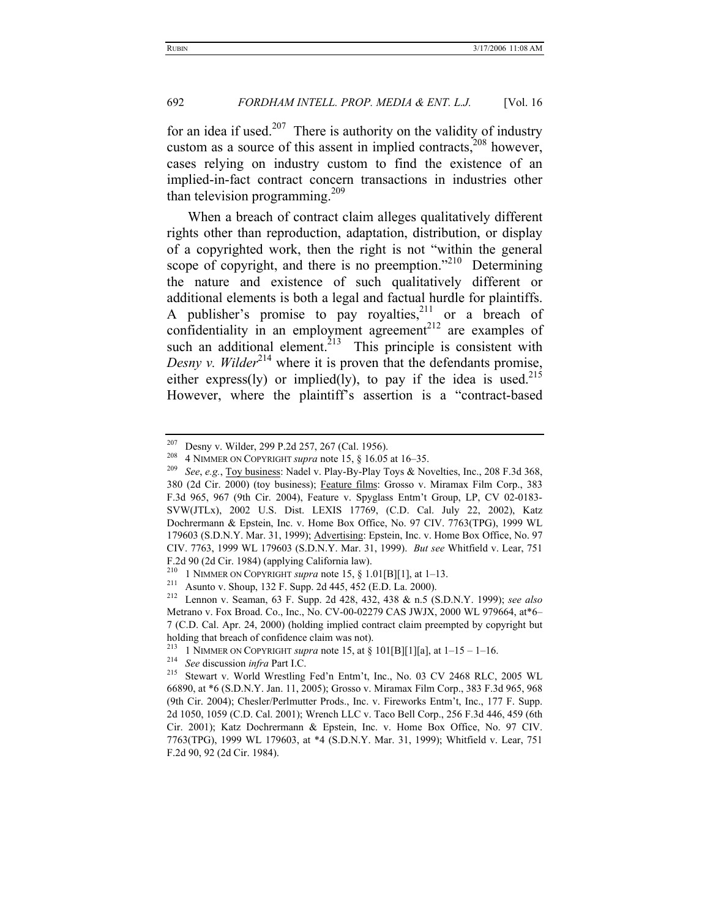for an idea if used.[207] There is authority on the validity of industry custom as a source of this assent in implied contracts,[208] however, cases relying on industry custom to find the existence of an implied-in-fact contract concern transactions in industries other than television programming.[209]

When a breach of contract claim alleges qualitatively different rights other than reproduction, adaptation, distribution, or display of a copyrighted work, then the right is not "within the general scope of copyright, and there is no preemption."[210] Determining the nature and existence of such qualitatively different or additional elements is both a legal and factual hurdle for plaintiffs. A publisher's promise to pay royalties,[211] or a breach of confidentiality in an employment agreement[212] are examples of such an additional element.[213] This principle is consistent with *Desny v. Wilder*[214] where it is proven that the defendants promise, either express(ly) or implied(ly), to pay if the idea is used.[215] However, where the plaintiff's assertion is a "contract-based

---

[207] Desny v. Wilder, 299 P.2d 257, 267 (Cal. 1956).

[208] 4 NIMMER ON COPYRIGHT *supra* note 15, § 16.05 at 16–35.

[209] *See*, *e.g.*, Toy business: Nadel v. Play-By-Play Toys & Novelties, Inc., 208 F.3d 368, 380 (2d Cir. 2000) (toy business); Feature films: Grosso v. Miramax Film Corp., 383 F.3d 965, 967 (9th Cir. 2004), Feature v. Spyglass Entm't Group, LP, CV 02-0183-SVW(JTLx), 2002 U.S. Dist. LEXIS 17769, (C.D. Cal. July 22, 2002), Katz Dochrermann & Epstein, Inc. v. Home Box Office, No. 97 CIV. 7763(TPG), 1999 WL 179603 (S.D.N.Y. Mar. 31, 1999); Advertising: Epstein, Inc. v. Home Box Office, No. 97 CIV. 7763, 1999 WL 179603 (S.D.N.Y. Mar. 31, 1999). *But see* Whitfield v. Lear, 751 F.2d 90 (2d Cir. 1984) (applying California law).

[210] 1 NIMMER ON COPYRIGHT *supra* note 15, § 1.01[B][1], at 1–13.

[211] Asunto v. Shoup, 132 F. Supp. 2d 445, 452 (E.D. La. 2000).

[212] Lennon v. Seaman, 63 F. Supp. 2d 428, 432, 438 & n.5 (S.D.N.Y. 1999); *see also* Metrano v. Fox Broad. Co., Inc., No. CV-00-02279 CAS JWJX, 2000 WL 979664, at*6–7 (C.D. Cal. Apr. 24, 2000) (holding implied contract claim preempted by copyright but holding that breach of confidence claim was not).

[213] 1 NIMMER ON COPYRIGHT *supra* note 15, at § 101[B][1][a], at 1–15 – 1–16.

[214] *See* discussion *infra* Part I.C.

[215] Stewart v. World Wrestling Fed'n Entm't, Inc., No. 03 CV 2468 RLC, 2005 WL 66890, at *6 (S.D.N.Y. Jan. 11, 2005); Grosso v. Miramax Film Corp., 383 F.3d 965, 968 (9th Cir. 2004); Chesler/Perlmutter Prods., Inc. v. Fireworks Entm't, Inc., 177 F. Supp. 2d 1050, 1059 (C.D. Cal. 2001); Wrench LLC v. Taco Bell Corp., 256 F.3d 446, 459 (6th Cir. 2001); Katz Dochrermann & Epstein, Inc. v. Home Box Office, No. 97 CIV. 7763(TPG), 1999 WL 179603, at *4 (S.D.N.Y. Mar. 31, 1999); Whitfield v. Lear, 751 F.2d 90, 92 (2d Cir. 1984).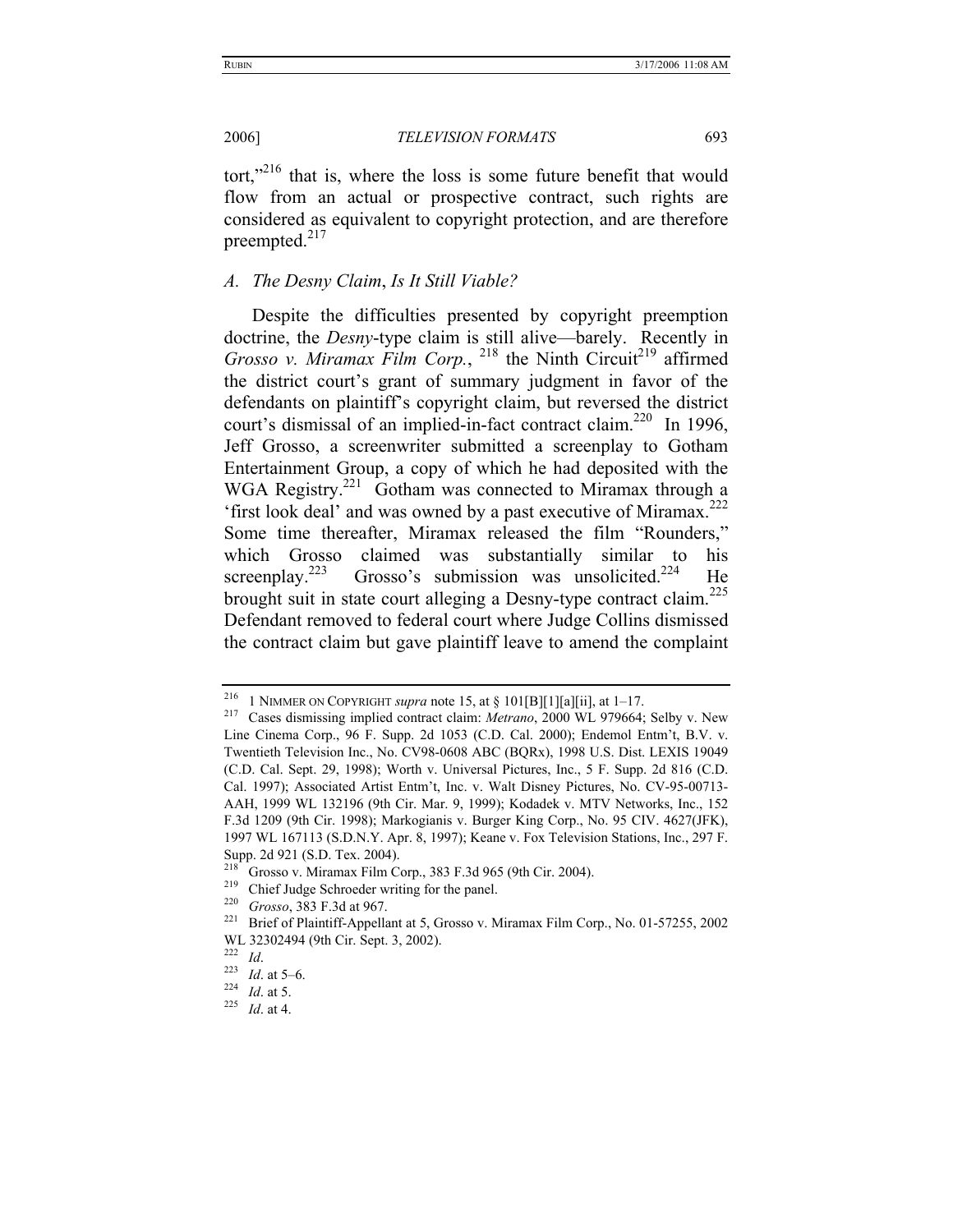tort,"[216] that is, where the loss is some future benefit that would flow from an actual or prospective contract, such rights are considered as equivalent to copyright protection, and are therefore preempted.[217]

### *A. The Desny Claim, Is It Still Viable?*

Despite the difficulties presented by copyright preemption doctrine, the *Desny*-type claim is still alive—barely. Recently in *Grosso v. Miramax Film Corp.*,[218] the Ninth Circuit[219] affirmed the district court's grant of summary judgment in favor of the defendants on plaintiff's copyright claim, but reversed the district court's dismissal of an implied-in-fact contract claim.[220] In 1996, Jeff Grosso, a screenwriter submitted a screenplay to Gotham Entertainment Group, a copy of which he had deposited with the WGA Registry.[221] Gotham was connected to Miramax through a 'first look deal' and was owned by a past executive of Miramax.[222] Some time thereafter, Miramax released the film "Rounders," which Grosso claimed was substantially similar to his screenplay.[223] Grosso's submission was unsolicited.[224] He brought suit in state court alleging a Desny-type contract claim.[225] Defendant removed to federal court where Judge Collins dismissed the contract claim but gave plaintiff leave to amend the complaint

---

[216] 1 NIMMER ON COPYRIGHT *supra* note 15, at § 101[B][1][a][ii], at 1–17.

[217] Cases dismissing implied contract claim: *Metrano*, 2000 WL 979664; Selby v. New Line Cinema Corp., 96 F. Supp. 2d 1053 (C.D. Cal. 2000); Endemol Entm't, B.V. v. Twentieth Television Inc., No. CV98-0608 ABC (BQRx), 1998 U.S. Dist. LEXIS 19049 (C.D. Cal. Sept. 29, 1998); Worth v. Universal Pictures, Inc., 5 F. Supp. 2d 816 (C.D. Cal. 1997); Associated Artist Entm't, Inc. v. Walt Disney Pictures, No. CV-95-00713-AAH, 1999 WL 132196 (9th Cir. Mar. 9, 1999); Kodadek v. MTV Networks, Inc., 152 F.3d 1209 (9th Cir. 1998); Markogianis v. Burger King Corp., No. 95 CIV. 4627(JFK), 1997 WL 167113 (S.D.N.Y. Apr. 8, 1997); Keane v. Fox Television Stations, Inc., 297 F. Supp. 2d 921 (S.D. Tex. 2004).

[218] Grosso v. Miramax Film Corp., 383 F.3d 965 (9th Cir. 2004).

[219] Chief Judge Schroeder writing for the panel.

[220] *Grosso*, 383 F.3d at 967.

[221] Brief of Plaintiff-Appellant at 5, Grosso v. Miramax Film Corp., No. 01-57255, 2002 WL 32302494 (9th Cir. Sept. 3, 2002).

[222] *Id*.

[223] *Id*. at 5–6.

[224] *Id*. at 5.

[225] *Id*. at 4.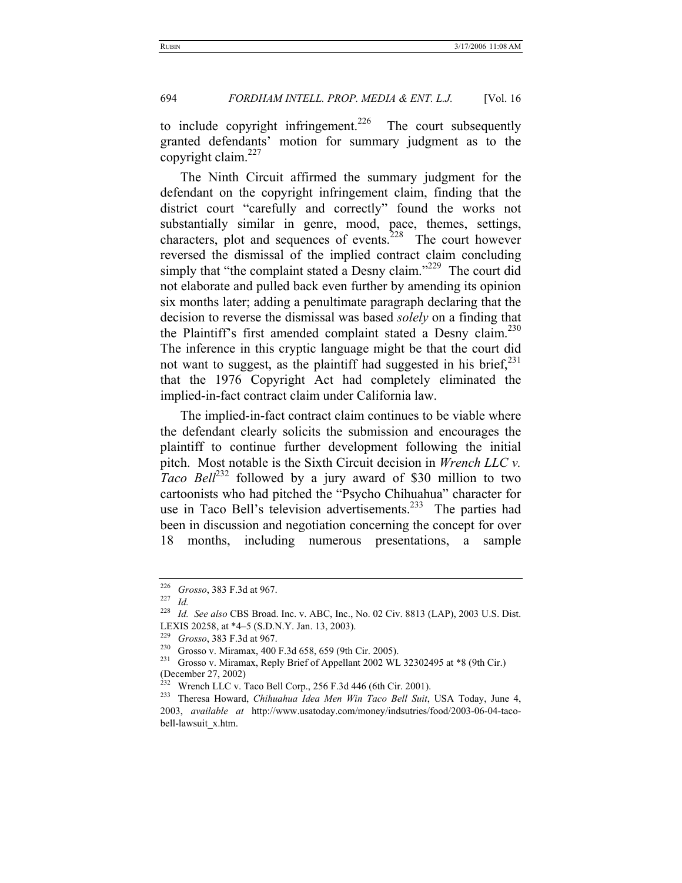to include copyright infringement.[226] The court subsequently granted defendants' motion for summary judgment as to the copyright claim.[227]

The Ninth Circuit affirmed the summary judgment for the defendant on the copyright infringement claim, finding that the district court "carefully and correctly" found the works not substantially similar in genre, mood, pace, themes, settings, characters, plot and sequences of events.[228] The court however reversed the dismissal of the implied contract claim concluding simply that "the complaint stated a Desny claim."[229] The court did not elaborate and pulled back even further by amending its opinion six months later; adding a penultimate paragraph declaring that the decision to reverse the dismissal was based *solely* on a finding that the Plaintiff's first amended complaint stated a Desny claim.[230] The inference in this cryptic language might be that the court did not want to suggest, as the plaintiff had suggested in his brief,[231] that the 1976 Copyright Act had completely eliminated the implied-in-fact contract claim under California law.

The implied-in-fact contract claim continues to be viable where the defendant clearly solicits the submission and encourages the plaintiff to continue further development following the initial pitch. Most notable is the Sixth Circuit decision in *Wrench LLC v. Taco Bell*[232] followed by a jury award of $30 million to two cartoonists who had pitched the "Psycho Chihuahua" character for use in Taco Bell's television advertisements.[233] The parties had been in discussion and negotiation concerning the concept for over 18 months, including numerous presentations, a sample

---

[226] *Grosso*, 383 F.3d at 967.

[227] *Id.*

[228] *Id. See also* CBS Broad. Inc. v. ABC, Inc., No. 02 Civ. 8813 (LAP), 2003 U.S. Dist. LEXIS 20258, at *4–5 (S.D.N.Y. Jan. 13, 2003).

[229] *Grosso*, 383 F.3d at 967.

[230] Grosso v. Miramax, 400 F.3d 658, 659 (9th Cir. 2005).

[231] Grosso v. Miramax, Reply Brief of Appellant 2002 WL 32302495 at *8 (9th Cir.) (December 27, 2002)

[232] Wrench LLC v. Taco Bell Corp., 256 F.3d 446 (6th Cir. 2001).

[233] Theresa Howard, *Chihuahua Idea Men Win Taco Bell Suit*, USA Today, June 4, 2003, *available at* http://www.usatoday.com/money/indsutries/food/2003-06-04-taco-bell-lawsuit_x.htm.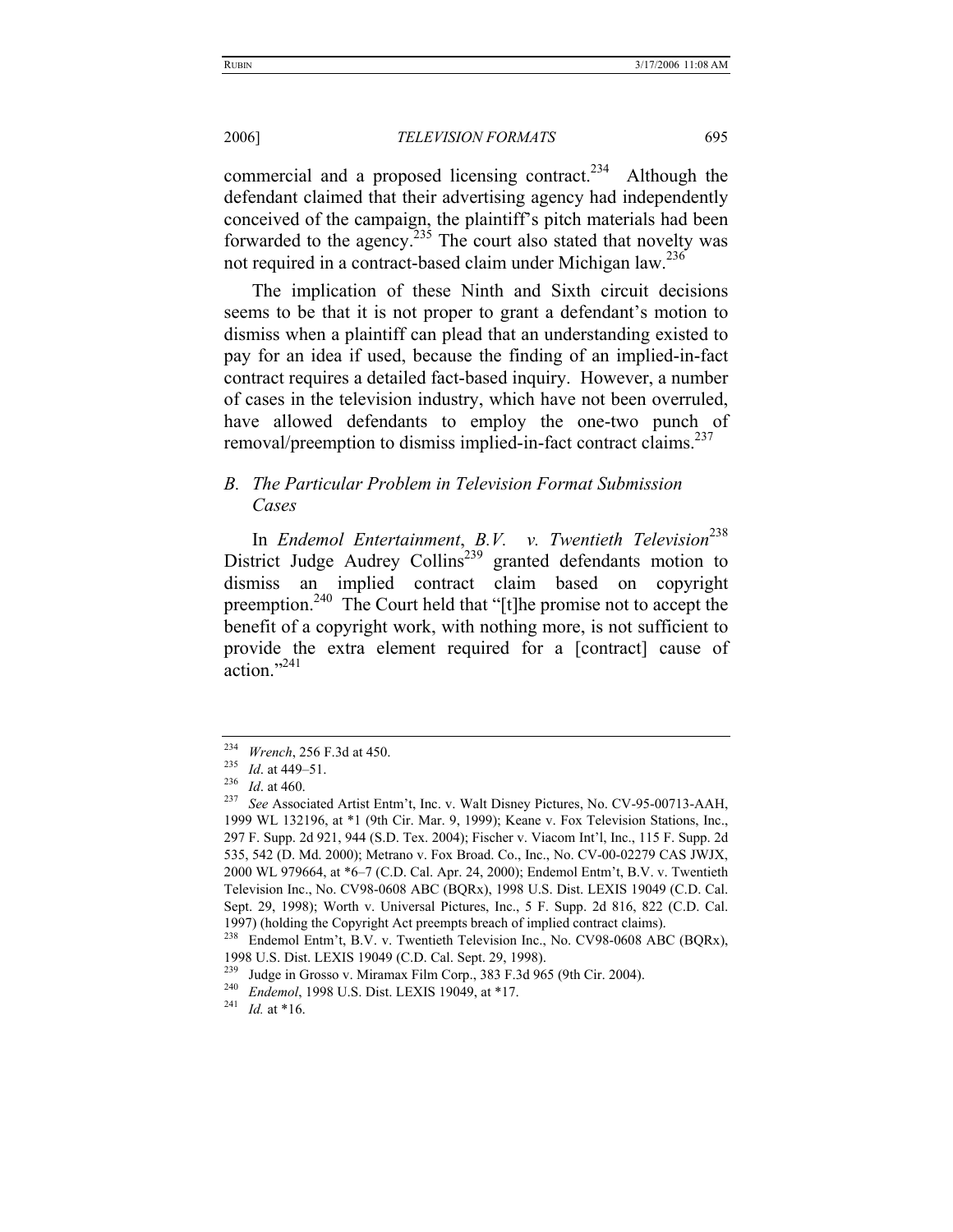commercial and a proposed licensing contract.[234] Although the defendant claimed that their advertising agency had independently conceived of the campaign, the plaintiff's pitch materials had been forwarded to the agency.[235] The court also stated that novelty was not required in a contract-based claim under Michigan law.[236]

The implication of these Ninth and Sixth circuit decisions seems to be that it is not proper to grant a defendant's motion to dismiss when a plaintiff can plead that an understanding existed to pay for an idea if used, because the finding of an implied-in-fact contract requires a detailed fact-based inquiry. However, a number of cases in the television industry, which have not been overruled, have allowed defendants to employ the one-two punch of removal/preemption to dismiss implied-in-fact contract claims.[237]

### *B. The Particular Problem in Television Format Submission Cases*

In *Endemol Entertainment*, *B.V. v. Twentieth Television*[238] District Judge Audrey Collins[239] granted defendants motion to dismiss an implied contract claim based on copyright preemption.[240] The Court held that "[t]he promise not to accept the benefit of a copyright work, with nothing more, is not sufficient to provide the extra element required for a [contract] cause of action."[241]

---

[234] *Wrench*, 256 F.3d at 450.

[235] *Id*. at 449–51.

[236] *Id*. at 460.

[237] *See* Associated Artist Entm't, Inc. v. Walt Disney Pictures, No. CV-95-00713-AAH, 1999 WL 132196, at *1 (9th Cir. Mar. 9, 1999); Keane v. Fox Television Stations, Inc., 297 F. Supp. 2d 921, 944 (S.D. Tex. 2004); Fischer v. Viacom Int'l, Inc., 115 F. Supp. 2d 535, 542 (D. Md. 2000); Metrano v. Fox Broad. Co., Inc., No. CV-00-02279 CAS JWJX, 2000 WL 979664, at *6–7 (C.D. Cal. Apr. 24, 2000); Endemol Entm't, B.V. v. Twentieth Television Inc., No. CV98-0608 ABC (BQRx), 1998 U.S. Dist. LEXIS 19049 (C.D. Cal. Sept. 29, 1998); Worth v. Universal Pictures, Inc., 5 F. Supp. 2d 816, 822 (C.D. Cal. 1997) (holding the Copyright Act preempts breach of implied contract claims).

[238] Endemol Entm't, B.V. v. Twentieth Television Inc., No. CV98-0608 ABC (BQRx), 1998 U.S. Dist. LEXIS 19049 (C.D. Cal. Sept. 29, 1998).

[239] Judge in Grosso v. Miramax Film Corp., 383 F.3d 965 (9th Cir. 2004).

[240] *Endemol*, 1998 U.S. Dist. LEXIS 19049, at *17.

[241] *Id.* at *16.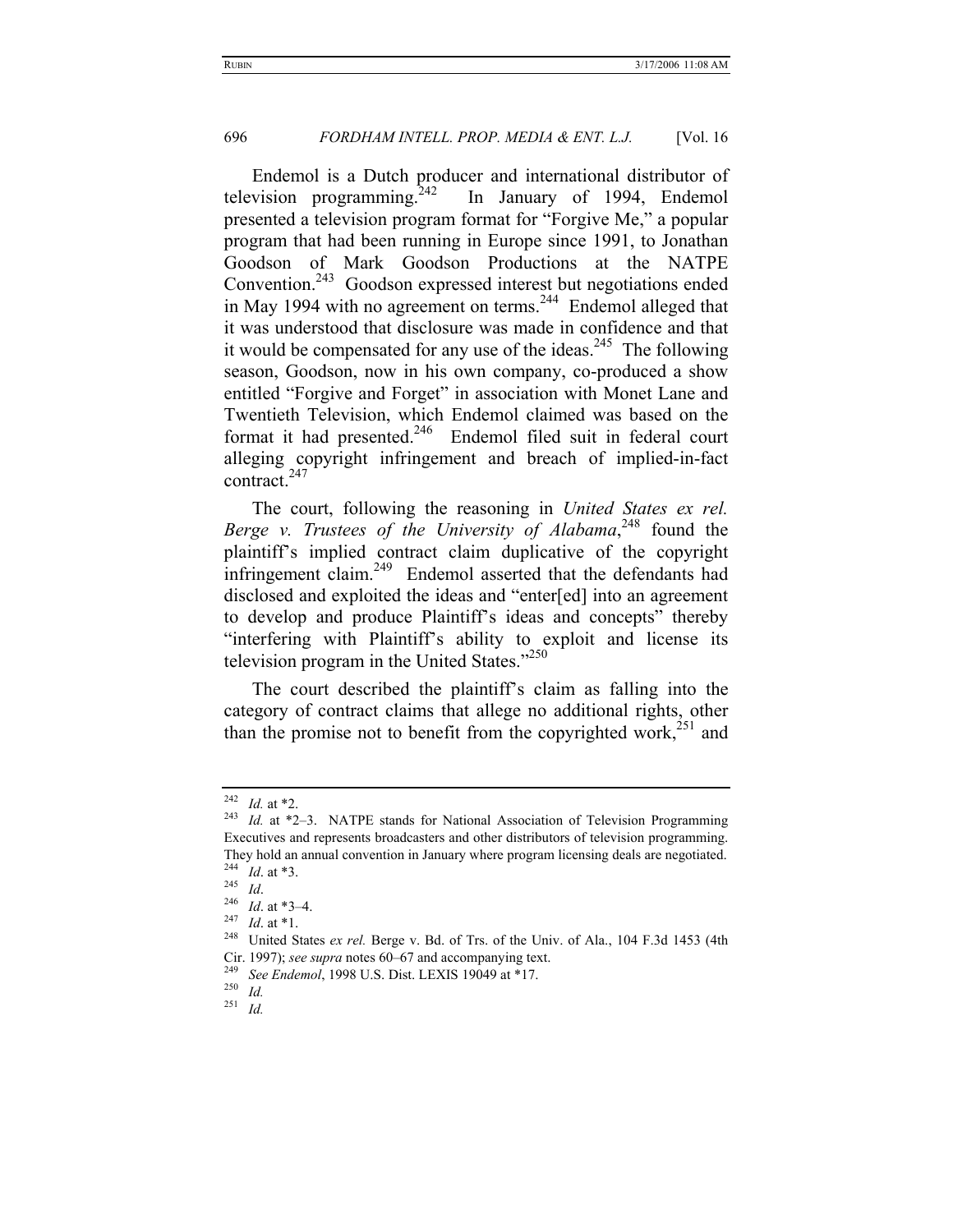Endemol is a Dutch producer and international distributor of television programming.[242] In January of 1994, Endemol presented a television program format for "Forgive Me," a popular program that had been running in Europe since 1991, to Jonathan Goodson of Mark Goodson Productions at the NATPE Convention.[243] Goodson expressed interest but negotiations ended in May 1994 with no agreement on terms.[244] Endemol alleged that it was understood that disclosure was made in confidence and that it would be compensated for any use of the ideas.[245] The following season, Goodson, now in his own company, co-produced a show entitled "Forgive and Forget" in association with Monet Lane and Twentieth Television, which Endemol claimed was based on the format it had presented.[246] Endemol filed suit in federal court alleging copyright infringement and breach of implied-in-fact contract.[247]

The court, following the reasoning in *United States ex rel. Berge v. Trustees of the University of Alabama*,[248] found the plaintiff's implied contract claim duplicative of the copyright infringement claim.[249] Endemol asserted that the defendants had disclosed and exploited the ideas and "enter[ed] into an agreement to develop and produce Plaintiff's ideas and concepts" thereby "interfering with Plaintiff's ability to exploit and license its television program in the United States."[250]

The court described the plaintiff's claim as falling into the category of contract claims that allege no additional rights, other than the promise not to benefit from the copyrighted work,[251] and

---

[242] *Id.* at *2.

[243] *Id.* at *2–3. NATPE stands for National Association of Television Programming Executives and represents broadcasters and other distributors of television programming. They hold an annual convention in January where program licensing deals are negotiated.

[244] *Id*. at *3.

[245] *Id*.

[246] *Id*. at *3–4.

[247] *Id*. at *1.

[248] United States *ex rel.* Berge v. Bd. of Trs. of the Univ. of Ala., 104 F.3d 1453 (4th Cir. 1997); *see supra* notes 60–67 and accompanying text.

[249] *See Endemol*, 1998 U.S. Dist. LEXIS 19049 at *17.

[250] *Id.*

[251] *Id.*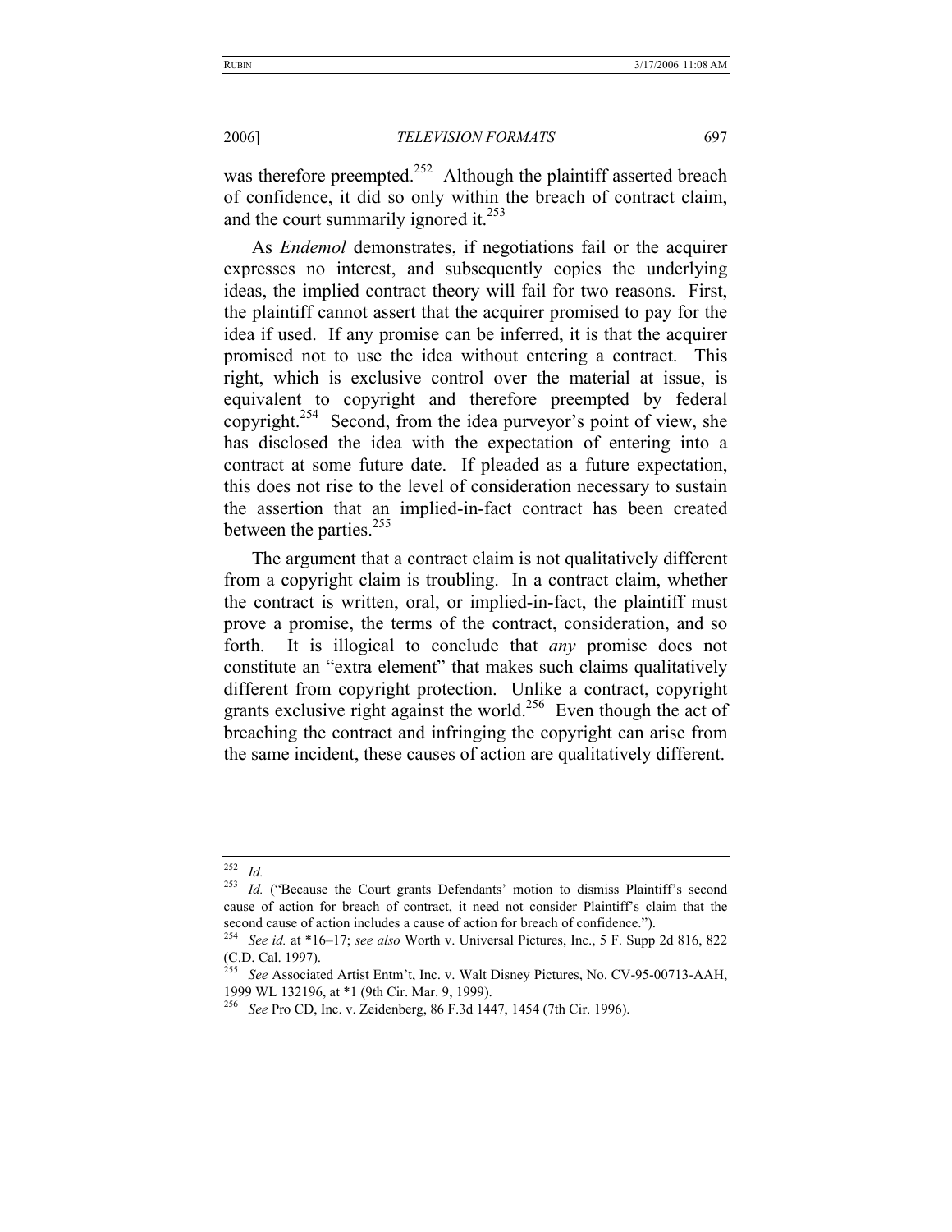was therefore preempted.[252] Although the plaintiff asserted breach of confidence, it did so only within the breach of contract claim, and the court summarily ignored it.[253]

As *Endemol* demonstrates, if negotiations fail or the acquirer expresses no interest, and subsequently copies the underlying ideas, the implied contract theory will fail for two reasons. First, the plaintiff cannot assert that the acquirer promised to pay for the idea if used. If any promise can be inferred, it is that the acquirer promised not to use the idea without entering a contract. This right, which is exclusive control over the material at issue, is equivalent to copyright and therefore preempted by federal copyright.[254] Second, from the idea purveyor's point of view, she has disclosed the idea with the expectation of entering into a contract at some future date. If pleaded as a future expectation, this does not rise to the level of consideration necessary to sustain the assertion that an implied-in-fact contract has been created between the parties.[255]

The argument that a contract claim is not qualitatively different from a copyright claim is troubling. In a contract claim, whether the contract is written, oral, or implied-in-fact, the plaintiff must prove a promise, the terms of the contract, consideration, and so forth. It is illogical to conclude that *any* promise does not constitute an "extra element" that makes such claims qualitatively different from copyright protection. Unlike a contract, copyright grants exclusive right against the world.[256] Even though the act of breaching the contract and infringing the copyright can arise from the same incident, these causes of action are qualitatively different.

---

[252] *Id.*

[253] *Id.* ("Because the Court grants Defendants' motion to dismiss Plaintiff's second cause of action for breach of contract, it need not consider Plaintiff's claim that the second cause of action includes a cause of action for breach of confidence.").

[254] *See id.* at *16–17; *see also* Worth v. Universal Pictures, Inc., 5 F. Supp 2d 816, 822 (C.D. Cal. 1997).

[255] *See* Associated Artist Entm't, Inc. v. Walt Disney Pictures, No. CV-95-00713-AAH, 1999 WL 132196, at *1 (9th Cir. Mar. 9, 1999).

[256] *See* Pro CD, Inc. v. Zeidenberg, 86 F.3d 1447, 1454 (7th Cir. 1996).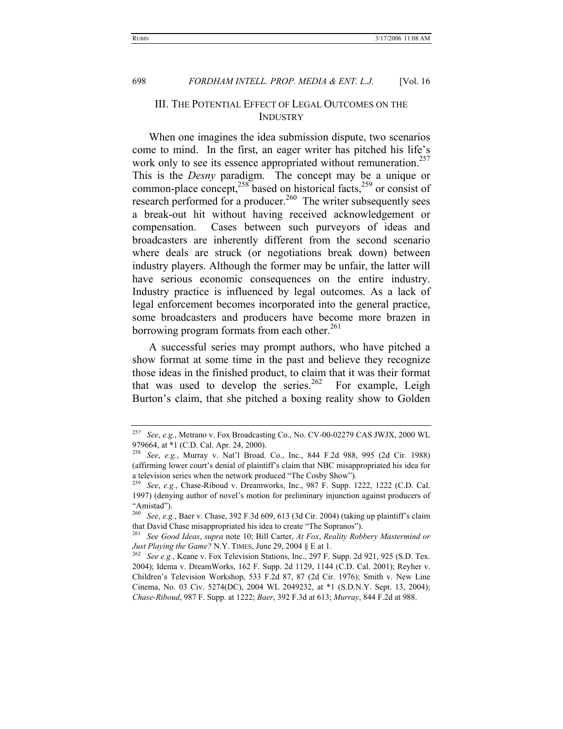## III. THE POTENTIAL EFFECT OF LEGAL OUTCOMES ON THE INDUSTRY

When one imagines the idea submission dispute, two scenarios come to mind. In the first, an eager writer has pitched his life's work only to see its essence appropriated without remuneration.[257] This is the *Desny* paradigm. The concept may be a unique or common-place concept,[258] based on historical facts,[259] or consist of research performed for a producer.[260] The writer subsequently sees a break-out hit without having received acknowledgement or compensation. Cases between such purveyors of ideas and broadcasters are inherently different from the second scenario where deals are struck (or negotiations break down) between industry players. Although the former may be unfair, the latter will have serious economic consequences on the entire industry. Industry practice is influenced by legal outcomes. As a lack of legal enforcement becomes incorporated into the general practice, some broadcasters and producers have become more brazen in borrowing program formats from each other.[261]

A successful series may prompt authors, who have pitched a show format at some time in the past and believe they recognize those ideas in the finished product, to claim that it was their format that was used to develop the series.[262] For example, Leigh Burton's claim, that she pitched a boxing reality show to Golden

---

[257] *See*, *e.g.*, Metrano v. Fox Broadcasting Co., No. CV-00-02279 CAS JWJX, 2000 WL 979664, at *1 (C.D. Cal. Apr. 24, 2000).

[258] *See*, *e.g.*, Murray v. Nat'l Broad. Co., Inc., 844 F.2d 988, 995 (2d Cir. 1988) (affirming lower court's denial of plaintiff's claim that NBC misappropriated his idea for a television series when the network produced "The Cosby Show").

[259] *See*, *e.g.*, Chase-Riboud v. Dreamworks, Inc., 987 F. Supp. 1222, 1222 (C.D. Cal. 1997) (denying author of novel's motion for preliminary injunction against producers of "Amistad").

[260] *See*, *e.g.*, Baer v. Chase, 392 F.3d 609, 613 (3d Cir. 2004) (taking up plaintiff's claim that David Chase misappropriated his idea to create "The Sopranos").

[261] *See Good Ideas*, *supra* note 10; Bill Carter, *At Fox*, *Reality Robbery Mastermind or Just Playing the Game?* N.Y. TIMES, June 29, 2004 § E at 1.

[262] *See e.g.*, Keane v. Fox Television Stations, Inc., 297 F. Supp. 2d 921, 925 (S.D. Tex. 2004); Idema v. DreamWorks, 162 F. Supp. 2d 1129, 1144 (C.D. Cal. 2001); Reyher v. Children's Television Workshop, 533 F.2d 87, 87 (2d Cir. 1976); Smith v. New Line Cinema, No. 03 Civ. 5274(DC), 2004 WL 2049232, at *1 (S.D.N.Y. Sept. 13, 2004); *Chase-Riboud*, 987 F. Supp. at 1222; *Baer*, 392 F.3d at 613; *Murray*, 844 F.2d at 988.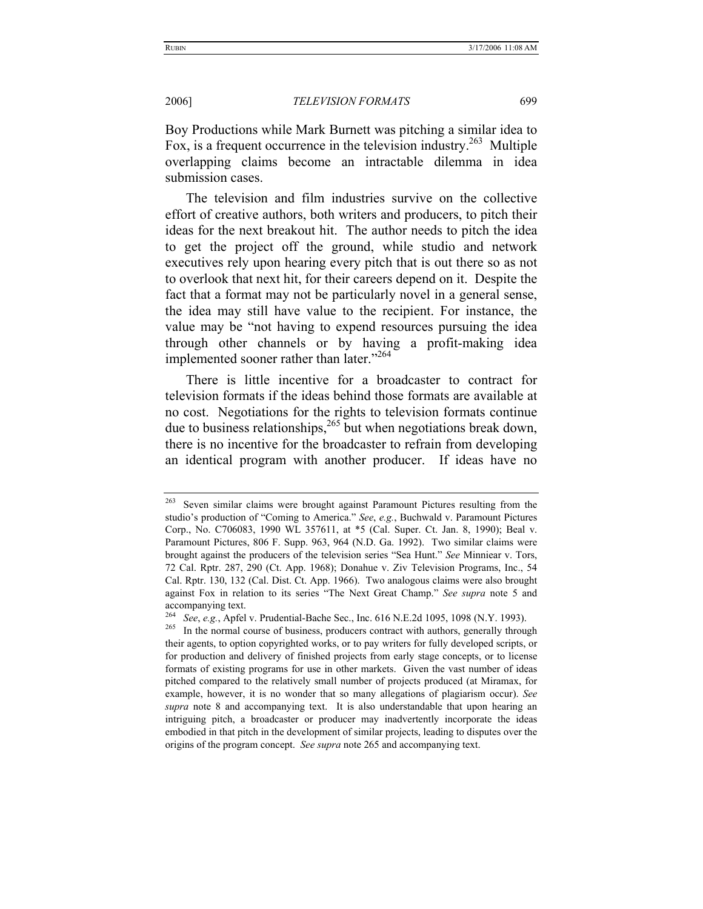Boy Productions while Mark Burnett was pitching a similar idea to Fox, is a frequent occurrence in the television industry.[263] Multiple overlapping claims become an intractable dilemma in idea submission cases.

The television and film industries survive on the collective effort of creative authors, both writers and producers, to pitch their ideas for the next breakout hit. The author needs to pitch the idea to get the project off the ground, while studio and network executives rely upon hearing every pitch that is out there so as not to overlook that next hit, for their careers depend on it. Despite the fact that a format may not be particularly novel in a general sense, the idea may still have value to the recipient. For instance, the value may be "not having to expend resources pursuing the idea through other channels or by having a profit-making idea implemented sooner rather than later."[264]

There is little incentive for a broadcaster to contract for television formats if the ideas behind those formats are available at no cost. Negotiations for the rights to television formats continue due to business relationships,[265] but when negotiations break down, there is no incentive for the broadcaster to refrain from developing an identical program with another producer. If ideas have no

---

[263] Seven similar claims were brought against Paramount Pictures resulting from the studio's production of "Coming to America." *See*, *e.g.*, Buchwald v. Paramount Pictures Corp., No. C706083, 1990 WL 357611, at *5 (Cal. Super. Ct. Jan. 8, 1990); Beal v. Paramount Pictures, 806 F. Supp. 963, 964 (N.D. Ga. 1992). Two similar claims were brought against the producers of the television series "Sea Hunt." *See* Minniear v. Tors, 72 Cal. Rptr. 287, 290 (Ct. App. 1968); Donahue v. Ziv Television Programs, Inc., 54 Cal. Rptr. 130, 132 (Cal. Dist. Ct. App. 1966). Two analogous claims were also brought against Fox in relation to its series "The Next Great Champ." *See supra* note 5 and accompanying text.

[264] *See*, *e.g.*, Apfel v. Prudential-Bache Sec., Inc. 616 N.E.2d 1095, 1098 (N.Y. 1993).

[265] In the normal course of business, producers contract with authors, generally through their agents, to option copyrighted works, or to pay writers for fully developed scripts, or for production and delivery of finished projects from early stage concepts, or to license formats of existing programs for use in other markets. Given the vast number of ideas pitched compared to the relatively small number of projects produced (at Miramax, for example, however, it is no wonder that so many allegations of plagiarism occur). *See supra* note 8 and accompanying text. It is also understandable that upon hearing an intriguing pitch, a broadcaster or producer may inadvertently incorporate the ideas embodied in that pitch in the development of similar projects, leading to disputes over the origins of the program concept. *See supra* note 265 and accompanying text.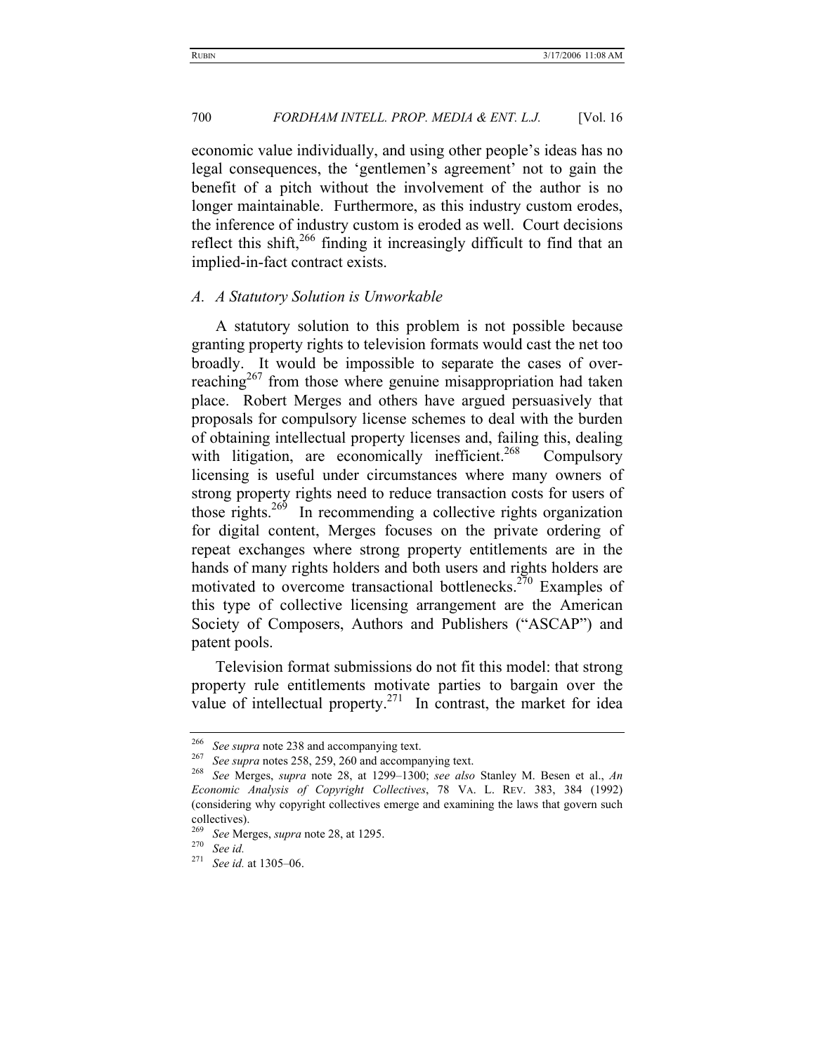economic value individually, and using other people's ideas has no legal consequences, the 'gentlemen's agreement' not to gain the benefit of a pitch without the involvement of the author is no longer maintainable. Furthermore, as this industry custom erodes, the inference of industry custom is eroded as well. Court decisions reflect this shift,[266] finding it increasingly difficult to find that an implied-in-fact contract exists.

### *A. A Statutory Solution is Unworkable*

A statutory solution to this problem is not possible because granting property rights to television formats would cast the net too broadly. It would be impossible to separate the cases of over-reaching[267] from those where genuine misappropriation had taken place. Robert Merges and others have argued persuasively that proposals for compulsory license schemes to deal with the burden of obtaining intellectual property licenses and, failing this, dealing with litigation, are economically inefficient.[268] Compulsory licensing is useful under circumstances where many owners of strong property rights need to reduce transaction costs for users of those rights.[269] In recommending a collective rights organization for digital content, Merges focuses on the private ordering of repeat exchanges where strong property entitlements are in the hands of many rights holders and both users and rights holders are motivated to overcome transactional bottlenecks.[270] Examples of this type of collective licensing arrangement are the American Society of Composers, Authors and Publishers ("ASCAP") and patent pools.

Television format submissions do not fit this model: that strong property rule entitlements motivate parties to bargain over the value of intellectual property.[271] In contrast, the market for idea

---

[266] *See supra* note 238 and accompanying text.

[267] *See supra* notes 258, 259, 260 and accompanying text.

[268] *See* Merges, *supra* note 28, at 1299–1300; *see also* Stanley M. Besen et al., *An Economic Analysis of Copyright Collectives*, 78 VA. L. REV. 383, 384 (1992) (considering why copyright collectives emerge and examining the laws that govern such collectives).

[269] *See* Merges, *supra* note 28, at 1295.

[270] *See id.*

[271] *See id.* at 1305–06.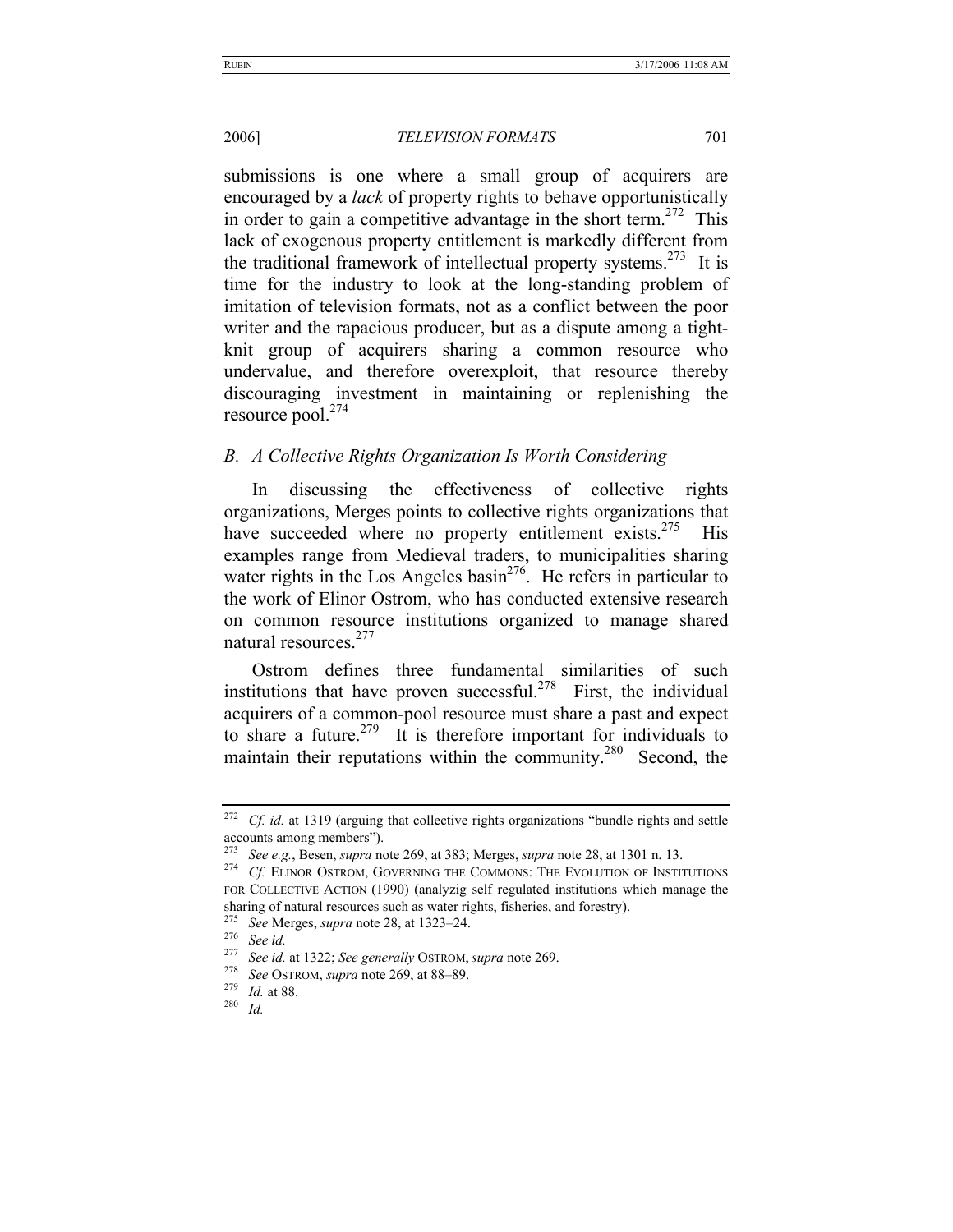submissions is one where a small group of acquirers are encouraged by a *lack* of property rights to behave opportunistically in order to gain a competitive advantage in the short term.[272] This lack of exogenous property entitlement is markedly different from the traditional framework of intellectual property systems.[273] It is time for the industry to look at the long-standing problem of imitation of television formats, not as a conflict between the poor writer and the rapacious producer, but as a dispute among a tight-knit group of acquirers sharing a common resource who undervalue, and therefore overexploit, that resource thereby discouraging investment in maintaining or replenishing the resource pool.[274]

### *B. A Collective Rights Organization Is Worth Considering*

In discussing the effectiveness of collective rights organizations, Merges points to collective rights organizations that have succeeded where no property entitlement exists.[275] His examples range from Medieval traders, to municipalities sharing water rights in the Los Angeles basin[276]. He refers in particular to the work of Elinor Ostrom, who has conducted extensive research on common resource institutions organized to manage shared natural resources.[277]

Ostrom defines three fundamental similarities of such institutions that have proven successful.[278] First, the individual acquirers of a common-pool resource must share a past and expect to share a future.[279] It is therefore important for individuals to maintain their reputations within the community.[280] Second, the

---

[272] *Cf. id.* at 1319 (arguing that collective rights organizations "bundle rights and settle accounts among members").

[273] *See e.g.*, Besen, *supra* note 269, at 383; Merges, *supra* note 28, at 1301 n. 13.

[274] *Cf.* ELINOR OSTROM, GOVERNING THE COMMONS: THE EVOLUTION OF INSTITUTIONS FOR COLLECTIVE ACTION (1990) (analyzig self regulated institutions which manage the sharing of natural resources such as water rights, fisheries, and forestry).

[275] *See* Merges, *supra* note 28, at 1323–24.

[276] *See id.*

[277] *See id.* at 1322; *See generally* OSTROM, *supra* note 269.

[278] *See* OSTROM, *supra* note 269, at 88–89.

[279] *Id.* at 88.

[280] *Id.*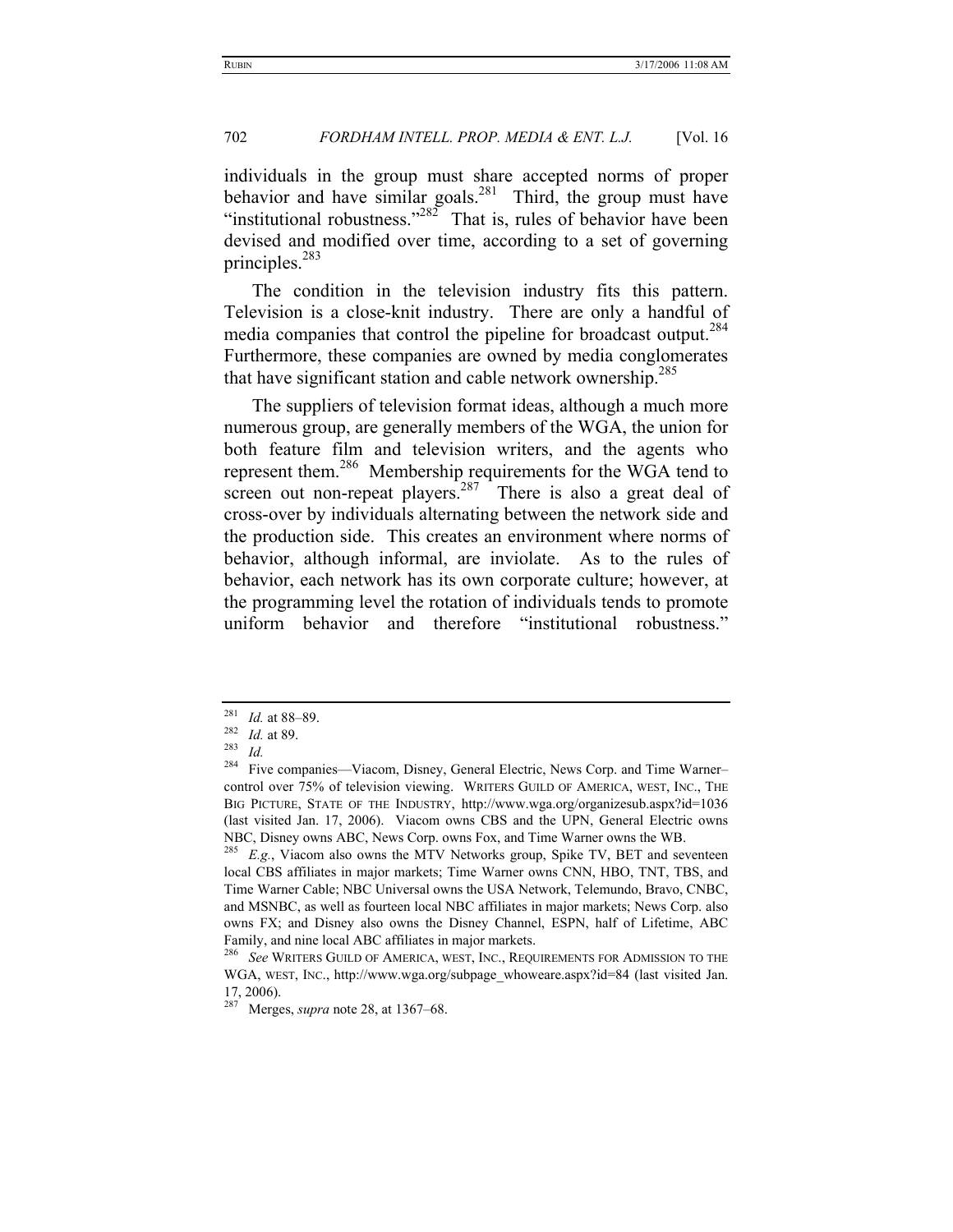individuals in the group must share accepted norms of proper behavior and have similar goals.[281] Third, the group must have "institutional robustness."[282] That is, rules of behavior have been devised and modified over time, according to a set of governing principles.[283]

The condition in the television industry fits this pattern. Television is a close-knit industry. There are only a handful of media companies that control the pipeline for broadcast output.[284] Furthermore, these companies are owned by media conglomerates that have significant station and cable network ownership.[285]

The suppliers of television format ideas, although a much more numerous group, are generally members of the WGA, the union for both feature film and television writers, and the agents who represent them.[286] Membership requirements for the WGA tend to screen out non-repeat players.[287] There is also a great deal of cross-over by individuals alternating between the network side and the production side. This creates an environment where norms of behavior, although informal, are inviolate. As to the rules of behavior, each network has its own corporate culture; however, at the programming level the rotation of individuals tends to promote uniform behavior and therefore "institutional robustness."

---

[281] *Id.* at 88–89.

[282] *Id.* at 89.

[283] *Id.*

[284] Five companies—Viacom, Disney, General Electric, News Corp. and Time Warner–control over 75% of television viewing. WRITERS GUILD OF AMERICA, WEST, INC., THE BIG PICTURE, STATE OF THE INDUSTRY, http://www.wga.org/organizesub.aspx?id=1036 (last visited Jan. 17, 2006). Viacom owns CBS and the UPN, General Electric owns NBC, Disney owns ABC, News Corp. owns Fox, and Time Warner owns the WB.

[285] *E.g.*, Viacom also owns the MTV Networks group, Spike TV, BET and seventeen local CBS affiliates in major markets; Time Warner owns CNN, HBO, TNT, TBS, and Time Warner Cable; NBC Universal owns the USA Network, Telemundo, Bravo, CNBC, and MSNBC, as well as fourteen local NBC affiliates in major markets; News Corp. also owns FX; and Disney also owns the Disney Channel, ESPN, half of Lifetime, ABC Family, and nine local ABC affiliates in major markets.

[286] *See* WRITERS GUILD OF AMERICA, WEST, INC., REQUIREMENTS FOR ADMISSION TO THE WGA, WEST, INC., http://www.wga.org/subpage_whoweare.aspx?id=84 (last visited Jan. 17, 2006).

[287] Merges, *supra* note 28, at 1367–68.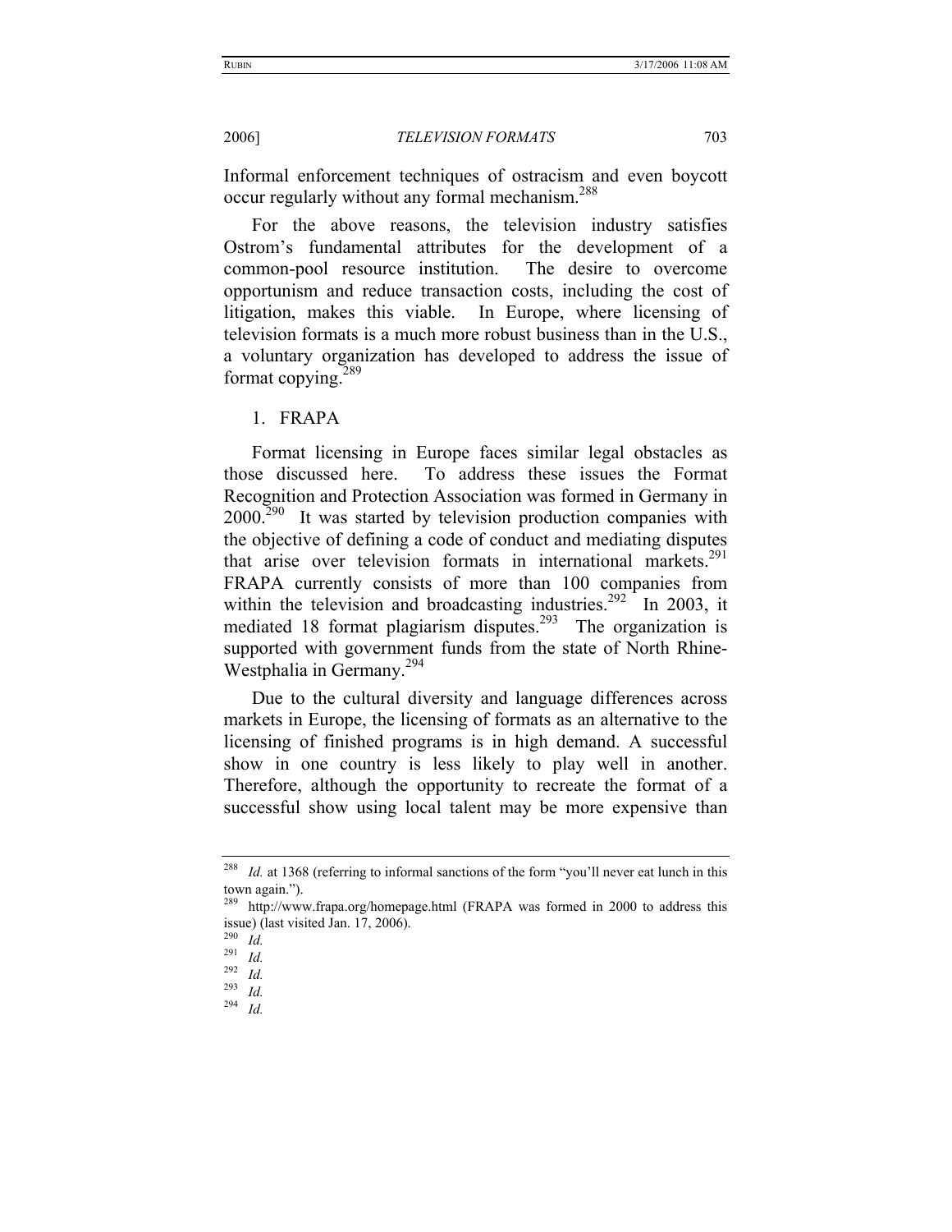Informal enforcement techniques of ostracism and even boycott occur regularly without any formal mechanism.[288]

For the above reasons, the television industry satisfies Ostrom's fundamental attributes for the development of a common-pool resource institution. The desire to overcome opportunism and reduce transaction costs, including the cost of litigation, makes this viable. In Europe, where licensing of television formats is a much more robust business than in the U.S., a voluntary organization has developed to address the issue of format copying.[289]

1. FRAPA

Format licensing in Europe faces similar legal obstacles as those discussed here. To address these issues the Format Recognition and Protection Association was formed in Germany in 2000.[290] It was started by television production companies with the objective of defining a code of conduct and mediating disputes that arise over television formats in international markets.[291] FRAPA currently consists of more than 100 companies from within the television and broadcasting industries.[292] In 2003, it mediated 18 format plagiarism disputes.[293] The organization is supported with government funds from the state of North Rhine-Westphalia in Germany.[294]

Due to the cultural diversity and language differences across markets in Europe, the licensing of formats as an alternative to the licensing of finished programs is in high demand. A successful show in one country is less likely to play well in another. Therefore, although the opportunity to recreate the format of a successful show using local talent may be more expensive than

---

[288] *Id.* at 1368 (referring to informal sanctions of the form "you'll never eat lunch in this town again.").

[289] http://www.frapa.org/homepage.html (FRAPA was formed in 2000 to address this issue) (last visited Jan. 17, 2006).

[290] *Id.*

[291] *Id.*

[292] *Id.*

[293] *Id.*

[294] *Id.*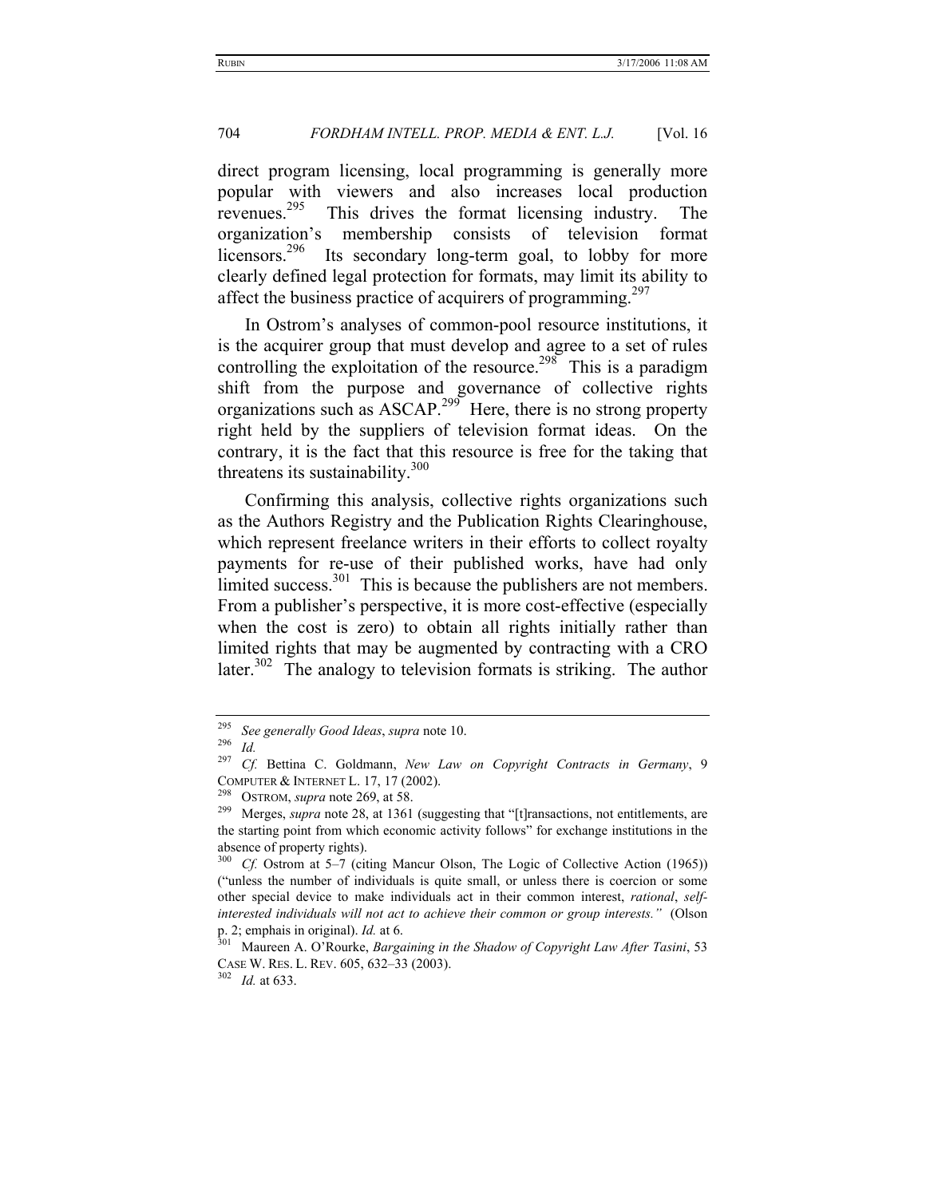direct program licensing, local programming is generally more popular with viewers and also increases local production revenues.[295] This drives the format licensing industry. The organization's membership consists of television format licensors.[296] Its secondary long-term goal, to lobby for more clearly defined legal protection for formats, may limit its ability to affect the business practice of acquirers of programming.[297]

In Ostrom's analyses of common-pool resource institutions, it is the acquirer group that must develop and agree to a set of rules controlling the exploitation of the resource.[298] This is a paradigm shift from the purpose and governance of collective rights organizations such as ASCAP.[299] Here, there is no strong property right held by the suppliers of television format ideas. On the contrary, it is the fact that this resource is free for the taking that threatens its sustainability.[300]

Confirming this analysis, collective rights organizations such as the Authors Registry and the Publication Rights Clearinghouse, which represent freelance writers in their efforts to collect royalty payments for re-use of their published works, have had only limited success.[301] This is because the publishers are not members. From a publisher's perspective, it is more cost-effective (especially when the cost is zero) to obtain all rights initially rather than limited rights that may be augmented by contracting with a CRO later.[302] The analogy to television formats is striking. The author

---

[295] *See generally Good Ideas*, *supra* note 10.

[296] *Id.*

[297] *Cf.* Bettina C. Goldmann, *New Law on Copyright Contracts in Germany*, 9 COMPUTER & INTERNET L. 17, 17 (2002).

[298] OSTROM, *supra* note 269, at 58.

[299] Merges, *supra* note 28, at 1361 (suggesting that "[t]ransactions, not entitlements, are the starting point from which economic activity follows" for exchange institutions in the absence of property rights).

[300] *Cf.* Ostrom at 5–7 (citing Mancur Olson, The Logic of Collective Action (1965)) ("unless the number of individuals is quite small, or unless there is coercion or some other special device to make individuals act in their common interest, *rational*, *self-interested individuals will not act to achieve their common or group interests."* (Olson p. 2; emphais in original). *Id.* at 6.

[301] Maureen A. O'Rourke, *Bargaining in the Shadow of Copyright Law After Tasini*, 53 CASE W. RES. L. REV. 605, 632–33 (2003).

[302] *Id.* at 633.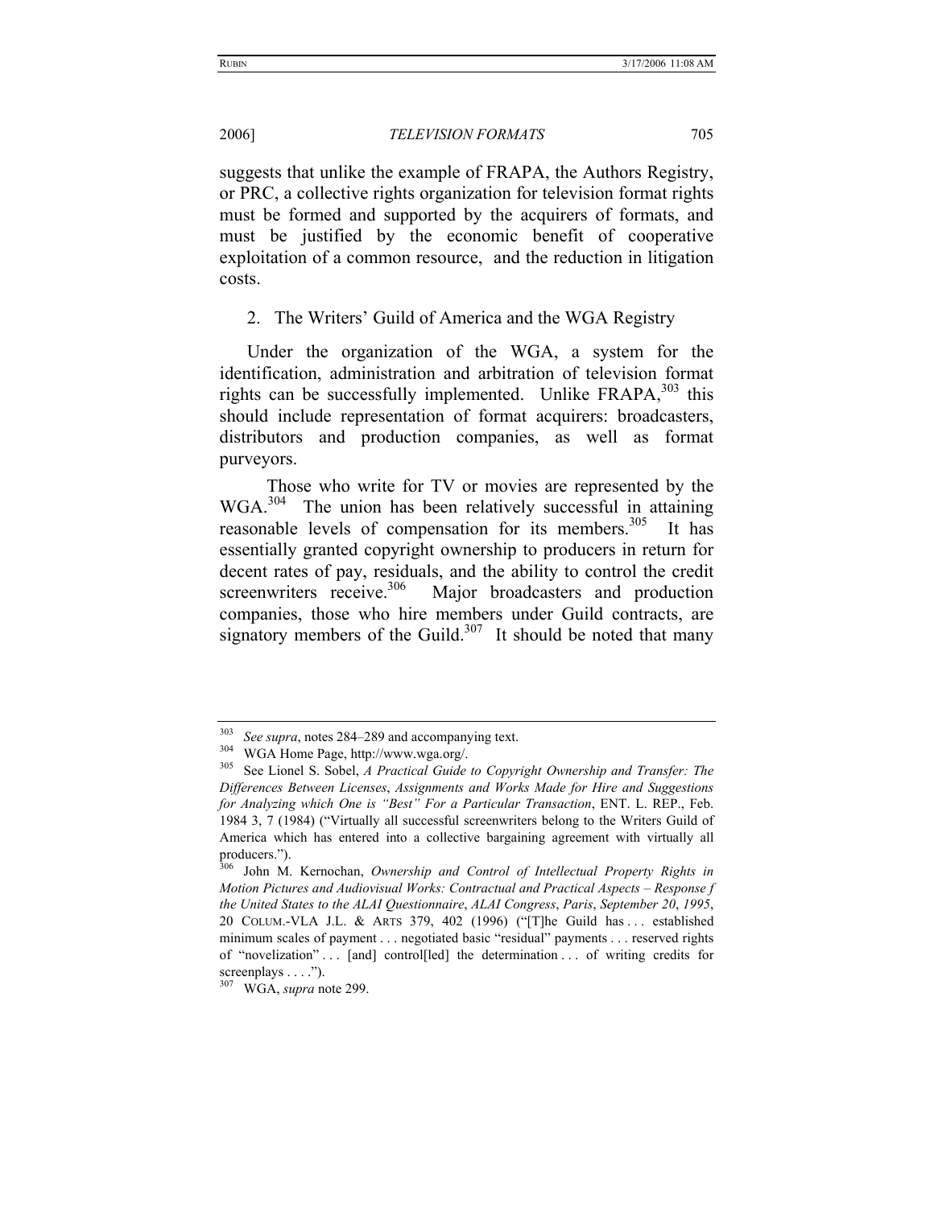suggests that unlike the example of FRAPA, the Authors Registry, or PRC, a collective rights organization for television format rights must be formed and supported by the acquirers of formats, and must be justified by the economic benefit of cooperative exploitation of a common resource, and the reduction in litigation costs.

### 2. The Writers' Guild of America and the WGA Registry

Under the organization of the WGA, a system for the identification, administration and arbitration of television format rights can be successfully implemented. Unlike FRAPA,[303] this should include representation of format acquirers: broadcasters, distributors and production companies, as well as format purveyors.

Those who write for TV or movies are represented by the WGA.[304] The union has been relatively successful in attaining reasonable levels of compensation for its members.[305] It has essentially granted copyright ownership to producers in return for decent rates of pay, residuals, and the ability to control the credit screenwriters receive.[306] Major broadcasters and production companies, those who hire members under Guild contracts, are signatory members of the Guild.[307] It should be noted that many

---

[303] *See supra*, notes 284–289 and accompanying text.

[304] WGA Home Page, http://www.wga.org/.

[305] See Lionel S. Sobel, *A Practical Guide to Copyright Ownership and Transfer: The Differences Between Licenses*, *Assignments and Works Made for Hire and Suggestions for Analyzing which One is "Best" For a Particular Transaction*, ENT. L. REP., Feb. 1984 3, 7 (1984) ("Virtually all successful screenwriters belong to the Writers Guild of America which has entered into a collective bargaining agreement with virtually all producers.").

[306] John M. Kernochan, *Ownership and Control of Intellectual Property Rights in Motion Pictures and Audiovisual Works: Contractual and Practical Aspects – Response f the United States to the ALAI Questionnaire*, *ALAI Congress*, *Paris*, *September 20*, *1995*, 20 COLUM.-VLA J.L. & ARTS 379, 402 (1996) ("[T]he Guild has . . . established minimum scales of payment . . . negotiated basic "residual" payments . . . reserved rights of "novelization" . . . [and] control[led] the determination . . . of writing credits for screenplays . . . .").

[307] WGA, *supra* note 299.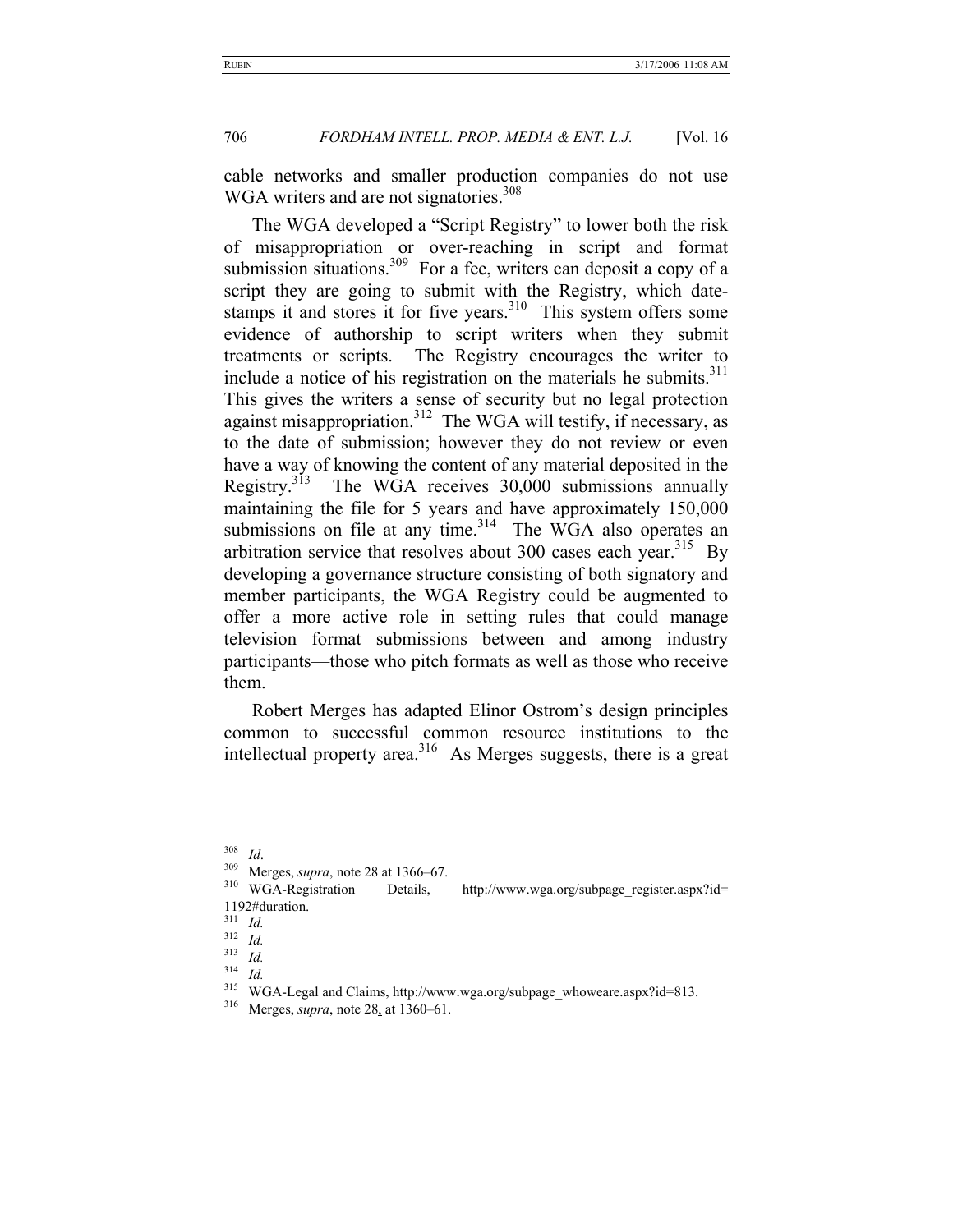cable networks and smaller production companies do not use WGA writers and are not signatories.[308]

The WGA developed a "Script Registry" to lower both the risk of misappropriation or over-reaching in script and format submission situations.[309] For a fee, writers can deposit a copy of a script they are going to submit with the Registry, which date-stamps it and stores it for five years.[310] This system offers some evidence of authorship to script writers when they submit treatments or scripts. The Registry encourages the writer to include a notice of his registration on the materials he submits.[311] This gives the writers a sense of security but no legal protection against misappropriation.[312] The WGA will testify, if necessary, as to the date of submission; however they do not review or even have a way of knowing the content of any material deposited in the Registry.[313] The WGA receives 30,000 submissions annually maintaining the file for 5 years and have approximately 150,000 submissions on file at any time.[314] The WGA also operates an arbitration service that resolves about 300 cases each year.[315] By developing a governance structure consisting of both signatory and member participants, the WGA Registry could be augmented to offer a more active role in setting rules that could manage television format submissions between and among industry participants—those who pitch formats as well as those who receive them.

Robert Merges has adapted Elinor Ostrom's design principles common to successful common resource institutions to the intellectual property area.[316] As Merges suggests, there is a great

---

[308] *Id*.

[309] Merges, *supra*, note 28 at 1366–67.

[310] WGA-Registration Details, http://www.wga.org/subpage_register.aspx?id=1192#duration.

[311] *Id.*

[312] *Id.*

[313] *Id.*

[314] *Id.*

[315] WGA-Legal and Claims, http://www.wga.org/subpage_whoweare.aspx?id=813.

[316] Merges, *supra*, note 28, at 1360–61.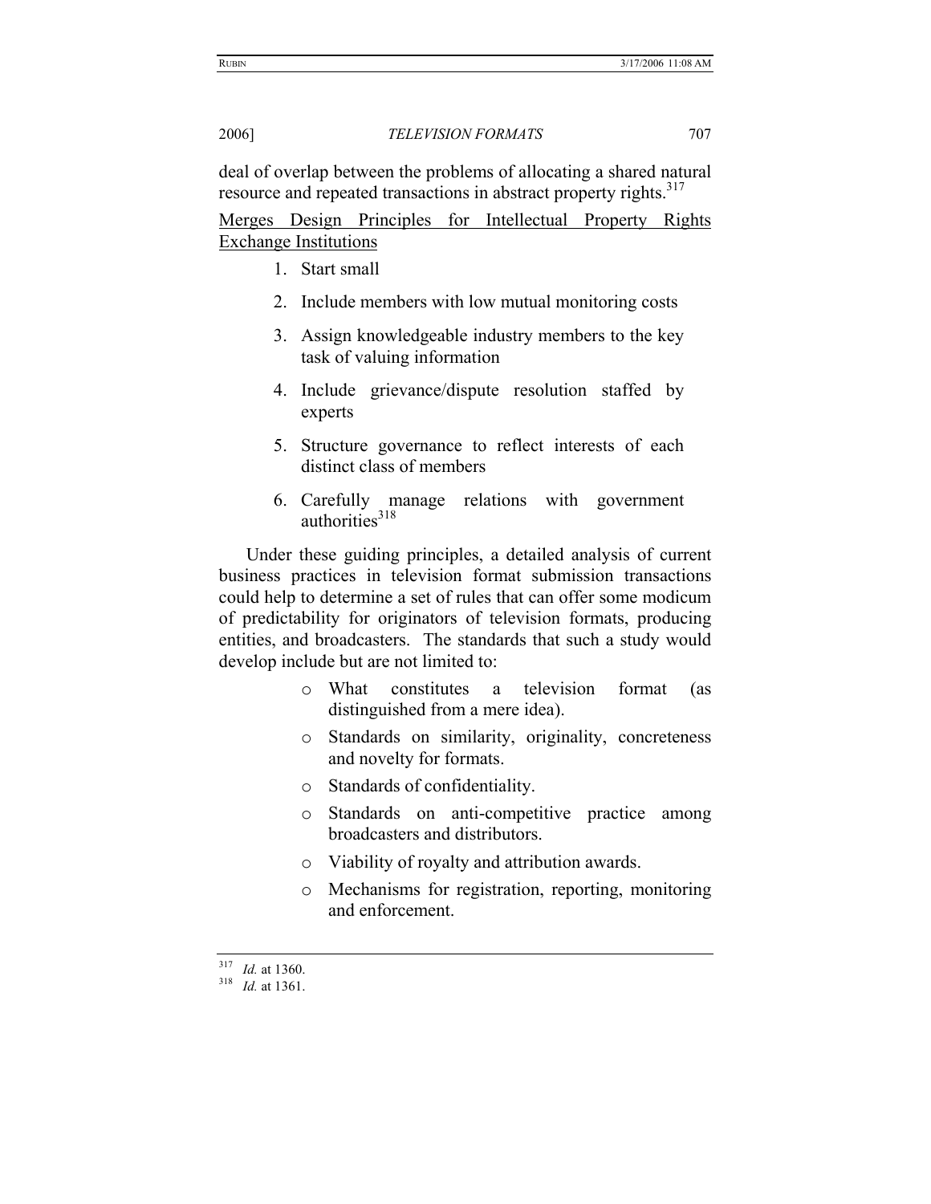deal of overlap between the problems of allocating a shared natural resource and repeated transactions in abstract property rights.[317]

<u>Merges Design Principles for Intellectual Property Rights Exchange Institutions</u>

1. Start small
2. Include members with low mutual monitoring costs
3. Assign knowledgeable industry members to the key task of valuing information
4. Include grievance/dispute resolution staffed by experts
5. Structure governance to reflect interests of each distinct class of members
6. Carefully manage relations with government authorities[318]

Under these guiding principles, a detailed analysis of current business practices in television format submission transactions could help to determine a set of rules that can offer some modicum of predictability for originators of television formats, producing entities, and broadcasters. The standards that such a study would develop include but are not limited to:

- What constitutes a television format (as distinguished from a mere idea).
- Standards on similarity, originality, concreteness and novelty for formats.
- Standards of confidentiality.
- Standards on anti-competitive practice among broadcasters and distributors.
- Viability of royalty and attribution awards.
- Mechanisms for registration, reporting, monitoring and enforcement.

---

[317] *Id.* at 1360.

[318] *Id.* at 1361.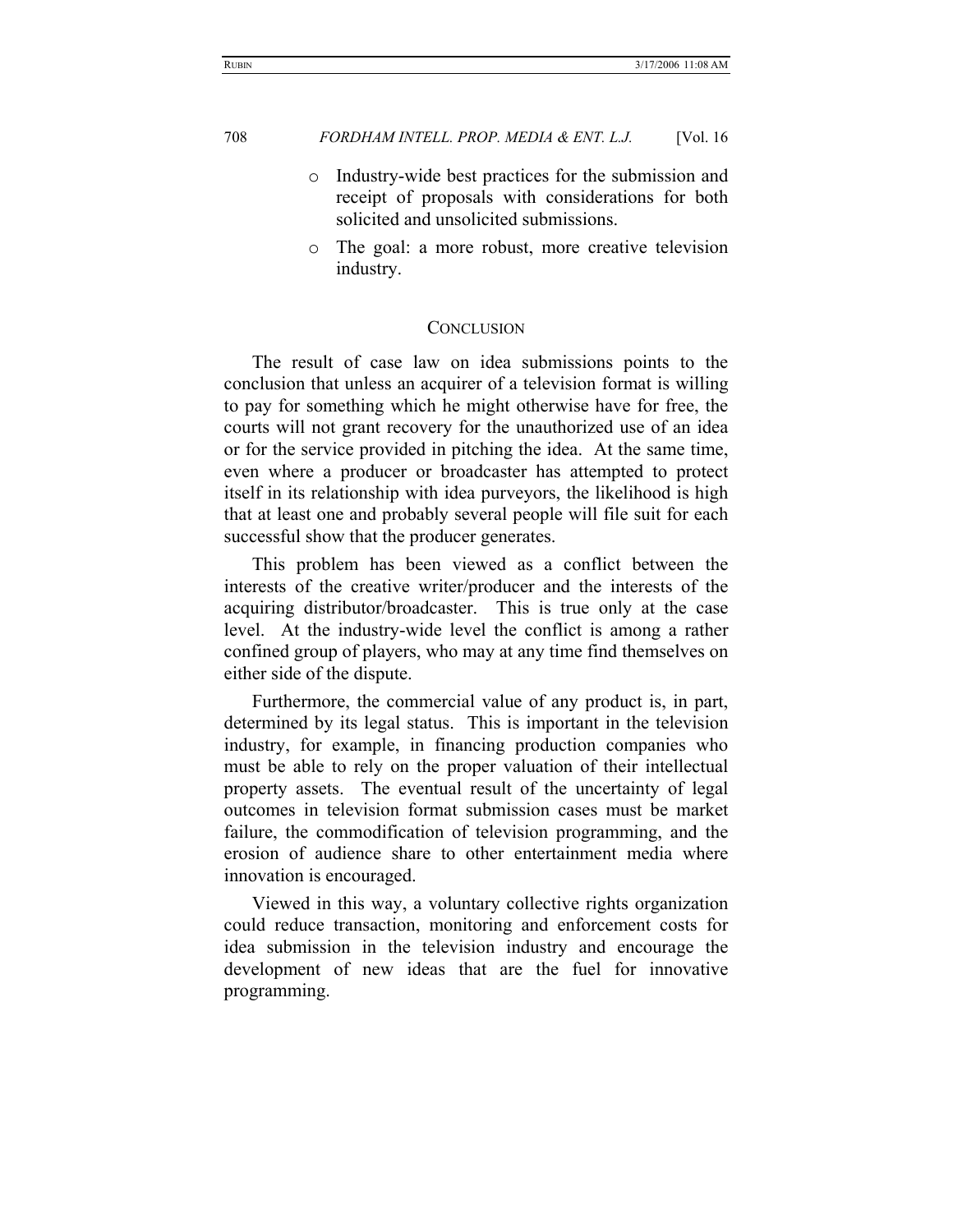- Industry-wide best practices for the submission and receipt of proposals with considerations for both solicited and unsolicited submissions.
- The goal: a more robust, more creative television industry.

## CONCLUSION

The result of case law on idea submissions points to the conclusion that unless an acquirer of a television format is willing to pay for something which he might otherwise have for free, the courts will not grant recovery for the unauthorized use of an idea or for the service provided in pitching the idea. At the same time, even where a producer or broadcaster has attempted to protect itself in its relationship with idea purveyors, the likelihood is high that at least one and probably several people will file suit for each successful show that the producer generates.

This problem has been viewed as a conflict between the interests of the creative writer/producer and the interests of the acquiring distributor/broadcaster. This is true only at the case level. At the industry-wide level the conflict is among a rather confined group of players, who may at any time find themselves on either side of the dispute.

Furthermore, the commercial value of any product is, in part, determined by its legal status. This is important in the television industry, for example, in financing production companies who must be able to rely on the proper valuation of their intellectual property assets. The eventual result of the uncertainty of legal outcomes in television format submission cases must be market failure, the commodification of television programming, and the erosion of audience share to other entertainment media where innovation is encouraged.

Viewed in this way, a voluntary collective rights organization could reduce transaction, monitoring and enforcement costs for idea submission in the television industry and encourage the development of new ideas that are the fuel for innovative programming.